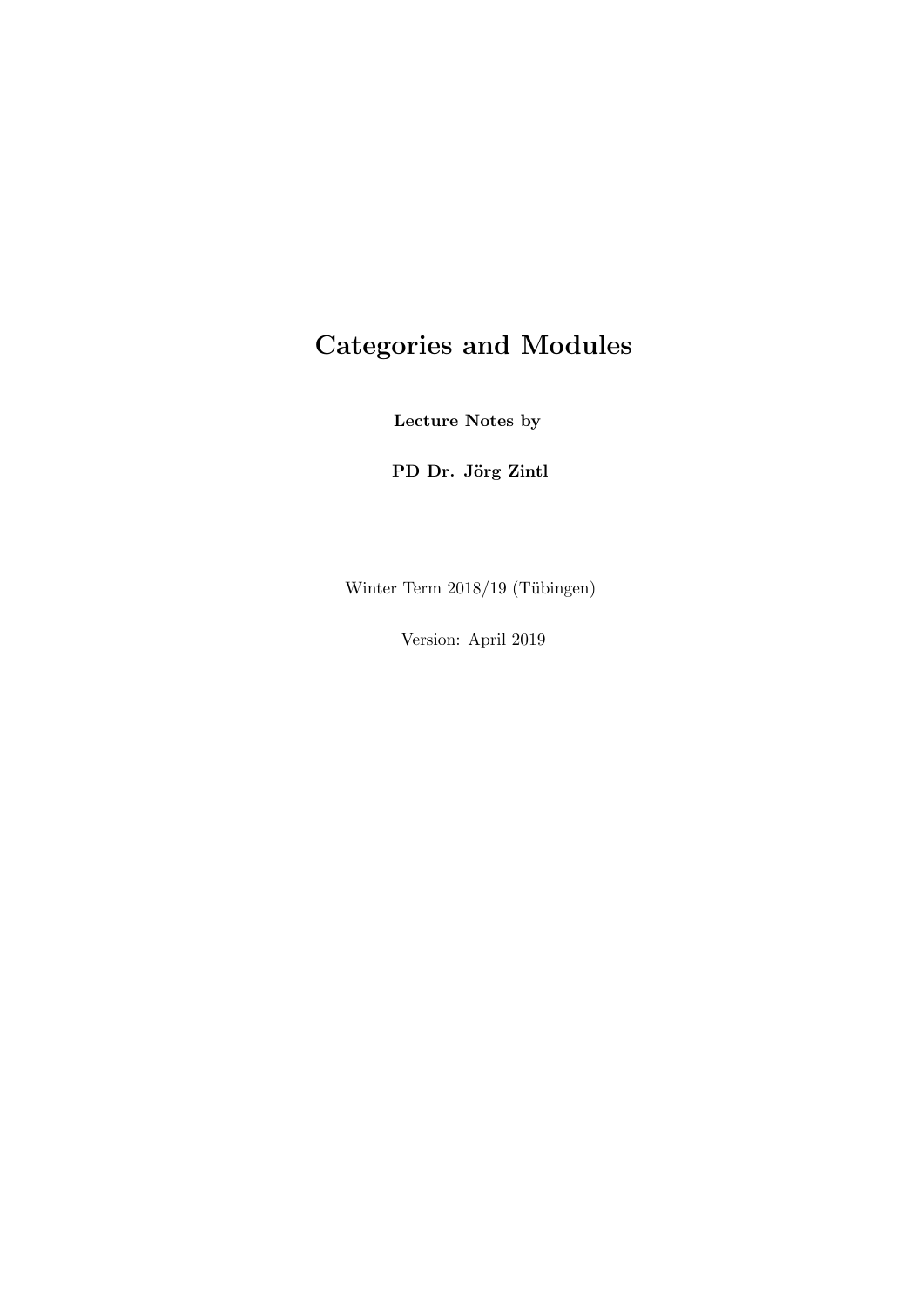# Categories and Modules

**Lecture Notes by**

**PD Dr. Jörg Zintl**

Winter Term 2018/19 (Tübingen)

Version: April 2019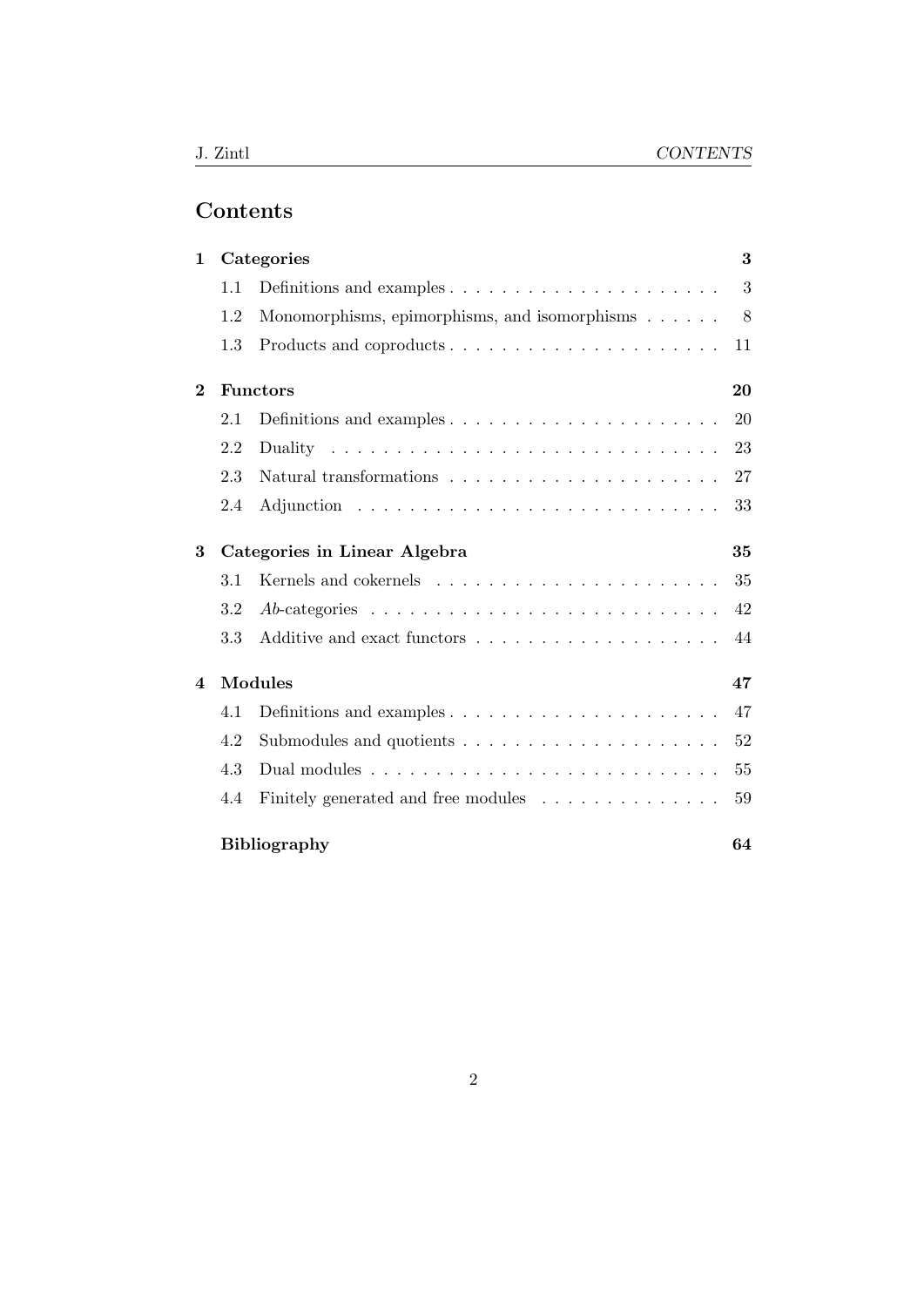# Contents

**1 Categories** **3**

- 1.1 Definitions and examples . . . . . . . . . . . . . . . . . . . . . 3
- 1.2 Monomorphisms, epimorphisms, and isomorphisms . . . . . . 8
- 1.3 Products and coproducts . . . . . . . . . . . . . . . . . . . . . 11

**2 Functors** **20**

- 2.1 Definitions and examples . . . . . . . . . . . . . . . . . . . . . 20
- 2.2 Duality . . . . . . . . . . . . . . . . . . . . . . . . . . . . . . 23
- 2.3 Natural transformations . . . . . . . . . . . . . . . . . . . . . 27
- 2.4 Adjunction . . . . . . . . . . . . . . . . . . . . . . . . . . . . 33

**3 Categories in Linear Algebra** **35**

- 3.1 Kernels and cokernels . . . . . . . . . . . . . . . . . . . . . . 35
- 3.2 *Ab*-categories . . . . . . . . . . . . . . . . . . . . . . . . . . 42
- 3.3 Additive and exact functors . . . . . . . . . . . . . . . . . . . 44

**4 Modules** **47**

- 4.1 Definitions and examples . . . . . . . . . . . . . . . . . . . . . 47
- 4.2 Submodules and quotients . . . . . . . . . . . . . . . . . . . . 52
- 4.3 Dual modules . . . . . . . . . . . . . . . . . . . . . . . . . . . 55
- 4.4 Finitely generated and free modules . . . . . . . . . . . . . . 59

**Bibliography** **64**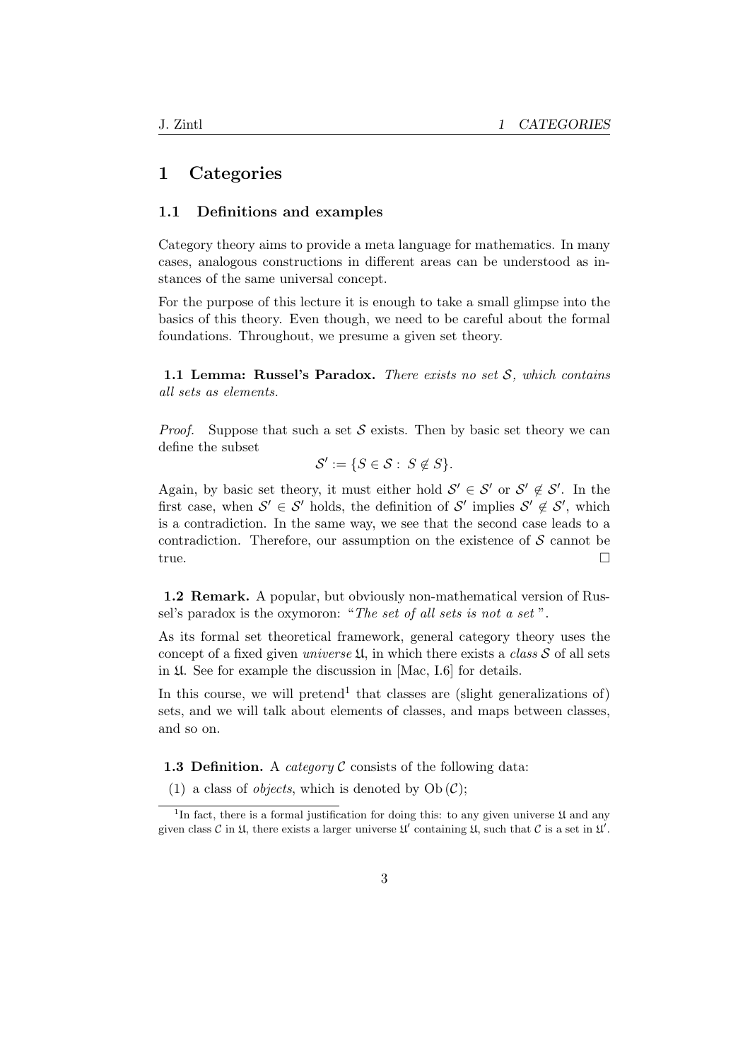# 1 Categories

## 1.1 Definitions and examples

Category theory aims to provide a meta language for mathematics. In many cases, analogous constructions in different areas can be understood as instances of the same universal concept.

For the purpose of this lecture it is enough to take a small glimpse into the basics of this theory. Even though, we need to be careful about the formal foundations. Throughout, we presume a given set theory.

**1.1 Lemma: Russel's Paradox.** *There exists no set $\mathcal{S}$, which contains all sets as elements.*

*Proof.* Suppose that such a set $\mathcal{S}$ exists. Then by basic set theory we can define the subset

$$\mathcal{S}' := \{S \in \mathcal{S} : S \notin S\}.$$

Again, by basic set theory, it must either hold $\mathcal{S}' \in \mathcal{S}'$ or $\mathcal{S}' \notin \mathcal{S}'$. In the first case, when $\mathcal{S}' \in \mathcal{S}'$ holds, the definition of $\mathcal{S}'$ implies $\mathcal{S}' \notin \mathcal{S}'$, which is a contradiction. In the same way, we see that the second case leads to a contradiction. Therefore, our assumption on the existence of $\mathcal{S}$ cannot be true. □

**1.2 Remark.** A popular, but obviously non-mathematical version of Russel's paradox is the oxymoron: "*The set of all sets is not a set*".

As its formal set theoretical framework, general category theory uses the concept of a fixed given *universe* $\mathfrak{U}$, in which there exists a *class* $\mathcal{S}$ of all sets in $\mathfrak{U}$. See for example the discussion in [Mac, I.6] for details.

In this course, we will pretend[1] that classes are (slight generalizations of) sets, and we will talk about elements of classes, and maps between classes, and so on.

**1.3 Definition.** A *category* $\mathcal{C}$ consists of the following data:

(1) a class of *objects*, which is denoted by $\mathrm{Ob}\,(\mathcal{C})$;

[1] In fact, there is a formal justification for doing this: to any given universe $\mathfrak{U}$ and any given class $\mathcal{C}$ in $\mathfrak{U}$, there exists a larger universe $\mathfrak{U}'$ containing $\mathfrak{U}$, such that $\mathcal{C}$ is a set in $\mathfrak{U}'$.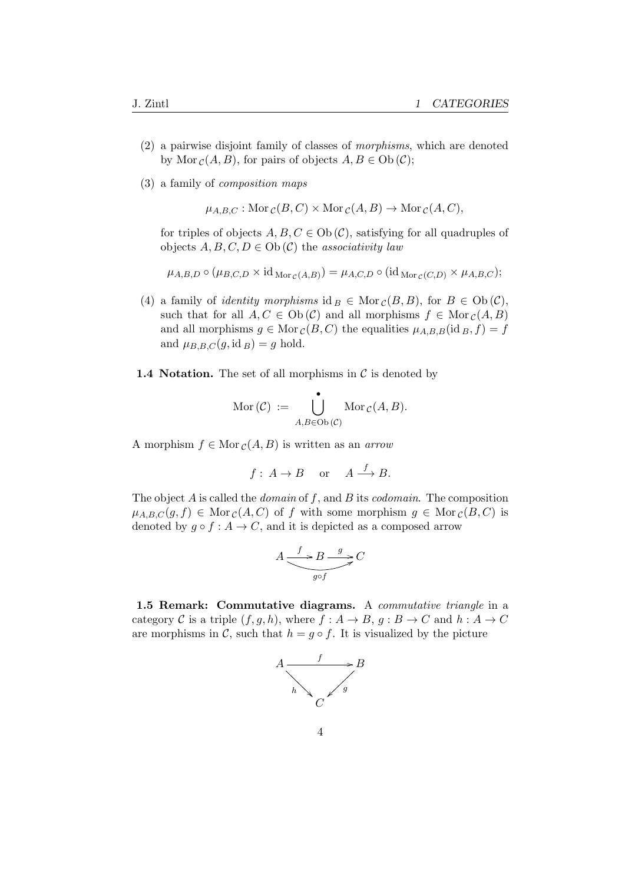(2) a pairwise disjoint family of classes of *morphisms*, which are denoted by $\mathrm{Mor}_{\mathcal{C}}(A,B)$, for pairs of objects $A, B \in \mathrm{Ob}(\mathcal{C})$;

(3) a family of *composition maps*

$$\mu_{A,B,C} : \mathrm{Mor}_{\mathcal{C}}(B,C) \times \mathrm{Mor}_{\mathcal{C}}(A,B) \to \mathrm{Mor}_{\mathcal{C}}(A,C),$$

for triples of objects $A, B, C \in \mathrm{Ob}(\mathcal{C})$, satisfying for all quadruples of objects $A, B, C, D \in \mathrm{Ob}(\mathcal{C})$ the *associativity law*

$$\mu_{A,B,D} \circ (\mu_{B,C,D} \times \mathrm{id}_{\mathrm{Mor}_{\mathcal{C}}(A,B)}) = \mu_{A,C,D} \circ (\mathrm{id}_{\mathrm{Mor}_{\mathcal{C}}(C,D)} \times \mu_{A,B,C});$$

(4) a family of *identity morphisms* $\mathrm{id}_B \in \mathrm{Mor}_{\mathcal{C}}(B,B)$, for $B \in \mathrm{Ob}(\mathcal{C})$, such that for all $A, C \in \mathrm{Ob}(\mathcal{C})$ and all morphisms $f \in \mathrm{Mor}_{\mathcal{C}}(A,B)$ and all morphisms $g \in \mathrm{Mor}_{\mathcal{C}}(B,C)$ the equalities $\mu_{A,B,B}(\mathrm{id}_B, f) = f$ and $\mu_{B,B,C}(g, \mathrm{id}_B) = g$ hold.

**1.4 Notation.** The set of all morphisms in $\mathcal{C}$ is denoted by

$$\mathrm{Mor}(\mathcal{C}) := \dot{\bigcup_{A,B \in \mathrm{Ob}(\mathcal{C})}} \mathrm{Mor}_{\mathcal{C}}(A,B).$$

A morphism $f \in \mathrm{Mor}_{\mathcal{C}}(A,B)$ is written as an *arrow*

$$f : A \to B \quad \text{or} \quad A \xrightarrow{f} B.$$

The object $A$ is called the *domain* of $f$, and $B$ its *codomain*. The composition $\mu_{A,B,C}(g,f) \in \mathrm{Mor}_{\mathcal{C}}(A,C)$ of $f$ with some morphism $g \in \mathrm{Mor}_{\mathcal{C}}(B,C)$ is denoted by $g \circ f : A \to C$, and it is depicted as a composed arrow

$$A \xrightarrow{f} B \xrightarrow{g} C, \qquad A \xrightarrow{g \circ f} C$$

**1.5 Remark: Commutative diagrams.** A *commutative triangle* in a category $\mathcal{C}$ is a triple $(f, g, h)$, where $f : A \to B$, $g : B \to C$ and $h : A \to C$ are morphisms in $\mathcal{C}$, such that $h = g \circ f$. It is visualized by the picture

$$\begin{array}{ccc} A & \xrightarrow{f} & B \\ & {\scriptstyle h}\searrow \quad \swarrow{\scriptstyle g} & \\ & C & \end{array}$$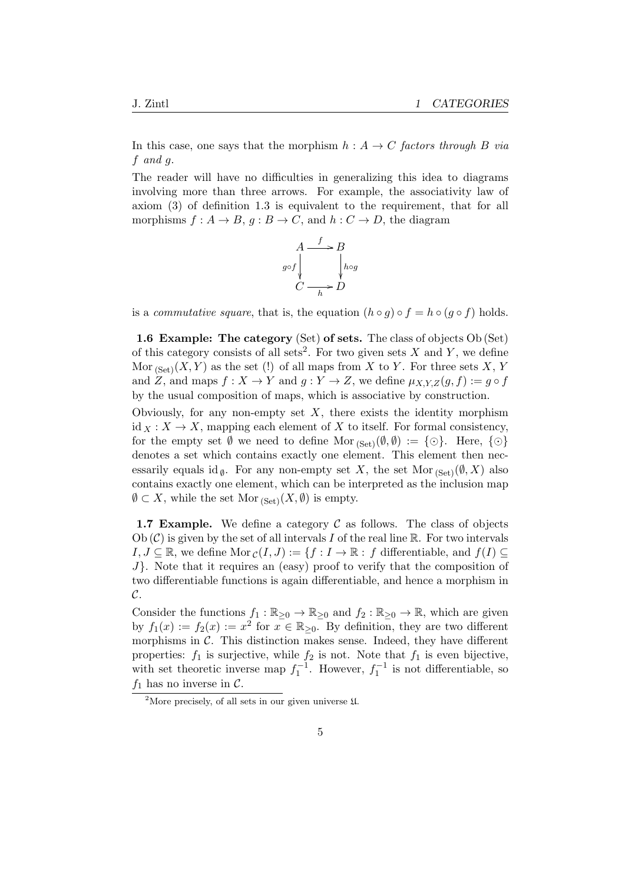In this case, one says that the morphism $h : A \to C$ *factors through* $B$ *via* $f$ *and* $g$.

The reader will have no difficulties in generalizing this idea to diagrams involving more than three arrows. For example, the associativity law of axiom (3) of definition 1.3 is equivalent to the requirement, that for all morphisms $f : A \to B$, $g : B \to C$, and $h : C \to D$, the diagram

$$\begin{array}{ccc} A & \xrightarrow{f} & B \\ {\scriptstyle g\circ f}\downarrow & & \downarrow{\scriptstyle h\circ g} \\ C & \xrightarrow[h]{} & D \end{array}$$

is a *commutative square*, that is, the equation $(h \circ g) \circ f = h \circ (g \circ f)$ holds.

**1.6 Example: The category** (Set) **of sets.** The class of objects $\mathrm{Ob}\,(\mathrm{Set})$ of this category consists of all sets[2]. For two given sets $X$ and $Y$, we define $\mathrm{Mor}_{\,(\mathrm{Set})}(X, Y)$ as the set (!) of all maps from $X$ to $Y$. For three sets $X$, $Y$ and $Z$, and maps $f : X \to Y$ and $g : Y \to Z$, we define $\mu_{X,Y,Z}(g, f) := g \circ f$ by the usual composition of maps, which is associative by construction.

Obviously, for any non-empty set $X$, there exists the identity morphism $\mathrm{id}_X : X \to X$, mapping each element of $X$ to itself. For formal consistency, for the empty set $\emptyset$ we need to define $\mathrm{Mor}_{\,(\mathrm{Set})}(\emptyset, \emptyset) := \{\odot\}$. Here, $\{\odot\}$ denotes a set which contains exactly one element. This element then necessarily equals $\mathrm{id}_\emptyset$. For any non-empty set $X$, the set $\mathrm{Mor}_{\,(\mathrm{Set})}(\emptyset, X)$ also contains exactly one element, which can be interpreted as the inclusion map $\emptyset \subset X$, while the set $\mathrm{Mor}_{\,(\mathrm{Set})}(X, \emptyset)$ is empty.

**1.7 Example.** We define a category $\mathcal{C}$ as follows. The class of objects $\mathrm{Ob}\,(\mathcal{C})$ is given by the set of all intervals $I$ of the real line $\mathbb{R}$. For two intervals $I, J \subseteq \mathbb{R}$, we define $\mathrm{Mor}_{\,\mathcal{C}}(I, J) := \{f : I \to \mathbb{R} : f \text{ differentiable, and } f(I) \subseteq J\}$. Note that it requires an (easy) proof to verify that the composition of two differentiable functions is again differentiable, and hence a morphism in $\mathcal{C}$.

Consider the functions $f_1 : \mathbb{R}_{\geq 0} \to \mathbb{R}_{\geq 0}$ and $f_2 : \mathbb{R}_{\geq 0} \to \mathbb{R}$, which are given by $f_1(x) := f_2(x) := x^2$ for $x \in \mathbb{R}_{\geq 0}$. By definition, they are two different morphisms in $\mathcal{C}$. This distinction makes sense. Indeed, they have different properties: $f_1$ is surjective, while $f_2$ is not. Note that $f_1$ is even bijective, with set theoretic inverse map $f_1^{-1}$. However, $f_1^{-1}$ is not differentiable, so $f_1$ has no inverse in $\mathcal{C}$.

[2] More precisely, of all sets in our given universe $\mathfrak{U}$.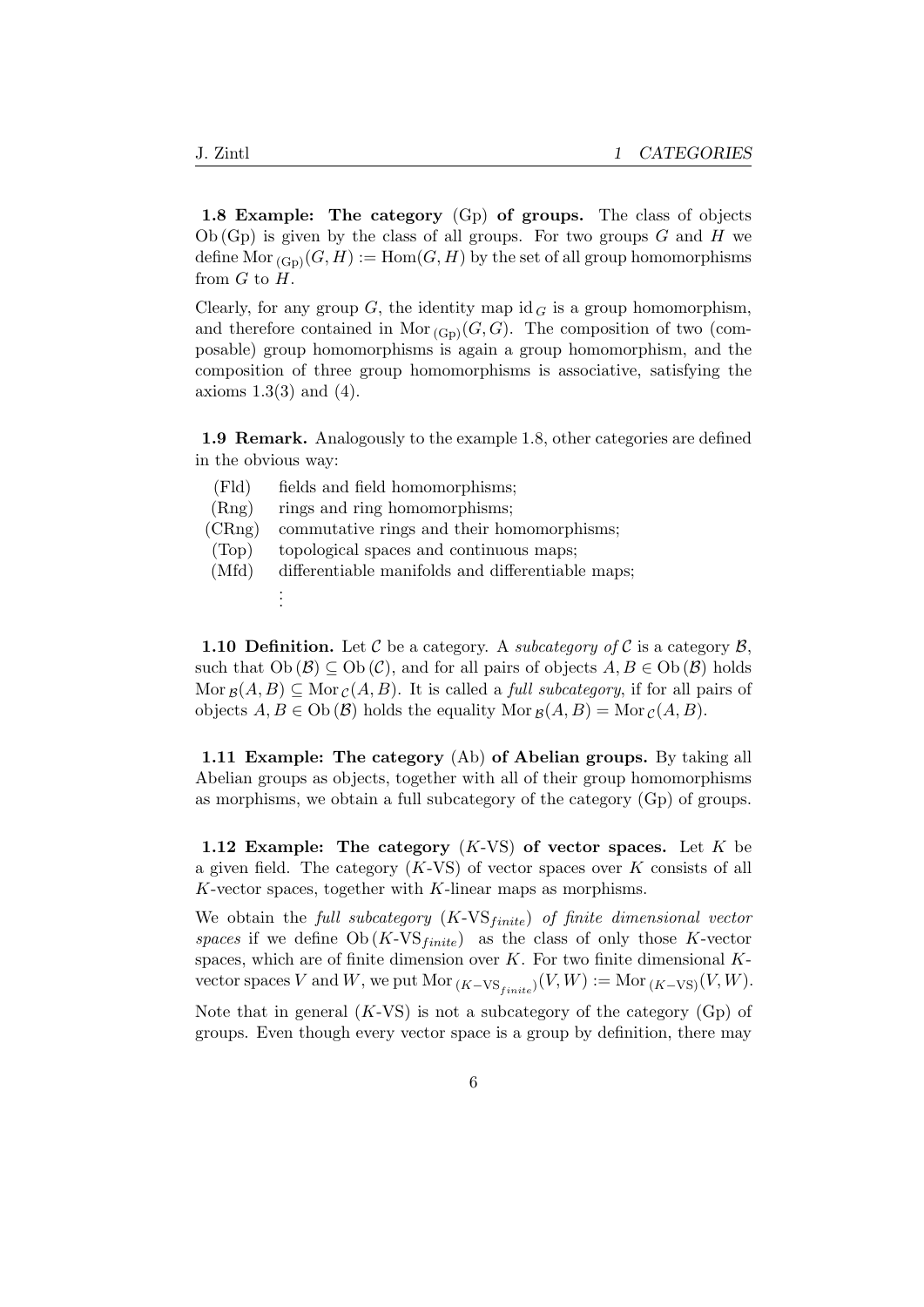**1.8 Example: The category (Gp) of groups.** The class of objects $\mathrm{Ob}\,(\mathrm{Gp})$ is given by the class of all groups. For two groups $G$ and $H$ we define $\mathrm{Mor}_{\,(\mathrm{Gp})}(G,H) := \mathrm{Hom}(G,H)$ by the set of all group homomorphisms from $G$ to $H$.

Clearly, for any group $G$, the identity map $\mathrm{id}_G$ is a group homomorphism, and therefore contained in $\mathrm{Mor}_{\,(\mathrm{Gp})}(G,G)$. The composition of two (composable) group homomorphisms is again a group homomorphism, and the composition of three group homomorphisms is associative, satisfying the axioms 1.3(3) and (4).

**1.9 Remark.** Analogously to the example 1.8, other categories are defined in the obvious way:

| | |
|---|---|
| (Fld) | fields and field homomorphisms; |
| (Rng) | rings and ring homomorphisms; |
| (CRng) | commutative rings and their homomorphisms; |
| (Top) | topological spaces and continuous maps; |
| (Mfd) | differentiable manifolds and differentiable maps; |
| | $\vdots$ |

**1.10 Definition.** Let $\mathcal{C}$ be a category. A *subcategory of* $\mathcal{C}$ is a category $\mathcal{B}$, such that $\mathrm{Ob}\,(\mathcal{B}) \subseteq \mathrm{Ob}\,(\mathcal{C})$, and for all pairs of objects $A, B \in \mathrm{Ob}\,(\mathcal{B})$ holds $\mathrm{Mor}_{\,\mathcal{B}}(A,B) \subseteq \mathrm{Mor}_{\,\mathcal{C}}(A,B)$. It is called a *full subcategory*, if for all pairs of objects $A, B \in \mathrm{Ob}\,(\mathcal{B})$ holds the equality $\mathrm{Mor}_{\,\mathcal{B}}(A,B) = \mathrm{Mor}_{\,\mathcal{C}}(A,B)$.

**1.11 Example: The category (Ab) of Abelian groups.** By taking all Abelian groups as objects, together with all of their group homomorphisms as morphisms, we obtain a full subcategory of the category (Gp) of groups.

**1.12 Example: The category ($K$-VS) of vector spaces.** Let $K$ be a given field. The category ($K$-VS) of vector spaces over $K$ consists of all $K$-vector spaces, together with $K$-linear maps as morphisms.

We obtain the *full subcategory* ($K$-$\mathrm{VS}_{finite}$) *of finite dimensional vector spaces* if we define $\mathrm{Ob}\,(K\text{-}\mathrm{VS}_{finite})$ as the class of only those $K$-vector spaces, which are of finite dimension over $K$. For two finite dimensional $K$-vector spaces $V$ and $W$, we put $\mathrm{Mor}_{\,(K-\mathrm{VS}_{finite})}(V,W) := \mathrm{Mor}_{\,(K-\mathrm{VS})}(V,W)$.

Note that in general ($K$-VS) is not a subcategory of the category (Gp) of groups. Even though every vector space is a group by definition, there may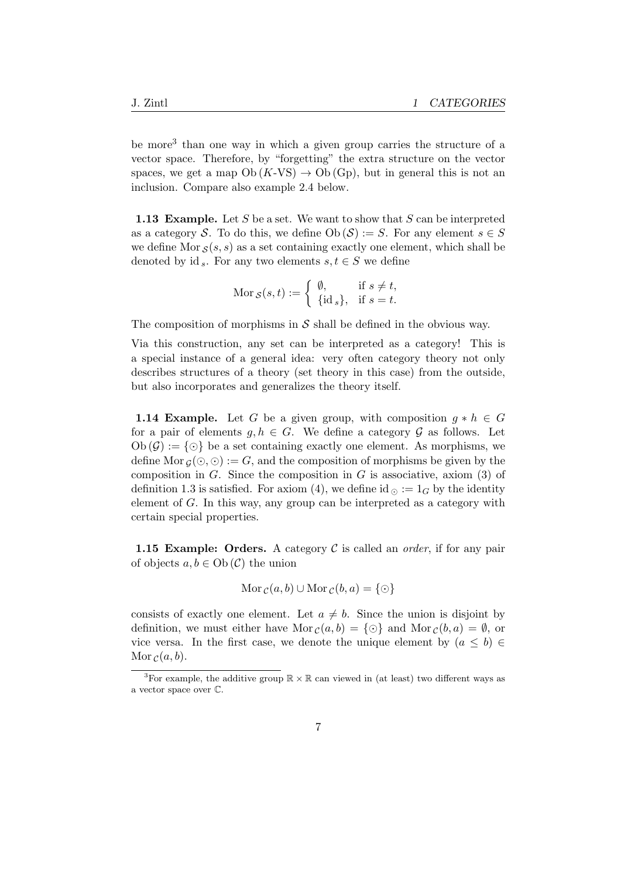be more[3] than one way in which a given group carries the structure of a vector space. Therefore, by "forgetting" the extra structure on the vector spaces, we get a map $\mathrm{Ob}\,(K\text{-VS}) \to \mathrm{Ob}\,(\mathrm{Gp})$, but in general this is not an inclusion. Compare also example 2.4 below.

**1.13 Example.** Let $S$ be a set. We want to show that $S$ can be interpreted as a category $\mathcal{S}$. To do this, we define $\mathrm{Ob}\,(\mathcal{S}) := S$. For any element $s \in S$ we define $\mathrm{Mor}_{\mathcal{S}}(s, s)$ as a set containing exactly one element, which shall be denoted by $\mathrm{id}_s$. For any two elements $s, t \in S$ we define

$$\mathrm{Mor}_{\mathcal{S}}(s,t) := \begin{cases} \emptyset, & \text{if } s \neq t, \\ \{\mathrm{id}_s\}, & \text{if } s = t. \end{cases}$$

The composition of morphisms in $\mathcal{S}$ shall be defined in the obvious way.

Via this construction, any set can be interpreted as a category! This is a special instance of a general idea: very often category theory not only describes structures of a theory (set theory in this case) from the outside, but also incorporates and generalizes the theory itself.

**1.14 Example.** Let $G$ be a given group, with composition $g * h \in G$ for a pair of elements $g, h \in G$. We define a category $\mathcal{G}$ as follows. Let $\mathrm{Ob}\,(\mathcal{G}) := \{\odot\}$ be a set containing exactly one element. As morphisms, we define $\mathrm{Mor}_{\mathcal{G}}(\odot, \odot) := G$, and the composition of morphisms be given by the composition in $G$. Since the composition in $G$ is associative, axiom (3) of definition 1.3 is satisfied. For axiom (4), we define $\mathrm{id}_{\odot} := 1_G$ by the identity element of $G$. In this way, any group can be interpreted as a category with certain special properties.

**1.15 Example: Orders.** A category $\mathcal{C}$ is called an *order*, if for any pair of objects $a, b \in \mathrm{Ob}\,(\mathcal{C})$ the union

$$\mathrm{Mor}_{\mathcal{C}}(a,b) \cup \mathrm{Mor}_{\mathcal{C}}(b,a) = \{\odot\}$$

consists of exactly one element. Let $a \neq b$. Since the union is disjoint by definition, we must either have $\mathrm{Mor}_{\mathcal{C}}(a,b) = \{\odot\}$ and $\mathrm{Mor}_{\mathcal{C}}(b,a) = \emptyset$, or vice versa. In the first case, we denote the unique element by $(a \leq b) \in \mathrm{Mor}_{\mathcal{C}}(a,b)$.

---

[3] For example, the additive group $\mathbb{R} \times \mathbb{R}$ can viewed in (at least) two different ways as a vector space over $\mathbb{C}$.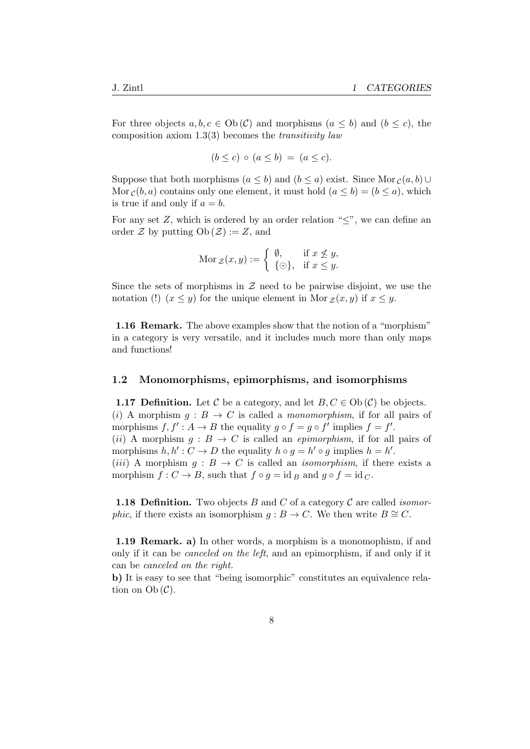For three objects $a, b, c \in \mathrm{Ob}(\mathcal{C})$ and morphisms $(a \leq b)$ and $(b \leq c)$, the composition axiom 1.3(3) becomes the *transitivity law*

$$(b \leq c) \circ (a \leq b) \;=\; (a \leq c).$$

Suppose that both morphisms $(a \leq b)$ and $(b \leq a)$ exist. Since $\mathrm{Mor}_{\mathcal{C}}(a, b) \cup \mathrm{Mor}_{\mathcal{C}}(b, a)$ contains only one element, it must hold $(a \leq b) = (b \leq a)$, which is true if and only if $a = b$.

For any set $Z$, which is ordered by an order relation "$\leq$", we can define an order $\mathcal{Z}$ by putting $\mathrm{Ob}(\mathcal{Z}) := Z$, and

$$\mathrm{Mor}_{\mathcal{Z}}(x, y) := \begin{cases} \emptyset, & \text{if } x \not\leq y, \\ \{\odot\}, & \text{if } x \leq y. \end{cases}$$

Since the sets of morphisms in $\mathcal{Z}$ need to be pairwise disjoint, we use the notation (!) $(x \leq y)$ for the unique element in $\mathrm{Mor}_{\mathcal{Z}}(x, y)$ if $x \leq y$.

**1.16 Remark.** The above examples show that the notion of a "morphism" in a category is very versatile, and it includes much more than only maps and functions!

### 1.2 Monomorphisms, epimorphisms, and isomorphisms

**1.17 Definition.** Let $\mathcal{C}$ be a category, and let $B, C \in \mathrm{Ob}(\mathcal{C})$ be objects.
($i$) A morphism $g : B \to C$ is called a *monomorphism*, if for all pairs of morphisms $f, f' : A \to B$ the equality $g \circ f = g \circ f'$ implies $f = f'$.
($ii$) A morphism $g : B \to C$ is called an *epimorphism*, if for all pairs of morphisms $h, h' : C \to D$ the equality $h \circ g = h' \circ g$ implies $h = h'$.
($iii$) A morphism $g : B \to C$ is called an *isomorphism*, if there exists a morphism $f : C \to B$, such that $f \circ g = \mathrm{id}_B$ and $g \circ f = \mathrm{id}_C$.

**1.18 Definition.** Two objects $B$ and $C$ of a category $\mathcal{C}$ are called *isomorphic*, if there exists an isomorphism $g : B \to C$. We then write $B \cong C$.

**1.19 Remark. a)** In other words, a morphism is a monomophism, if and only if it can be *canceled on the left*, and an epimorphism, if and only if it can be *canceled on the right*.
**b)** It is easy to see that "being isomorphic" constitutes an equivalence relation on $\mathrm{Ob}(\mathcal{C})$.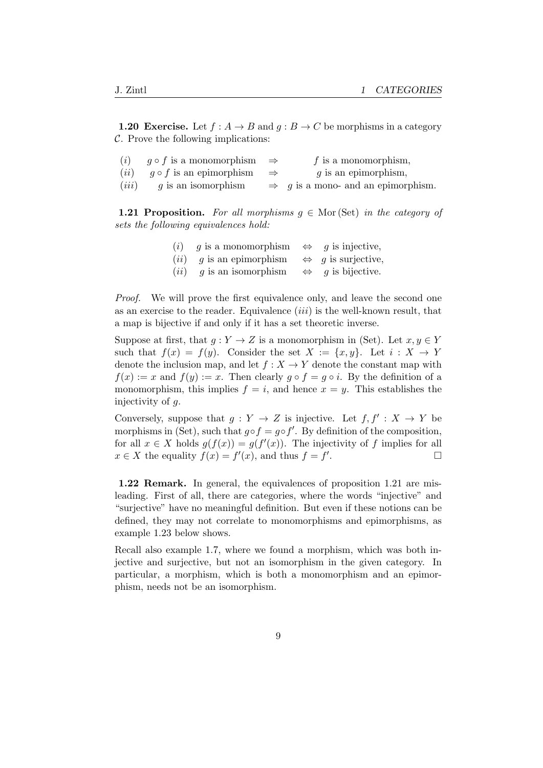**1.20 Exercise.** Let $f : A \to B$ and $g : B \to C$ be morphisms in a category $\mathcal{C}$. Prove the following implications:

| | | | |
|---|---|---|---|
| $(i)$ | $g \circ f$ is a monomorphism | $\Rightarrow$ | $f$ is a monomorphism, |
| $(ii)$ | $g \circ f$ is an epimorphism | $\Rightarrow$ | $g$ is an epimorphism, |
| $(iii)$ | $g$ is an isomorphism | $\Rightarrow$ | $g$ is a mono- and an epimorphism. |

**1.21 Proposition.** *For all morphisms $g \in \mathrm{Mor}\,(\mathrm{Set})$ in the category of sets the following equivalences hold:*

| | | | |
|---|---|---|---|
| $(i)$ | $g$ is a monomorphism | $\Leftrightarrow$ | $g$ is injective, |
| $(ii)$ | $g$ is an epimorphism | $\Leftrightarrow$ | $g$ is surjective, |
| $(ii)$ | $g$ is an isomorphism | $\Leftrightarrow$ | $g$ is bijective. |

*Proof.* We will prove the first equivalence only, and leave the second one as an exercise to the reader. Equivalence $(iii)$ is the well-known result, that a map is bijective if and only if it has a set theoretic inverse.

Suppose at first, that $g : Y \to Z$ is a monomorphism in (Set). Let $x, y \in Y$ such that $f(x) = f(y)$. Consider the set $X := \{x, y\}$. Let $i : X \to Y$ denote the inclusion map, and let $f : X \to Y$ denote the constant map with $f(x) := x$ and $f(y) := x$. Then clearly $g \circ f = g \circ i$. By the definition of a monomorphism, this implies $f = i$, and hence $x = y$. This establishes the injectivity of $g$.

Conversely, suppose that $g : Y \to Z$ is injective. Let $f, f' : X \to Y$ be morphisms in (Set), such that $g \circ f = g \circ f'$. By definition of the composition, for all $x \in X$ holds $g(f(x)) = g(f'(x))$. The injectivity of $f$ implies for all $x \in X$ the equality $f(x) = f'(x)$, and thus $f = f'$. □

**1.22 Remark.** In general, the equivalences of proposition 1.21 are misleading. First of all, there are categories, where the words "injective" and "surjective" have no meaningful definition. But even if these notions can be defined, they may not correlate to monomorphisms and epimorphisms, as example 1.23 below shows.

Recall also example 1.7, where we found a morphism, which was both injective and surjective, but not an isomorphism in the given category. In particular, a morphism, which is both a monomorphism and an epimorphism, needs not be an isomorphism.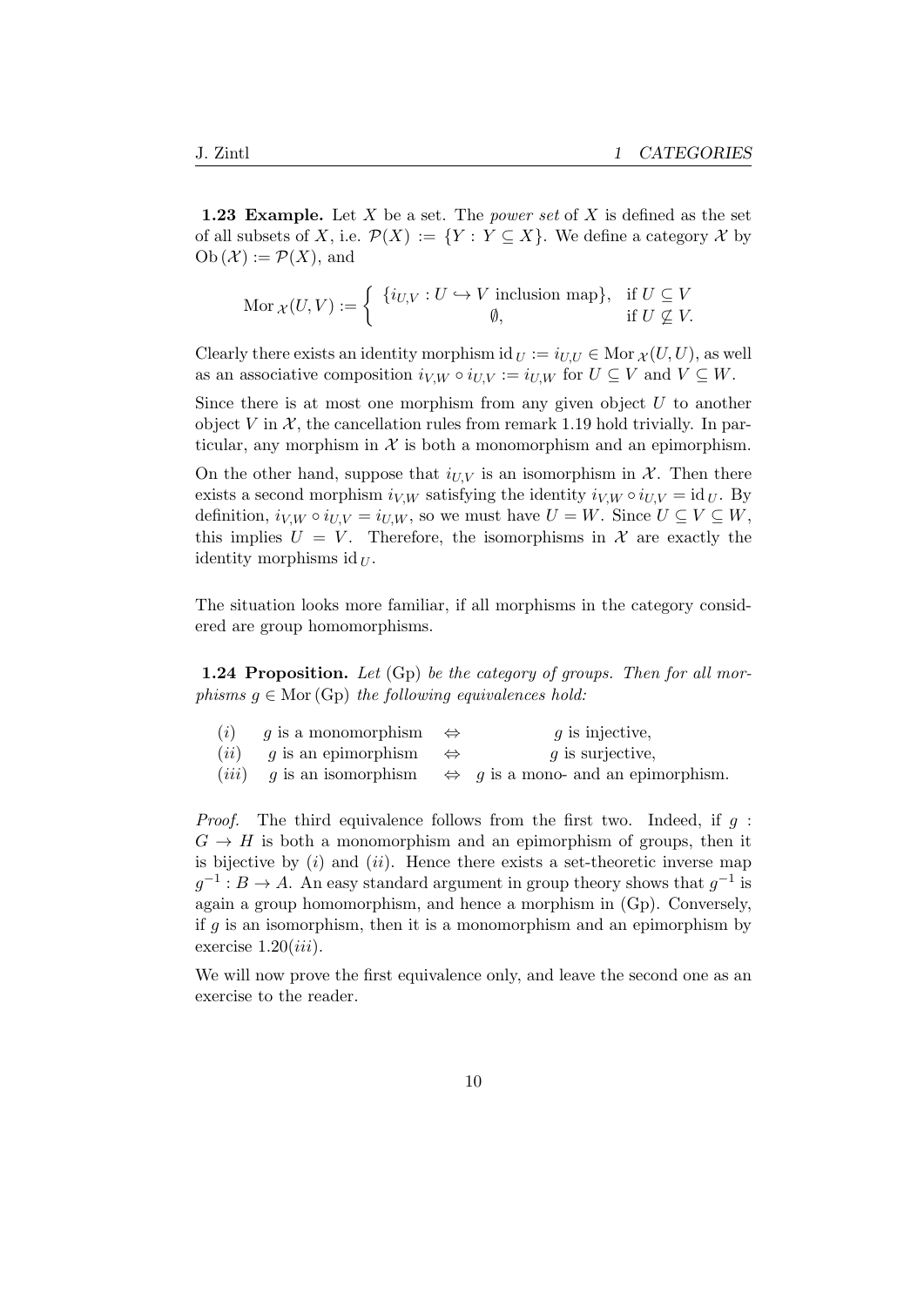**1.23 Example.** Let $X$ be a set. The *power set* of $X$ is defined as the set of all subsets of $X$, i.e. $\mathcal{P}(X) := \{Y : Y \subseteq X\}$. We define a category $\mathcal{X}$ by $\mathrm{Ob}\,(\mathcal{X}) := \mathcal{P}(X)$, and

$$\mathrm{Mor}_{\mathcal{X}}(U,V) := \begin{cases} \{i_{U,V} : U \hookrightarrow V \text{ inclusion map}\}, & \text{if } U \subseteq V \\ \emptyset, & \text{if } U \not\subseteq V. \end{cases}$$

Clearly there exists an identity morphism $\mathrm{id}_U := i_{U,U} \in \mathrm{Mor}_{\mathcal{X}}(U,U)$, as well as an associative composition $i_{V,W} \circ i_{U,V} := i_{U,W}$ for $U \subseteq V$ and $V \subseteq W$.

Since there is at most one morphism from any given object $U$ to another object $V$ in $\mathcal{X}$, the cancellation rules from remark 1.19 hold trivially. In particular, any morphism in $\mathcal{X}$ is both a monomorphism and an epimorphism.

On the other hand, suppose that $i_{U,V}$ is an isomorphism in $\mathcal{X}$. Then there exists a second morphism $i_{V,W}$ satisfying the identity $i_{V,W} \circ i_{U,V} = \mathrm{id}_U$. By definition, $i_{V,W} \circ i_{U,V} = i_{U,W}$, so we must have $U = W$. Since $U \subseteq V \subseteq W$, this implies $U = V$. Therefore, the isomorphisms in $\mathcal{X}$ are exactly the identity morphisms $\mathrm{id}_U$.

The situation looks more familiar, if all morphisms in the category considered are group homomorphisms.

**1.24 Proposition.** *Let* (Gp) *be the category of groups. Then for all morphisms* $g \in \mathrm{Mor}\,(\mathrm{Gp})$ *the following equivalences hold:*

| | | | |
|---|---|---|---|
| $(i)$ | $g$ is a monomorphism | $\Leftrightarrow$ | $g$ is injective, |
| $(ii)$ | $g$ is an epimorphism | $\Leftrightarrow$ | $g$ is surjective, |
| $(iii)$ | $g$ is an isomorphism | $\Leftrightarrow$ | $g$ is a mono- and an epimorphism. |

*Proof.* The third equivalence follows from the first two. Indeed, if $g : G \to H$ is both a monomorphism and an epimorphism of groups, then it is bijective by $(i)$ and $(ii)$. Hence there exists a set-theoretic inverse map $g^{-1} : B \to A$. An easy standard argument in group theory shows that $g^{-1}$ is again a group homomorphism, and hence a morphism in (Gp). Conversely, if $g$ is an isomorphism, then it is a monomorphism and an epimorphism by exercise 1.20$(iii)$.

We will now prove the first equivalence only, and leave the second one as an exercise to the reader.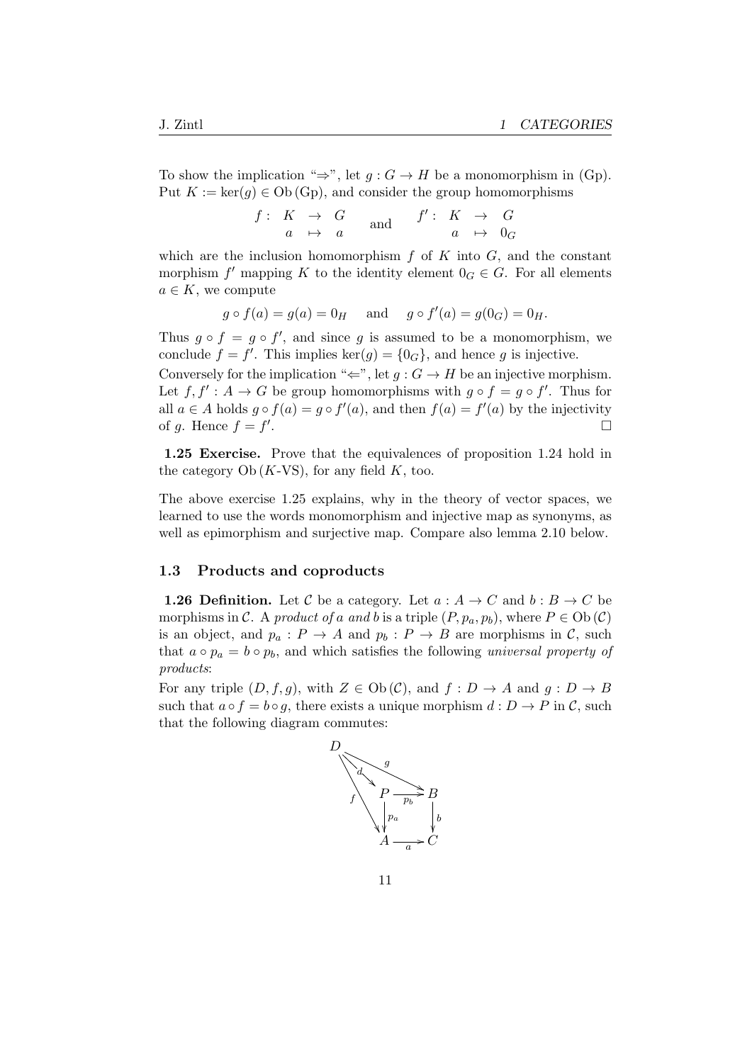To show the implication "⇒", let $g : G \to H$ be a monomorphism in (Gp). Put $K := \ker(g) \in \mathrm{Ob}\,(\mathrm{Gp})$, and consider the group homomorphisms

$$f : \begin{array}{ccc} K & \to & G \\ a & \mapsto & a \end{array} \quad \text{and} \quad f' : \begin{array}{ccc} K & \to & G \\ a & \mapsto & 0_G \end{array}$$

which are the inclusion homomorphism $f$ of $K$ into $G$, and the constant morphism $f'$ mapping $K$ to the identity element $0_G \in G$. For all elements $a \in K$, we compute

$$g \circ f(a) = g(a) = 0_H \quad \text{and} \quad g \circ f'(a) = g(0_G) = 0_H.$$

Thus $g \circ f = g \circ f'$, and since $g$ is assumed to be a monomorphism, we conclude $f = f'$. This implies $\ker(g) = \{0_G\}$, and hence $g$ is injective.

Conversely for the implication "⇐", let $g : G \to H$ be an injective morphism. Let $f, f' : A \to G$ be group homomorphisms with $g \circ f = g \circ f'$. Thus for all $a \in A$ holds $g \circ f(a) = g \circ f'(a)$, and then $f(a) = f'(a)$ by the injectivity of $g$. Hence $f = f'$. □

**1.25 Exercise.** Prove that the equivalences of proposition 1.24 hold in the category $\mathrm{Ob}\,(K\text{-VS})$, for any field $K$, too.

The above exercise 1.25 explains, why in the theory of vector spaces, we learned to use the words monomorphism and injective map as synonyms, as well as epimorphism and surjective map. Compare also lemma 2.10 below.

## 1.3 Products and coproducts

**1.26 Definition.** Let $\mathcal{C}$ be a category. Let $a : A \to C$ and $b : B \to C$ be morphisms in $\mathcal{C}$. A *product of $a$ and $b$* is a triple $(P, p_a, p_b)$, where $P \in \mathrm{Ob}\,(\mathcal{C})$ is an object, and $p_a : P \to A$ and $p_b : P \to B$ are morphisms in $\mathcal{C}$, such that $a \circ p_a = b \circ p_b$, and which satisfies the following *universal property of products*:

For any triple $(D, f, g)$, with $Z \in \mathrm{Ob}\,(\mathcal{C})$, and $f : D \to A$ and $g : D \to B$ such that $a \circ f = b \circ g$, there exists a unique morphism $d : D \to P$ in $\mathcal{C}$, such that the following diagram commutes:

$$\begin{array}{ccccc} D & & & & \\ & \searrow^{d} & & \searrow^{g} & \\ & & P & \xrightarrow{p_b} & B \\ & {}_{f}\searrow & \downarrow{p_a} & & \downarrow{b} \\ & & A & \xrightarrow{a} & C \end{array}$$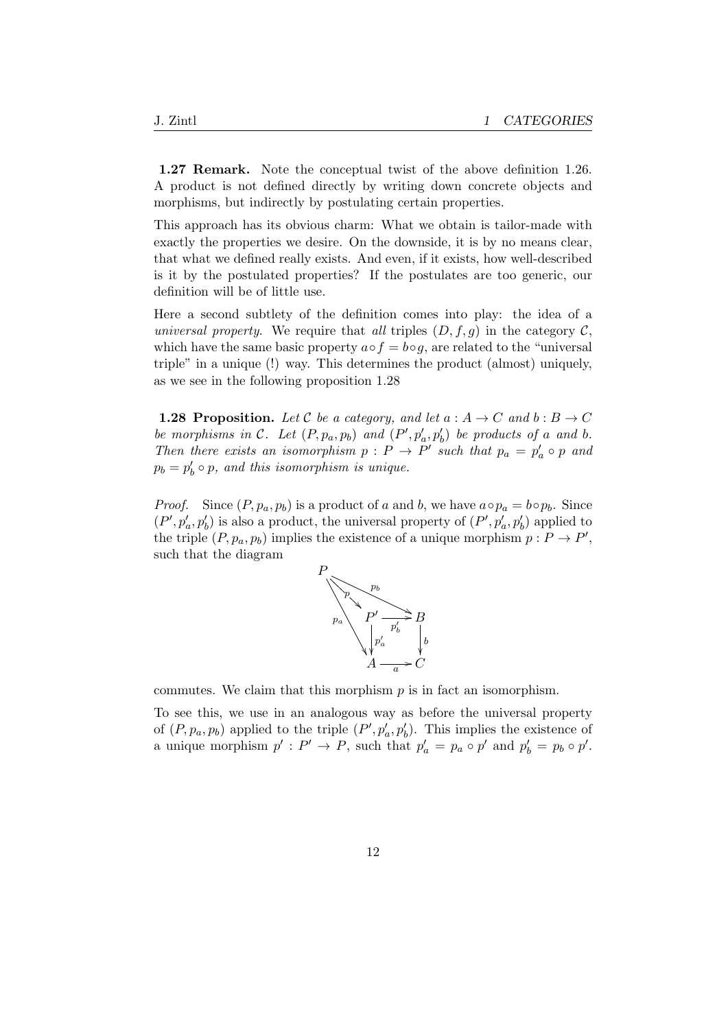**1.27 Remark.** Note the conceptual twist of the above definition 1.26. A product is not defined directly by writing down concrete objects and morphisms, but indirectly by postulating certain properties.

This approach has its obvious charm: What we obtain is tailor-made with exactly the properties we desire. On the downside, it is by no means clear, that what we defined really exists. And even, if it exists, how well-described is it by the postulated properties? If the postulates are too generic, our definition will be of little use.

Here a second subtlety of the definition comes into play: the idea of a *universal property*. We require that *all* triples $(D, f, g)$ in the category $\mathcal{C}$, which have the same basic property $a \circ f = b \circ g$, are related to the "universal triple" in a unique (!) way. This determines the product (almost) uniquely, as we see in the following proposition 1.28

**1.28 Proposition.** *Let $\mathcal{C}$ be a category, and let $a : A \to C$ and $b : B \to C$ be morphisms in $\mathcal{C}$. Let $(P, p_a, p_b)$ and $(P', p'_a, p'_b)$ be products of $a$ and $b$. Then there exists an isomorphism $p : P \to P'$ such that $p_a = p'_a \circ p$ and $p_b = p'_b \circ p$, and this isomorphism is unique.*

*Proof.* Since $(P, p_a, p_b)$ is a product of $a$ and $b$, we have $a \circ p_a = b \circ p_b$. Since $(P', p'_a, p'_b)$ is also a product, the universal property of $(P', p'_a, p'_b)$ applied to the triple $(P, p_a, p_b)$ implies the existence of a unique morphism $p : P \to P'$, such that the diagram

$$\begin{array}{ccccc} P & & & & \\ & \overset{p}{\searrow} & & \overset{p_b}{\searrow} & \\ & & P' & \xrightarrow{p'_b} & B \\ & {\scriptstyle p_a} & \downarrow{\scriptstyle p'_a} & & \downarrow{\scriptstyle b} \\ & & A & \xrightarrow{a} & C \end{array}$$

commutes. We claim that this morphism $p$ is in fact an isomorphism.

To see this, we use in an analogous way as before the universal property of $(P, p_a, p_b)$ applied to the triple $(P', p'_a, p'_b)$. This implies the existence of a unique morphism $p' : P' \to P$, such that $p'_a = p_a \circ p'$ and $p'_b = p_b \circ p'$.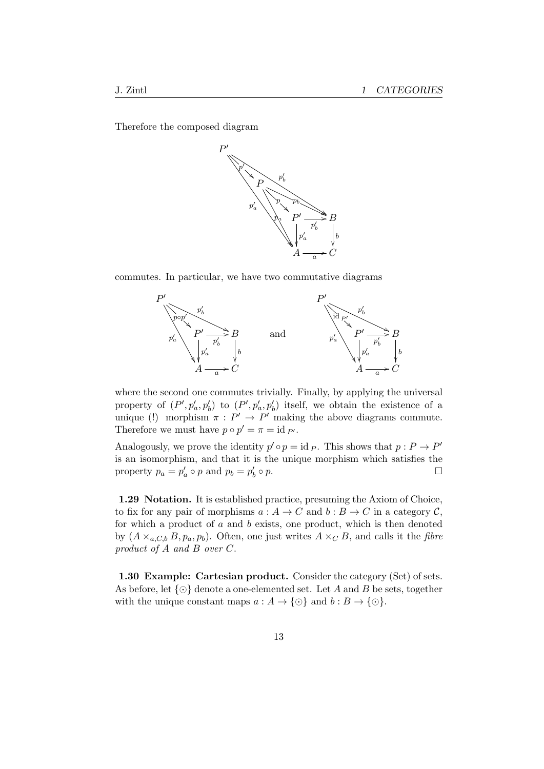Therefore the composed diagram

$$
\begin{array}{ccccc}
P' & & & & \\
& \searrow^{p'} & & & \\
& & P & & \\
& & & \searrow^{p} & \\
& & & P' \xrightarrow{p'_b} & B \\
& & & \downarrow{\scriptstyle p'_a} & \downarrow{\scriptstyle b} \\
& & & A \xrightarrow{a} & C
\end{array}
$$

(with additional arrows $p'_a : P' \to A$, $p'_b : P' \to B$, $p_a : P \to A$, $p_b : P \to B$)

commutes. In particular, we have two commutative diagrams

$$
\begin{array}{ccc}
P' & & \\
& \searrow^{p \circ p'} & \\
& P' \xrightarrow{p'_b} & B \\
& \downarrow{\scriptstyle p'_a} & \downarrow{\scriptstyle b} \\
& A \xrightarrow{a} & C
\end{array}
\qquad \text{and} \qquad
\begin{array}{ccc}
P' & & \\
& \searrow^{\mathrm{id}_{P'}} & \\
& P' \xrightarrow{p'_b} & B \\
& \downarrow{\scriptstyle p'_a} & \downarrow{\scriptstyle b} \\
& A \xrightarrow{a} & C
\end{array}
$$

(each with additional arrows $p'_a : P' \to A$ and $p'_b : P' \to B$)

where the second one commutes trivially. Finally, by applying the universal property of $(P', p'_a, p'_b)$ to $(P', p'_a, p'_b)$ itself, we obtain the existence of a unique (!) morphism $\pi : P' \to P'$ making the above diagrams commute. Therefore we must have $p \circ p' = \pi = \mathrm{id}_{P'}$.

Analogously, we prove the identity $p' \circ p = \mathrm{id}_P$. This shows that $p : P \to P'$ is an isomorphism, and that it is the unique morphism which satisfies the property $p_a = p'_a \circ p$ and $p_b = p'_b \circ p$. □

**1.29 Notation.** It is established practice, presuming the Axiom of Choice, to fix for any pair of morphisms $a : A \to C$ and $b : B \to C$ in a category $\mathcal{C}$, for which a product of $a$ and $b$ exists, one product, which is then denoted by $(A \times_{a,C,b} B, p_a, p_b)$. Often, one just writes $A \times_C B$, and calls it the *fibre product of A and B over C*.

**1.30 Example: Cartesian product.** Consider the category (Set) of sets. As before, let $\{\odot\}$ denote a one-elemented set. Let $A$ and $B$ be sets, together with the unique constant maps $a : A \to \{\odot\}$ and $b : B \to \{\odot\}$.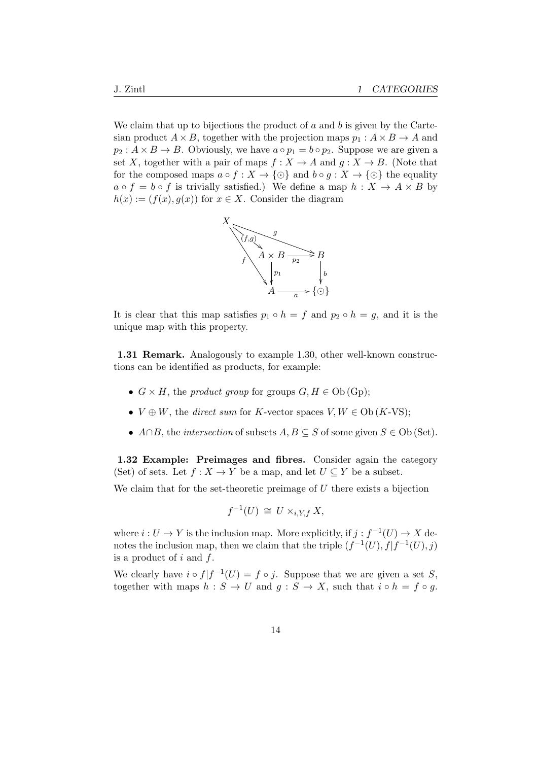We claim that up to bijections the product of $a$ and $b$ is given by the Cartesian product $A \times B$, together with the projection maps $p_1 : A \times B \to A$ and $p_2 : A \times B \to B$. Obviously, we have $a \circ p_1 = b \circ p_2$. Suppose we are given a set $X$, together with a pair of maps $f : X \to A$ and $g : X \to B$. (Note that for the composed maps $a \circ f : X \to \{\odot\}$ and $b \circ g : X \to \{\odot\}$ the equality $a \circ f = b \circ f$ is trivially satisfied.) We define a map $h : X \to A \times B$ by $h(x) := (f(x), g(x))$ for $x \in X$. Consider the diagram

$$
\begin{array}{ccccc}
X & & \xrightarrow{\quad g \quad} & & \\
& \searrow^{(f,g)} & & & \\
& & A \times B & \xrightarrow{p_2} & B \\
& {}_{f}\searrow & \downarrow{p_1} & & \downarrow{b} \\
& & A & \xrightarrow{a} & \{\odot\}
\end{array}
$$

It is clear that this map satisfies $p_1 \circ h = f$ and $p_2 \circ h = g$, and it is the unique map with this property.

**1.31 Remark.** Analogously to example 1.30, other well-known constructions can be identified as products, for example:

- $G \times H$, the *product group* for groups $G, H \in \mathrm{Ob}\,(\mathrm{Gp})$;
- $V \oplus W$, the *direct sum* for $K$-vector spaces $V, W \in \mathrm{Ob}\,(K\text{-VS})$;
- $A \cap B$, the *intersection* of subsets $A, B \subseteq S$ of some given $S \in \mathrm{Ob}\,(\mathrm{Set})$.

**1.32 Example: Preimages and fibres.** Consider again the category (Set) of sets. Let $f : X \to Y$ be a map, and let $U \subseteq Y$ be a subset.

We claim that for the set-theoretic preimage of $U$ there exists a bijection

$$f^{-1}(U) \;\cong\; U \times_{i,Y,f} X,$$

where $i : U \to Y$ is the inclusion map. More explicitly, if $j : f^{-1}(U) \to X$ denotes the inclusion map, then we claim that the triple $(f^{-1}(U), f|f^{-1}(U), j)$ is a product of $i$ and $f$.

We clearly have $i \circ f|f^{-1}(U) = f \circ j$. Suppose that we are given a set $S$, together with maps $h : S \to U$ and $g : S \to X$, such that $i \circ h = f \circ g$.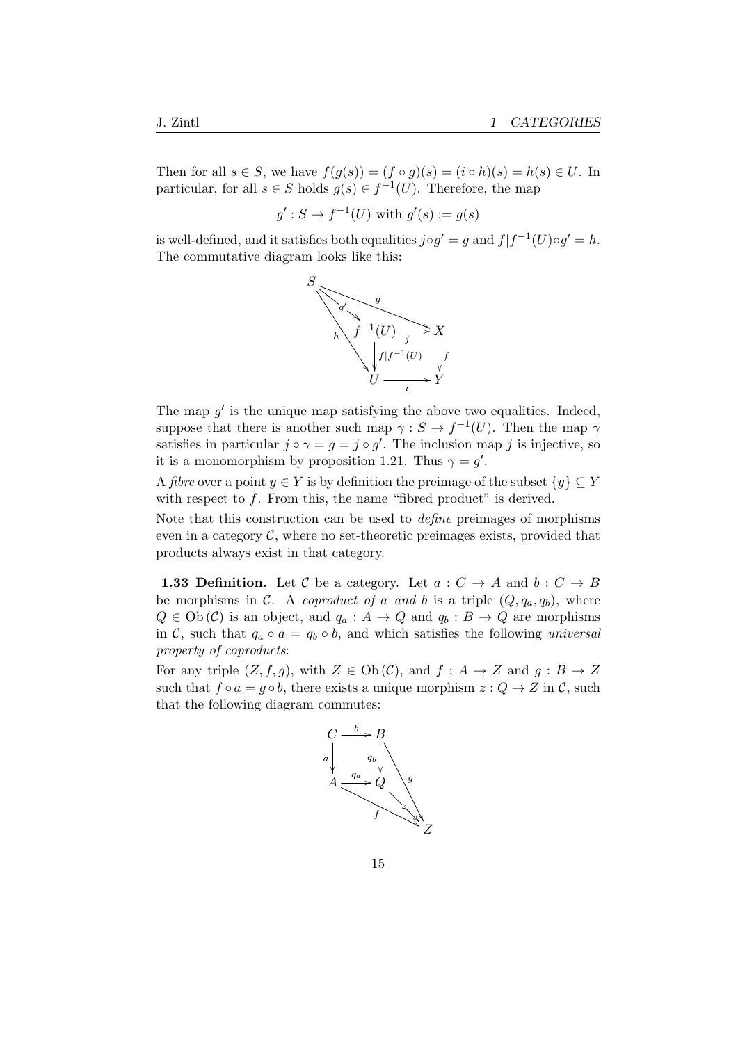Then for all $s \in S$, we have $f(g(s)) = (f \circ g)(s) = (i \circ h)(s) = h(s) \in U$. In particular, for all $s \in S$ holds $g(s) \in f^{-1}(U)$. Therefore, the map

$$g' : S \to f^{-1}(U) \text{ with } g'(s) := g(s)$$

is well-defined, and it satisfies both equalities $j \circ g' = g$ and $f|f^{-1}(U) \circ g' = h$. The commutative diagram looks like this:

$$\begin{array}{ccccc}
S & & \xrightarrow{g} & & X \\
& \searrow^{g'} & & & \\
& & f^{-1}(U) & \xrightarrow{j} & X \\
& {}_{h}\searrow & \downarrow{\scriptstyle f|f^{-1}(U)} & & \downarrow{\scriptstyle f} \\
& & U & \xrightarrow{i} & Y
\end{array}$$

The map $g'$ is the unique map satisfying the above two equalities. Indeed, suppose that there is another such map $\gamma : S \to f^{-1}(U)$. Then the map $\gamma$ satisfies in particular $j \circ \gamma = g = j \circ g'$. The inclusion map $j$ is injective, so it is a monomorphism by proposition 1.21. Thus $\gamma = g'$.

A *fibre* over a point $y \in Y$ is by definition the preimage of the subset $\{y\} \subseteq Y$ with respect to $f$. From this, the name "fibred product" is derived.

Note that this construction can be used to *define* preimages of morphisms even in a category $\mathcal{C}$, where no set-theoretic preimages exists, provided that products always exist in that category.

**1.33 Definition.** Let $\mathcal{C}$ be a category. Let $a : C \to A$ and $b : C \to B$ be morphisms in $\mathcal{C}$. A *coproduct of $a$ and $b$* is a triple $(Q, q_a, q_b)$, where $Q \in \mathrm{Ob}(\mathcal{C})$ is an object, and $q_a : A \to Q$ and $q_b : B \to Q$ are morphisms in $\mathcal{C}$, such that $q_a \circ a = q_b \circ b$, and which satisfies the following *universal property of coproducts*:

For any triple $(Z, f, g)$, with $Z \in \mathrm{Ob}(\mathcal{C})$, and $f : A \to Z$ and $g : B \to Z$ such that $f \circ a = g \circ b$, there exists a unique morphism $z : Q \to Z$ in $\mathcal{C}$, such that the following diagram commutes:

$$\begin{array}{ccccc}
C & \xrightarrow{b} & B & & \\
\downarrow{\scriptstyle a} & & \downarrow{\scriptstyle q_b} & \searrow^{g} & \\
A & \xrightarrow{q_a} & Q & & \\
& {}_{f}\searrow & & \searrow^{z} & \\
& & & & Z
\end{array}$$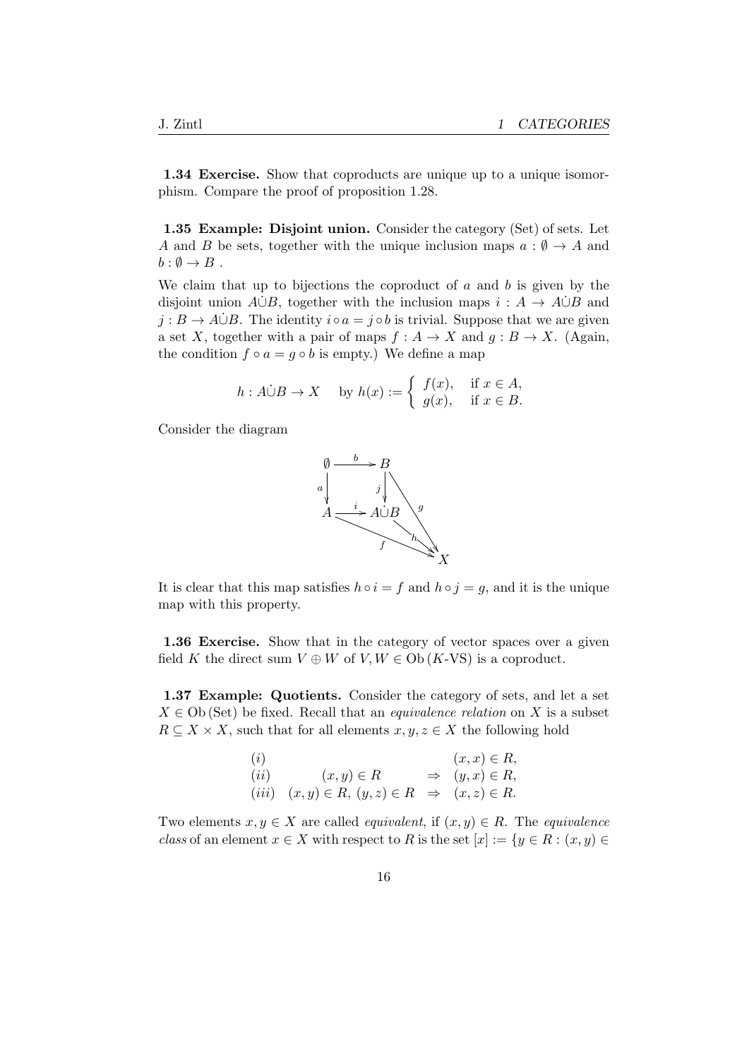**1.34 Exercise.** Show that coproducts are unique up to a unique isomorphism. Compare the proof of proposition 1.28.

**1.35 Example: Disjoint union.** Consider the category (Set) of sets. Let $A$ and $B$ be sets, together with the unique inclusion maps $a : \emptyset \to A$ and $b : \emptyset \to B$ .

We claim that up to bijections the coproduct of $a$ and $b$ is given by the disjoint union $A \dot{\cup} B$, together with the inclusion maps $i : A \to A \dot{\cup} B$ and $j : B \to A \dot{\cup} B$. The identity $i \circ a = j \circ b$ is trivial. Suppose that we are given a set $X$, together with a pair of maps $f : A \to X$ and $g : B \to X$. (Again, the condition $f \circ a = g \circ b$ is empty.) We define a map

$$h : A \dot{\cup} B \to X \quad \text{ by } h(x) := \begin{cases} f(x), & \text{if } x \in A, \\ g(x), & \text{if } x \in B. \end{cases}$$

Consider the diagram

$$\begin{array}{ccccc} \emptyset & \xrightarrow{b} & B & & \\ {\scriptstyle a}\downarrow & & \downarrow{\scriptstyle j} & \searrow{\scriptstyle g} & \\ A & \xrightarrow{i} & A \dot{\cup} B & & \\ & {\scriptstyle f}\searrow & & \searrow{\scriptstyle h} & \\ & & & & X \end{array}$$

It is clear that this map satisfies $h \circ i = f$ and $h \circ j = g$, and it is the unique map with this property.

**1.36 Exercise.** Show that in the category of vector spaces over a given field $K$ the direct sum $V \oplus W$ of $V, W \in \mathrm{Ob}\,(K\text{-VS})$ is a coproduct.

**1.37 Example: Quotients.** Consider the category of sets, and let a set $X \in \mathrm{Ob}\,(\mathrm{Set})$ be fixed. Recall that an *equivalence relation* on $X$ is a subset $R \subseteq X \times X$, such that for all elements $x, y, z \in X$ the following hold

$$\begin{array}{llcl} (i) & & & (x, x) \in R, \\ (ii) & (x, y) \in R & \Rightarrow & (y, x) \in R, \\ (iii) & (x, y) \in R,\ (y, z) \in R & \Rightarrow & (x, z) \in R. \end{array}$$

Two elements $x, y \in X$ are called *equivalent*, if $(x, y) \in R$. The *equivalence class* of an element $x \in X$ with respect to $R$ is the set $[x] := \{y \in R : (x, y) \in$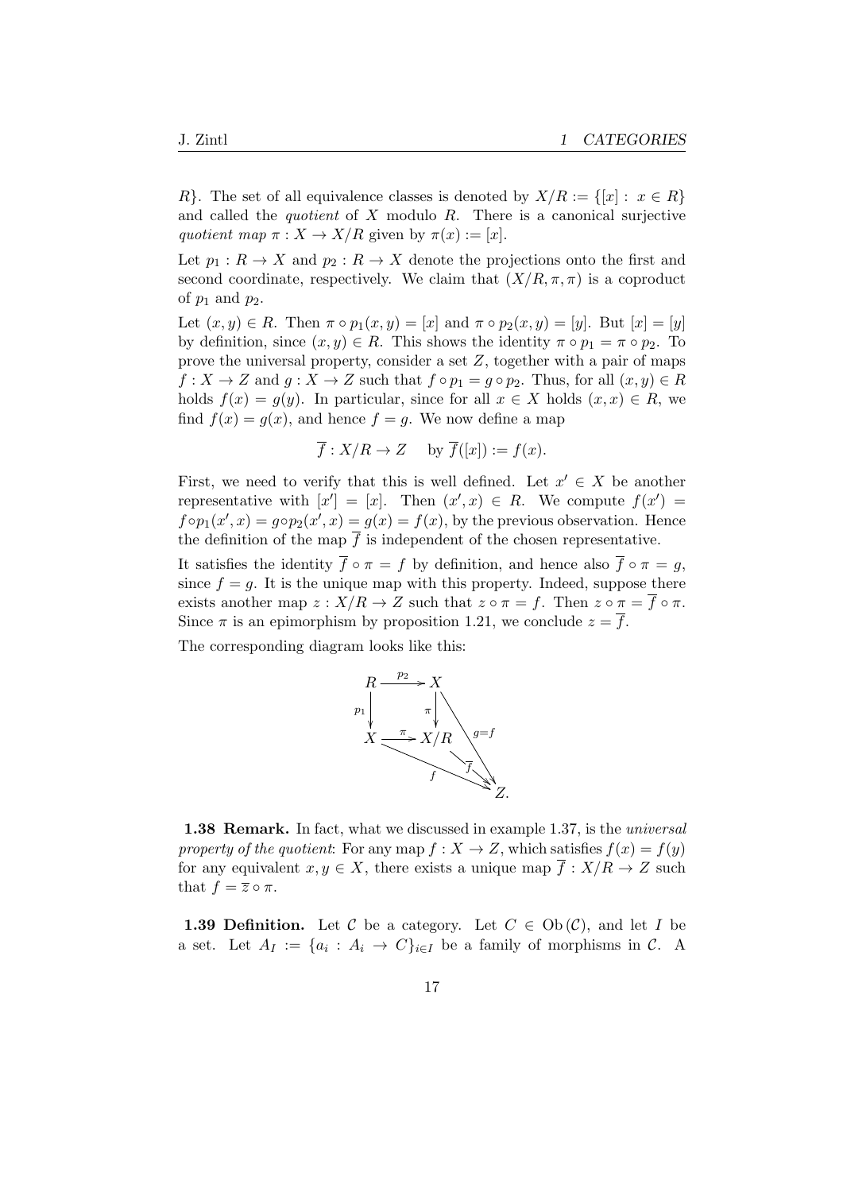$R\}$. The set of all equivalence classes is denoted by $X/R := \{[x] : x \in R\}$ and called the *quotient* of $X$ modulo $R$. There is a canonical surjective *quotient map* $\pi : X \to X/R$ given by $\pi(x) := [x]$.

Let $p_1 : R \to X$ and $p_2 : R \to X$ denote the projections onto the first and second coordinate, respectively. We claim that $(X/R, \pi, \pi)$ is a coproduct of $p_1$ and $p_2$.

Let $(x, y) \in R$. Then $\pi \circ p_1(x, y) = [x]$ and $\pi \circ p_2(x, y) = [y]$. But $[x] = [y]$ by definition, since $(x, y) \in R$. This shows the identity $\pi \circ p_1 = \pi \circ p_2$. To prove the universal property, consider a set $Z$, together with a pair of maps $f : X \to Z$ and $g : X \to Z$ such that $f \circ p_1 = g \circ p_2$. Thus, for all $(x, y) \in R$ holds $f(x) = g(y)$. In particular, since for all $x \in X$ holds $(x, x) \in R$, we find $f(x) = g(x)$, and hence $f = g$. We now define a map

$$\overline{f} : X/R \to Z \quad \text{ by } \overline{f}([x]) := f(x).$$

First, we need to verify that this is well defined. Let $x' \in X$ be another representative with $[x'] = [x]$. Then $(x', x) \in R$. We compute $f(x') = f \circ p_1(x', x) = g \circ p_2(x', x) = g(x) = f(x)$, by the previous observation. Hence the definition of the map $\overline{f}$ is independent of the chosen representative.

It satisfies the identity $\overline{f} \circ \pi = f$ by definition, and hence also $\overline{f} \circ \pi = g$, since $f = g$. It is the unique map with this property. Indeed, suppose there exists another map $z : X/R \to Z$ such that $z \circ \pi = f$. Then $z \circ \pi = \overline{f} \circ \pi$. Since $\pi$ is an epimorphism by proposition 1.21, we conclude $z = \overline{f}$.

The corresponding diagram looks like this:

$$\begin{array}{ccc} R & \xrightarrow{p_2} & X \\ {\scriptstyle p_1}\downarrow & & \downarrow{\scriptstyle \pi} & \searrow{\scriptstyle g=f} \\ X & \xrightarrow{\pi} & X/R & \\ & \searrow_{f} & & \searrow{\scriptstyle \overline{f}} \\ & & & Z. \end{array}$$

**1.38 Remark.** In fact, what we discussed in example 1.37, is the *universal property of the quotient*: For any map $f : X \to Z$, which satisfies $f(x) = f(y)$ for any equivalent $x, y \in X$, there exists a unique map $\overline{f} : X/R \to Z$ such that $f = \overline{z} \circ \pi$.

**1.39 Definition.** Let $\mathcal{C}$ be a category. Let $C \in \mathrm{Ob}(\mathcal{C})$, and let $I$ be a set. Let $A_I := \{a_i : A_i \to C\}_{i \in I}$ be a family of morphisms in $\mathcal{C}$. A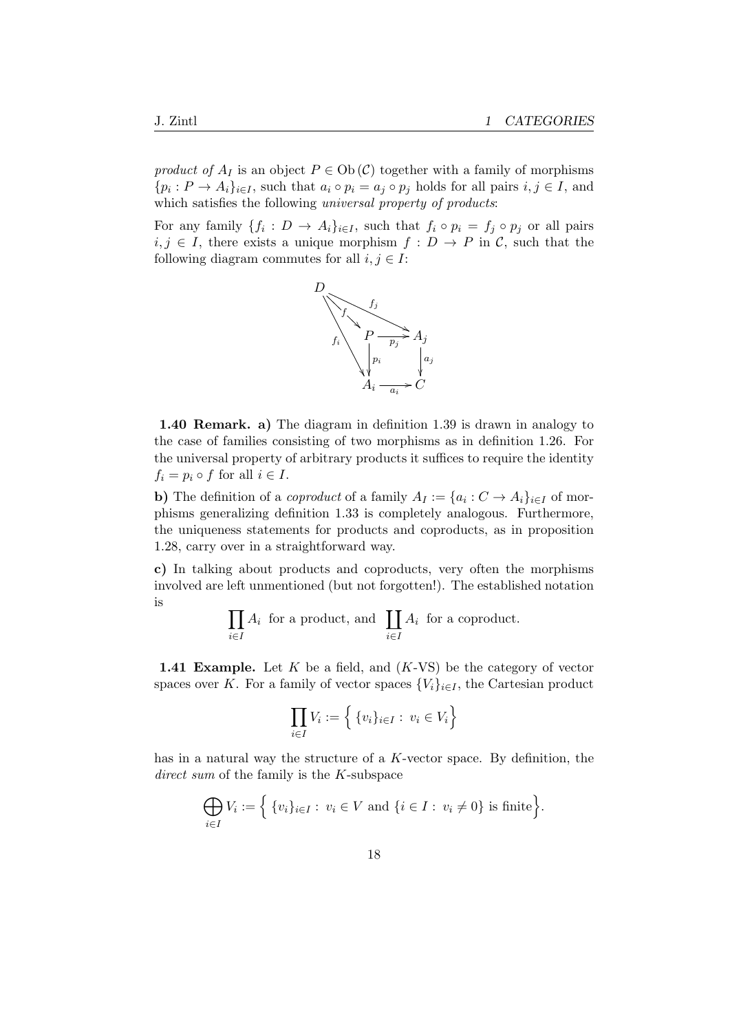*product of $A_I$* is an object $P \in \mathrm{Ob}(\mathcal{C})$ together with a family of morphisms $\{p_i : P \to A_i\}_{i \in I}$, such that $a_i \circ p_i = a_j \circ p_j$ holds for all pairs $i, j \in I$, and which satisfies the following *universal property of products*:

For any family $\{f_i : D \to A_i\}_{i \in I}$, such that $f_i \circ p_i = f_j \circ p_j$ or all pairs $i, j \in I$, there exists a unique morphism $f : D \to P$ in $\mathcal{C}$, such that the following diagram commutes for all $i, j \in I$:

$$\begin{array}{ccccc} D & & & & \\ & \searrow^{f} & & \searrow^{f_j} & \\ & & P & \xrightarrow{p_j} & A_j \\ & {}_{f_i}\searrow & \downarrow{p_i} & & \downarrow{a_j} \\ & & A_i & \xrightarrow{a_i} & C \end{array}$$

**1.40 Remark. a)** The diagram in definition 1.39 is drawn in analogy to the case of families consisting of two morphisms as in definition 1.26. For the universal property of arbitrary products it suffices to require the identity $f_i = p_i \circ f$ for all $i \in I$.

**b)** The definition of a *coproduct* of a family $A_I := \{a_i : C \to A_i\}_{i \in I}$ of morphisms generalizing definition 1.33 is completely analogous. Furthermore, the uniqueness statements for products and coproducts, as in proposition 1.28, carry over in a straightforward way.

**c)** In talking about products and coproducts, very often the morphisms involved are left unmentioned (but not forgotten!). The established notation is

$$\prod_{i \in I} A_i \text{ for a product, and } \coprod_{i \in I} A_i \text{ for a coproduct.}$$

**1.41 Example.** Let $K$ be a field, and ($K$-VS) be the category of vector spaces over $K$. For a family of vector spaces $\{V_i\}_{i \in I}$, the Cartesian product

$$\prod_{i \in I} V_i := \Big\{ \{v_i\}_{i \in I} : \; v_i \in V_i \Big\}$$

has in a natural way the structure of a $K$-vector space. By definition, the *direct sum* of the family is the $K$-subspace

$$\bigoplus_{i \in I} V_i := \Big\{ \{v_i\}_{i \in I} : \; v_i \in V \text{ and } \{i \in I : \; v_i \neq 0\} \text{ is finite} \Big\}.$$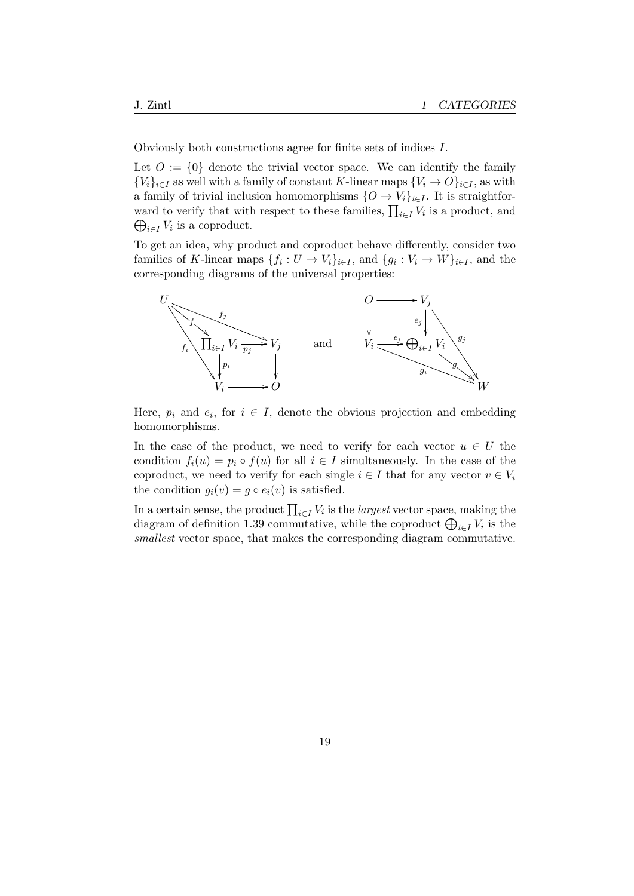Obviously both constructions agree for finite sets of indices $I$.

Let $O := \{0\}$ denote the trivial vector space. We can identify the family $\{V_i\}_{i\in I}$ as well with a family of constant $K$-linear maps $\{V_i \to O\}_{i\in I}$, as with a family of trivial inclusion homomorphisms $\{O \to V_i\}_{i\in I}$. It is straightforward to verify that with respect to these families, $\prod_{i\in I} V_i$ is a product, and $\bigoplus_{i\in I} V_i$ is a coproduct.

To get an idea, why product and coproduct behave differently, consider two families of $K$-linear maps $\{f_i : U \to V_i\}_{i\in I}$, and $\{g_i : V_i \to W\}_{i\in I}$, and the corresponding diagrams of the universal properties:

$$
\begin{array}{ccc}
U & \xrightarrow{f_j} & V_j \\
 & \searrow^{f} & \\
 & \prod_{i\in I} V_i & \xrightarrow{p_j} V_j \\
\downarrow{\scriptstyle f_i} & \downarrow{\scriptstyle p_i} & \downarrow \\
V_i & \longrightarrow & O
\end{array}
\qquad \text{and} \qquad
\begin{array}{ccc}
O & \longrightarrow & V_j \\
\downarrow & & \downarrow{\scriptstyle e_j} \quad \searrow^{g_j} \\
V_i & \xrightarrow{e_i} & \bigoplus_{i\in I} V_i \xrightarrow{g} W \\
 & \searrow_{g_i} & W
\end{array}
$$

Here, $p_i$ and $e_i$, for $i \in I$, denote the obvious projection and embedding homomorphisms.

In the case of the product, we need to verify for each vector $u \in U$ the condition $f_i(u) = p_i \circ f(u)$ for all $i \in I$ simultaneously. In the case of the coproduct, we need to verify for each single $i \in I$ that for any vector $v \in V_i$ the condition $g_i(v) = g \circ e_i(v)$ is satisfied.

In a certain sense, the product $\prod_{i\in I} V_i$ is the *largest* vector space, making the diagram of definition 1.39 commutative, while the coproduct $\bigoplus_{i\in I} V_i$ is the *smallest* vector space, that makes the corresponding diagram commutative.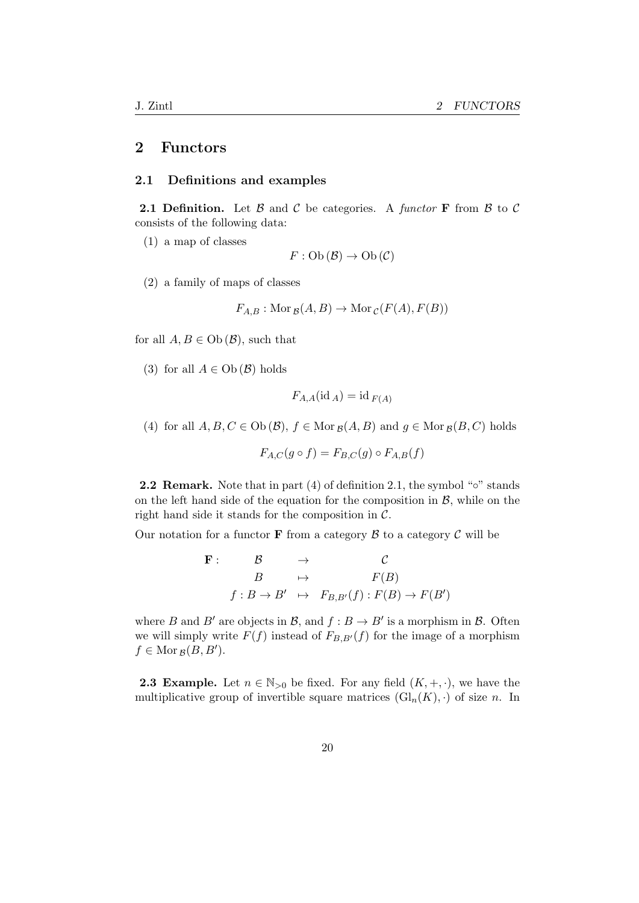# 2 Functors

## 2.1 Definitions and examples

**2.1 Definition.** Let $\mathcal{B}$ and $\mathcal{C}$ be categories. A *functor* $\mathbf{F}$ from $\mathcal{B}$ to $\mathcal{C}$ consists of the following data:

(1) a map of classes

$$F : \mathrm{Ob}\,(\mathcal{B}) \to \mathrm{Ob}\,(\mathcal{C})$$

(2) a family of maps of classes

$$F_{A,B} : \mathrm{Mor}_{\mathcal{B}}(A, B) \to \mathrm{Mor}_{\mathcal{C}}(F(A), F(B))$$

for all $A, B \in \mathrm{Ob}\,(\mathcal{B})$, such that

(3) for all $A \in \mathrm{Ob}\,(\mathcal{B})$ holds

$$F_{A,A}(\mathrm{id}_A) = \mathrm{id}_{F(A)}$$

(4) for all $A, B, C \in \mathrm{Ob}\,(\mathcal{B})$, $f \in \mathrm{Mor}_{\mathcal{B}}(A, B)$ and $g \in \mathrm{Mor}_{\mathcal{B}}(B, C)$ holds

$$F_{A,C}(g \circ f) = F_{B,C}(g) \circ F_{A,B}(f)$$

**2.2 Remark.** Note that in part (4) of definition 2.1, the symbol "$\circ$" stands on the left hand side of the equation for the composition in $\mathcal{B}$, while on the right hand side it stands for the composition in $\mathcal{C}$.

Our notation for a functor $\mathbf{F}$ from a category $\mathcal{B}$ to a category $\mathcal{C}$ will be

$$\begin{array}{rccc} \mathbf{F} : & \mathcal{B} & \to & \mathcal{C} \\ & B & \mapsto & F(B) \\ & f : B \to B' & \mapsto & F_{B,B'}(f) : F(B) \to F(B') \end{array}$$

where $B$ and $B'$ are objects in $\mathcal{B}$, and $f : B \to B'$ is a morphism in $\mathcal{B}$. Often we will simply write $F(f)$ instead of $F_{B,B'}(f)$ for the image of a morphism $f \in \mathrm{Mor}_{\mathcal{B}}(B, B')$.

**2.3 Example.** Let $n \in \mathbb{N}_{>0}$ be fixed. For any field $(K, +, \cdot)$, we have the multiplicative group of invertible square matrices $(\mathrm{Gl}_n(K), \cdot)$ of size $n$. In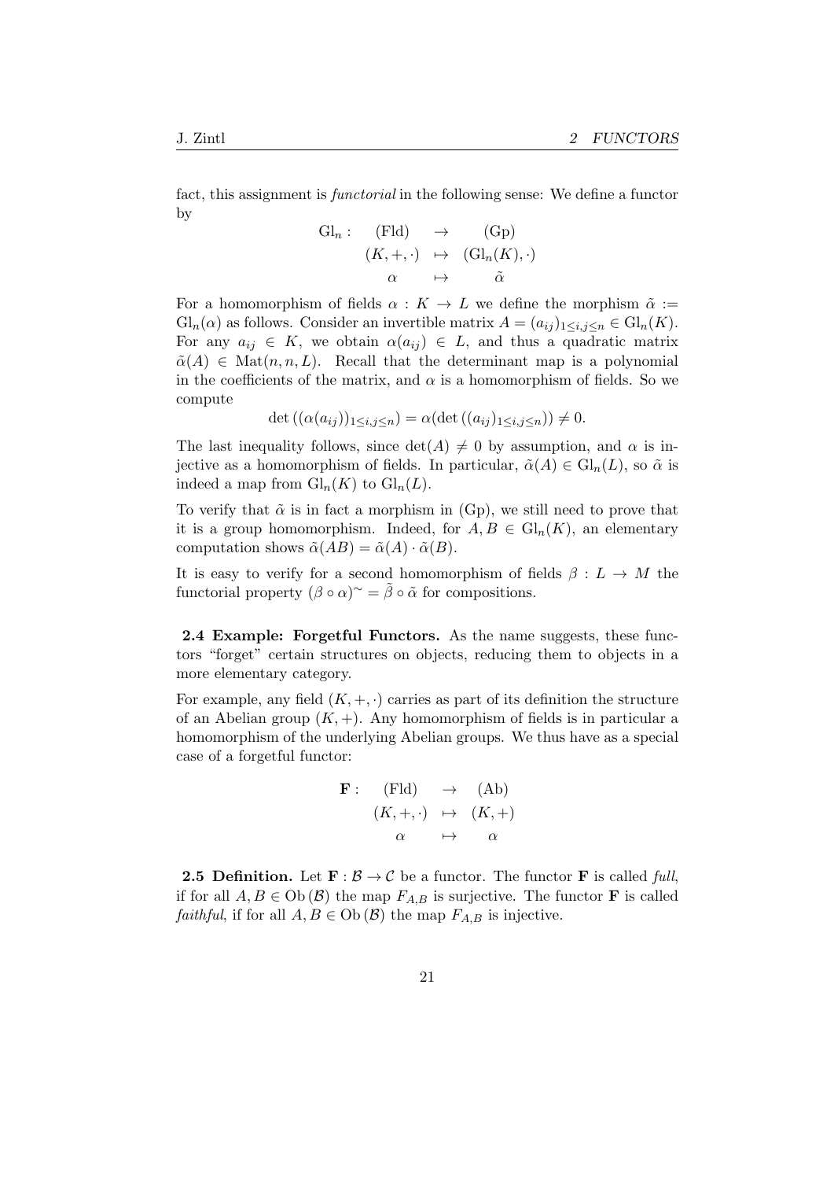fact, this assignment is *functorial* in the following sense: We define a functor by

$$\begin{array}{rccc} \mathrm{Gl}_n : & (\mathrm{Fld}) & \to & (\mathrm{Gp}) \\ & (K,+,\cdot) & \mapsto & (\mathrm{Gl}_n(K),\cdot) \\ & \alpha & \mapsto & \tilde{\alpha} \end{array}$$

For a homomorphism of fields $\alpha : K \to L$ we define the morphism $\tilde{\alpha} := \mathrm{Gl}_n(\alpha)$ as follows. Consider an invertible matrix $A = (a_{ij})_{1\leq i,j\leq n} \in \mathrm{Gl}_n(K)$. For any $a_{ij} \in K$, we obtain $\alpha(a_{ij}) \in L$, and thus a quadratic matrix $\tilde{\alpha}(A) \in \mathrm{Mat}(n,n,L)$. Recall that the determinant map is a polynomial in the coefficients of the matrix, and $\alpha$ is a homomorphism of fields. So we compute

$$\det\left((\alpha(a_{ij}))_{1\leq i,j\leq n}\right) = \alpha(\det\left((a_{ij})_{1\leq i,j\leq n}\right)) \neq 0.$$

The last inequality follows, since $\det(A) \neq 0$ by assumption, and $\alpha$ is injective as a homomorphism of fields. In particular, $\tilde{\alpha}(A) \in \mathrm{Gl}_n(L)$, so $\tilde{\alpha}$ is indeed a map from $\mathrm{Gl}_n(K)$ to $\mathrm{Gl}_n(L)$.

To verify that $\tilde{\alpha}$ is in fact a morphism in (Gp), we still need to prove that it is a group homomorphism. Indeed, for $A, B \in \mathrm{Gl}_n(K)$, an elementary computation shows $\tilde{\alpha}(AB) = \tilde{\alpha}(A) \cdot \tilde{\alpha}(B)$.

It is easy to verify for a second homomorphism of fields $\beta : L \to M$ the functorial property $(\beta \circ \alpha)^{\sim} = \tilde{\beta} \circ \tilde{\alpha}$ for compositions.

**2.4 Example: Forgetful Functors.** As the name suggests, these functors "forget" certain structures on objects, reducing them to objects in a more elementary category.

For example, any field $(K,+,\cdot)$ carries as part of its definition the structure of an Abelian group $(K,+)$. Any homomorphism of fields is in particular a homomorphism of the underlying Abelian groups. We thus have as a special case of a forgetful functor:

$$\begin{array}{rccc} \mathbf{F} : & (\mathrm{Fld}) & \to & (\mathrm{Ab}) \\ & (K,+,\cdot) & \mapsto & (K,+) \\ & \alpha & \mapsto & \alpha \end{array}$$

**2.5 Definition.** Let $\mathbf{F} : \mathcal{B} \to \mathcal{C}$ be a functor. The functor $\mathbf{F}$ is called *full*, if for all $A, B \in \mathrm{Ob}(\mathcal{B})$ the map $F_{A,B}$ is surjective. The functor $\mathbf{F}$ is called *faithful*, if for all $A, B \in \mathrm{Ob}(\mathcal{B})$ the map $F_{A,B}$ is injective.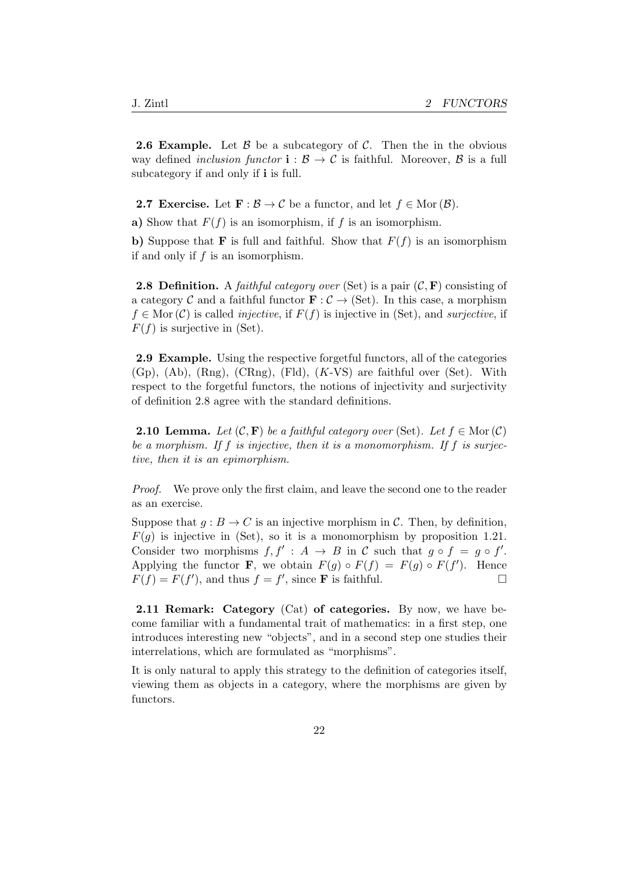**2.6 Example.** Let $\mathcal{B}$ be a subcategory of $\mathcal{C}$. Then the in the obvious way defined *inclusion functor* $\mathbf{i} : \mathcal{B} \to \mathcal{C}$ is faithful. Moreover, $\mathcal{B}$ is a full subcategory if and only if $\mathbf{i}$ is full.

**2.7 Exercise.** Let $\mathbf{F} : \mathcal{B} \to \mathcal{C}$ be a functor, and let $f \in \mathrm{Mor}\,(\mathcal{B})$.

**a)** Show that $F(f)$ is an isomorphism, if $f$ is an isomorphism.

**b)** Suppose that $\mathbf{F}$ is full and faithful. Show that $F(f)$ is an isomorphism if and only if $f$ is an isomorphism.

**2.8 Definition.** A *faithful category over* (Set) is a pair $(\mathcal{C}, \mathbf{F})$ consisting of a category $\mathcal{C}$ and a faithful functor $\mathbf{F} : \mathcal{C} \to$ (Set). In this case, a morphism $f \in \mathrm{Mor}\,(\mathcal{C})$ is called *injective*, if $F(f)$ is injective in (Set), and *surjective*, if $F(f)$ is surjective in (Set).

**2.9 Example.** Using the respective forgetful functors, all of the categories (Gp), (Ab), (Rng), (CRng), (Fld), ($K$-VS) are faithful over (Set). With respect to the forgetful functors, the notions of injectivity and surjectivity of definition 2.8 agree with the standard definitions.

**2.10 Lemma.** *Let* $(\mathcal{C}, \mathbf{F})$ *be a faithful category over* (Set)*. Let* $f \in \mathrm{Mor}\,(\mathcal{C})$ *be a morphism. If* $f$ *is injective, then it is a monomorphism. If* $f$ *is surjective, then it is an epimorphism.*

*Proof.* We prove only the first claim, and leave the second one to the reader as an exercise.

Suppose that $g : B \to C$ is an injective morphism in $\mathcal{C}$. Then, by definition, $F(g)$ is injective in (Set), so it is a monomorphism by proposition 1.21. Consider two morphisms $f, f' : A \to B$ in $\mathcal{C}$ such that $g \circ f = g \circ f'$. Applying the functor $\mathbf{F}$, we obtain $F(g) \circ F(f) = F(g) \circ F(f')$. Hence $F(f) = F(f')$, and thus $f = f'$, since $\mathbf{F}$ is faithful. □

**2.11 Remark: Category (Cat) of categories.** By now, we have become familiar with a fundamental trait of mathematics: in a first step, one introduces interesting new "objects", and in a second step one studies their interrelations, which are formulated as "morphisms".

It is only natural to apply this strategy to the definition of categories itself, viewing them as objects in a category, where the morphisms are given by functors.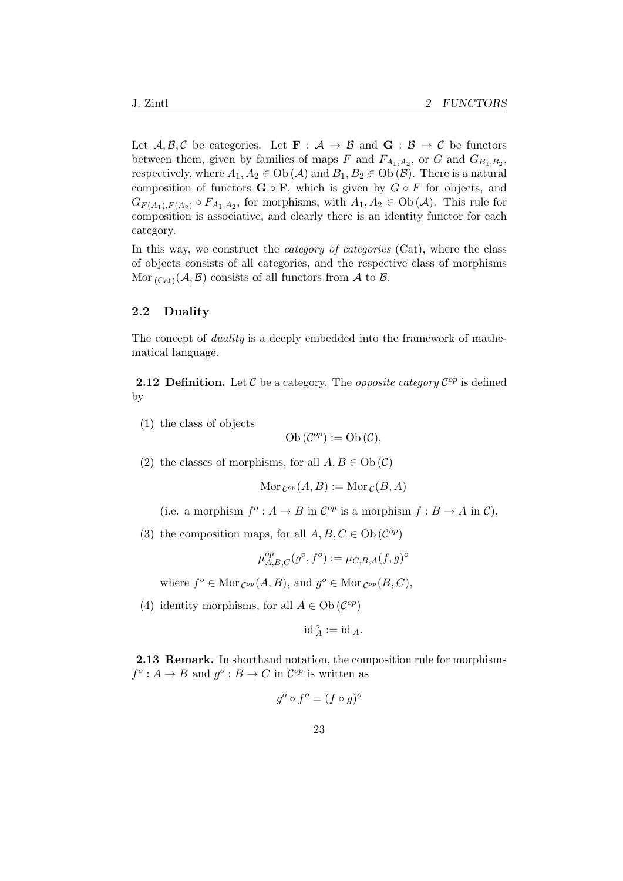Let $\mathcal{A}, \mathcal{B}, \mathcal{C}$ be categories. Let $\mathbf{F} : \mathcal{A} \to \mathcal{B}$ and $\mathbf{G} : \mathcal{B} \to \mathcal{C}$ be functors between them, given by families of maps $F$ and $F_{A_1,A_2}$, or $G$ and $G_{B_1,B_2}$, respectively, where $A_1, A_2 \in \mathrm{Ob}\,(\mathcal{A})$ and $B_1, B_2 \in \mathrm{Ob}\,(\mathcal{B})$. There is a natural composition of functors $\mathbf{G} \circ \mathbf{F}$, which is given by $G \circ F$ for objects, and $G_{F(A_1),F(A_2)} \circ F_{A_1,A_2}$, for morphisms, with $A_1, A_2 \in \mathrm{Ob}\,(\mathcal{A})$. This rule for composition is associative, and clearly there is an identity functor for each category.

In this way, we construct the *category of categories* (Cat), where the class of objects consists of all categories, and the respective class of morphisms $\mathrm{Mor}_{\,(\mathrm{Cat})}(\mathcal{A}, \mathcal{B})$ consists of all functors from $\mathcal{A}$ to $\mathcal{B}$.

### 2.2 Duality

The concept of *duality* is a deeply embedded into the framework of mathematical language.

**2.12 Definition.** Let $\mathcal{C}$ be a category. The *opposite category* $\mathcal{C}^{op}$ is defined by

(1) the class of objects

$$\mathrm{Ob}\,(\mathcal{C}^{op}) := \mathrm{Ob}\,(\mathcal{C}),$$

(2) the classes of morphisms, for all $A, B \in \mathrm{Ob}\,(\mathcal{C})$

$$\mathrm{Mor}_{\,\mathcal{C}^{op}}(A, B) := \mathrm{Mor}_{\,\mathcal{C}}(B, A)$$

(i.e. a morphism $f^o : A \to B$ in $\mathcal{C}^{op}$ is a morphism $f : B \to A$ in $\mathcal{C}$),

(3) the composition maps, for all $A, B, C \in \mathrm{Ob}\,(\mathcal{C}^{op})$

$$\mu^{op}_{A,B,C}(g^o, f^o) := \mu_{C,B,A}(f, g)^o$$

where $f^o \in \mathrm{Mor}_{\,\mathcal{C}^{op}}(A, B)$, and $g^o \in \mathrm{Mor}_{\,\mathcal{C}^{op}}(B, C)$,

(4) identity morphisms, for all $A \in \mathrm{Ob}\,(\mathcal{C}^{op})$

$$\mathrm{id}^{\,o}_{A} := \mathrm{id}_{\,A}.$$

**2.13 Remark.** In shorthand notation, the composition rule for morphisms $f^o : A \to B$ and $g^o : B \to C$ in $\mathcal{C}^{op}$ is written as

$$g^o \circ f^o = (f \circ g)^o$$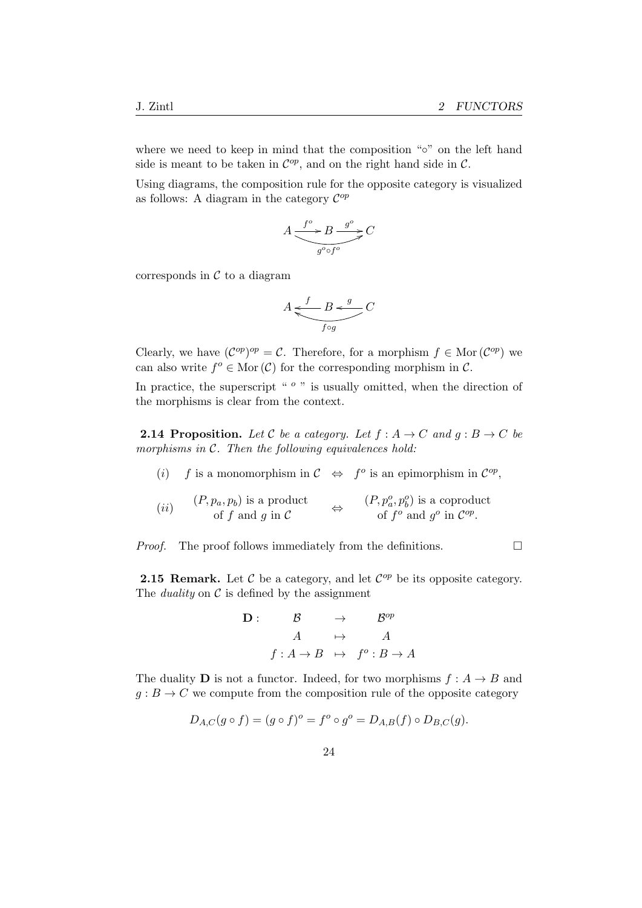where we need to keep in mind that the composition "∘" on the left hand side is meant to be taken in $\mathcal{C}^{op}$, and on the right hand side in $\mathcal{C}$.

Using diagrams, the composition rule for the opposite category is visualized as follows: A diagram in the category $\mathcal{C}^{op}$

$$A \xrightarrow{f^o} B \xrightarrow{g^o} C \quad \text{with } g^o \circ f^o : A \to C$$

corresponds in $\mathcal{C}$ to a diagram

$$A \xleftarrow{f} B \xleftarrow{g} C \quad \text{with } f \circ g : C \to A$$

Clearly, we have $(\mathcal{C}^{op})^{op} = \mathcal{C}$. Therefore, for a morphism $f \in \operatorname{Mor}(\mathcal{C}^{op})$ we can also write $f^o \in \operatorname{Mor}(\mathcal{C})$ for the corresponding morphism in $\mathcal{C}$.

In practice, the superscript " $^o$ " is usually omitted, when the direction of the morphisms is clear from the context.

**2.14 Proposition.** *Let $\mathcal{C}$ be a category. Let $f : A \to C$ and $g : B \to C$ be morphisms in $\mathcal{C}$. Then the following equivalences hold:*

$(i)$ $\quad f$ is a monomorphism in $\mathcal{C}$ $\quad\Leftrightarrow\quad$ $f^o$ is an epimorphism in $\mathcal{C}^{op}$,

$(ii)$ $\quad (P, p_a, p_b)$ is a product of $f$ and $g$ in $\mathcal{C}$ $\quad\Leftrightarrow\quad$ $(P, p_a^o, p_b^o)$ is a coproduct of $f^o$ and $g^o$ in $\mathcal{C}^{op}$.

*Proof.* The proof follows immediately from the definitions. □

**2.15 Remark.** Let $\mathcal{C}$ be a category, and let $\mathcal{C}^{op}$ be its opposite category. The *duality* on $\mathcal{C}$ is defined by the assignment

$$\begin{array}{rccc} \mathbf{D} : & \mathcal{B} & \to & \mathcal{B}^{op} \\ & A & \mapsto & A \\ & f : A \to B & \mapsto & f^o : B \to A \end{array}$$

The duality $\mathbf{D}$ is not a functor. Indeed, for two morphisms $f : A \to B$ and $g : B \to C$ we compute from the composition rule of the opposite category

$$D_{A,C}(g \circ f) = (g \circ f)^o = f^o \circ g^o = D_{A,B}(f) \circ D_{B,C}(g).$$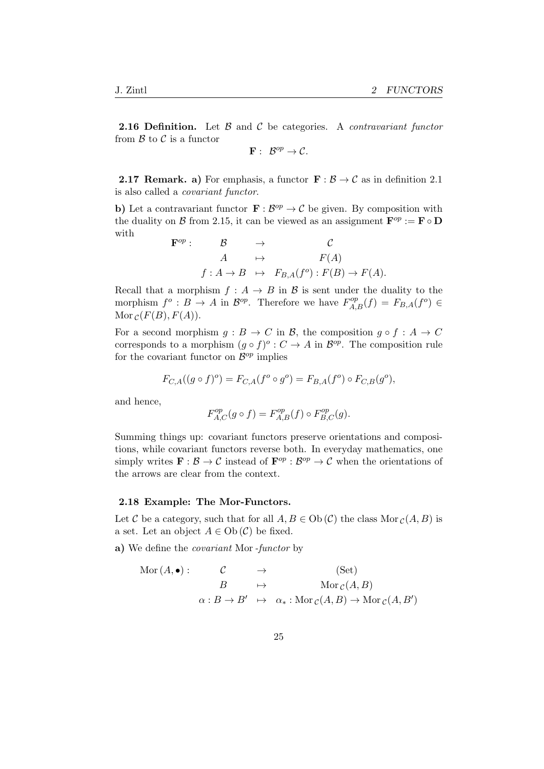**2.16 Definition.** Let $\mathcal{B}$ and $\mathcal{C}$ be categories. A *contravariant functor* from $\mathcal{B}$ to $\mathcal{C}$ is a functor

$$\mathbf{F}: \ \mathcal{B}^{op} \to \mathcal{C}.$$

**2.17 Remark. a)** For emphasis, a functor $\mathbf{F}: \mathcal{B} \to \mathcal{C}$ as in definition 2.1 is also called a *covariant functor*.

**b)** Let a contravariant functor $\mathbf{F}: \mathcal{B}^{op} \to \mathcal{C}$ be given. By composition with the duality on $\mathcal{B}$ from 2.15, it can be viewed as an assignment $\mathbf{F}^{op} := \mathbf{F} \circ \mathbf{D}$ with

$$\begin{array}{rccc} \mathbf{F}^{op}: & \mathcal{B} & \to & \mathcal{C} \\ & A & \mapsto & F(A) \\ & f: A \to B & \mapsto & F_{B,A}(f^o): F(B) \to F(A). \end{array}$$

Recall that a morphism $f: A \to B$ in $\mathcal{B}$ is sent under the duality to the morphism $f^o: B \to A$ in $\mathcal{B}^{op}$. Therefore we have $F^{op}_{A,B}(f) = F_{B,A}(f^o) \in \mathrm{Mor}_{\mathcal{C}}(F(B), F(A))$.

For a second morphism $g: B \to C$ in $\mathcal{B}$, the composition $g \circ f: A \to C$ corresponds to a morphism $(g \circ f)^o: C \to A$ in $\mathcal{B}^{op}$. The composition rule for the covariant functor on $\mathcal{B}^{op}$ implies

$$F_{C,A}((g \circ f)^o) = F_{C,A}(f^o \circ g^o) = F_{B,A}(f^o) \circ F_{C,B}(g^o),$$

and hence,

$$F^{op}_{A,C}(g \circ f) = F^{op}_{A,B}(f) \circ F^{op}_{B,C}(g).$$

Summing things up: covariant functors preserve orientations and compositions, while covariant functors reverse both. In everyday mathematics, one simply writes $\mathbf{F}: \mathcal{B} \to \mathcal{C}$ instead of $\mathbf{F}^{op}: \mathcal{B}^{op} \to \mathcal{C}$ when the orientations of the arrows are clear from the context.

### 2.18 Example: The Mor-Functors.

Let $\mathcal{C}$ be a category, such that for all $A, B \in \mathrm{Ob}(\mathcal{C})$ the class $\mathrm{Mor}_{\mathcal{C}}(A, B)$ is a set. Let an object $A \in \mathrm{Ob}(\mathcal{C})$ be fixed.

**a)** We define the *covariant* Mor *-functor* by

$$\begin{array}{rccc} \mathrm{Mor}(A, \bullet): & \mathcal{C} & \to & (\mathrm{Set}) \\ & B & \mapsto & \mathrm{Mor}_{\mathcal{C}}(A, B) \\ & \alpha: B \to B' & \mapsto & \alpha_*: \mathrm{Mor}_{\mathcal{C}}(A, B) \to \mathrm{Mor}_{\mathcal{C}}(A, B') \end{array}$$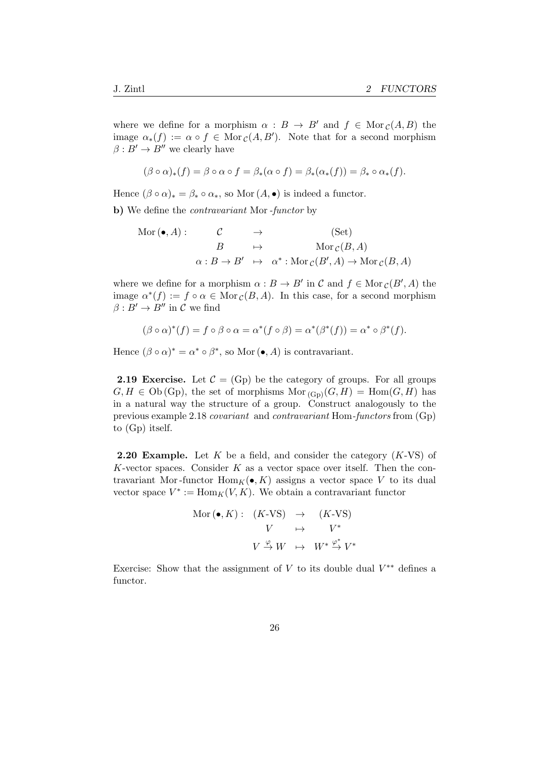where we define for a morphism $\alpha : B \to B'$ and $f \in \mathrm{Mor}_{\mathcal{C}}(A, B)$ the image $\alpha_*(f) := \alpha \circ f \in \mathrm{Mor}_{\mathcal{C}}(A, B')$. Note that for a second morphism $\beta : B' \to B''$ we clearly have

$$(\beta \circ \alpha)_*(f) = \beta \circ \alpha \circ f = \beta_*(\alpha \circ f) = \beta_*(\alpha_*(f)) = \beta_* \circ \alpha_*(f).$$

Hence $(\beta \circ \alpha)_* = \beta_* \circ \alpha_*$, so $\mathrm{Mor}\,(A, \bullet)$ is indeed a functor.

**b)** We define the *contravariant* Mor *-functor* by

$$\begin{array}{rccc} \mathrm{Mor}\,(\bullet, A) : & \mathcal{C} & \to & (\mathrm{Set}) \\ & B & \mapsto & \mathrm{Mor}_{\mathcal{C}}(B, A) \\ & \alpha : B \to B' & \mapsto & \alpha^* : \mathrm{Mor}_{\mathcal{C}}(B', A) \to \mathrm{Mor}_{\mathcal{C}}(B, A) \end{array}$$

where we define for a morphism $\alpha : B \to B'$ in $\mathcal{C}$ and $f \in \mathrm{Mor}_{\mathcal{C}}(B', A)$ the image $\alpha^*(f) := f \circ \alpha \in \mathrm{Mor}_{\mathcal{C}}(B, A)$. In this case, for a second morphism $\beta : B' \to B''$ in $\mathcal{C}$ we find

$$(\beta \circ \alpha)^*(f) = f \circ \beta \circ \alpha = \alpha^*(f \circ \beta) = \alpha^*(\beta^*(f)) = \alpha^* \circ \beta^*(f).$$

Hence $(\beta \circ \alpha)^* = \alpha^* \circ \beta^*$, so $\mathrm{Mor}\,(\bullet, A)$ is contravariant.

**2.19 Exercise.** Let $\mathcal{C} = (\mathrm{Gp})$ be the category of groups. For all groups $G, H \in \mathrm{Ob}\,(\mathrm{Gp})$, the set of morphisms $\mathrm{Mor}_{(\mathrm{Gp})}(G, H) = \mathrm{Hom}(G, H)$ has in a natural way the structure of a group. Construct analogously to the previous example 2.18 *covariant* and *contravariant* Hom*-functors* from (Gp) to (Gp) itself.

**2.20 Example.** Let $K$ be a field, and consider the category ($K$-VS) of $K$-vector spaces. Consider $K$ as a vector space over itself. Then the contravariant Mor-functor $\mathrm{Hom}_K(\bullet, K)$ assigns a vector space $V$ to its dual vector space $V^* := \mathrm{Hom}_K(V, K)$. We obtain a contravariant functor

$$\begin{array}{rccc} \mathrm{Mor}\,(\bullet, K) : & (K\text{-VS}) & \to & (K\text{-VS}) \\ & V & \mapsto & V^* \\ & V \stackrel{\varphi}{\to} W & \mapsto & W^* \stackrel{\varphi^*}{\to} V^* \end{array}$$

Exercise: Show that the assignment of $V$ to its double dual $V^{**}$ defines a functor.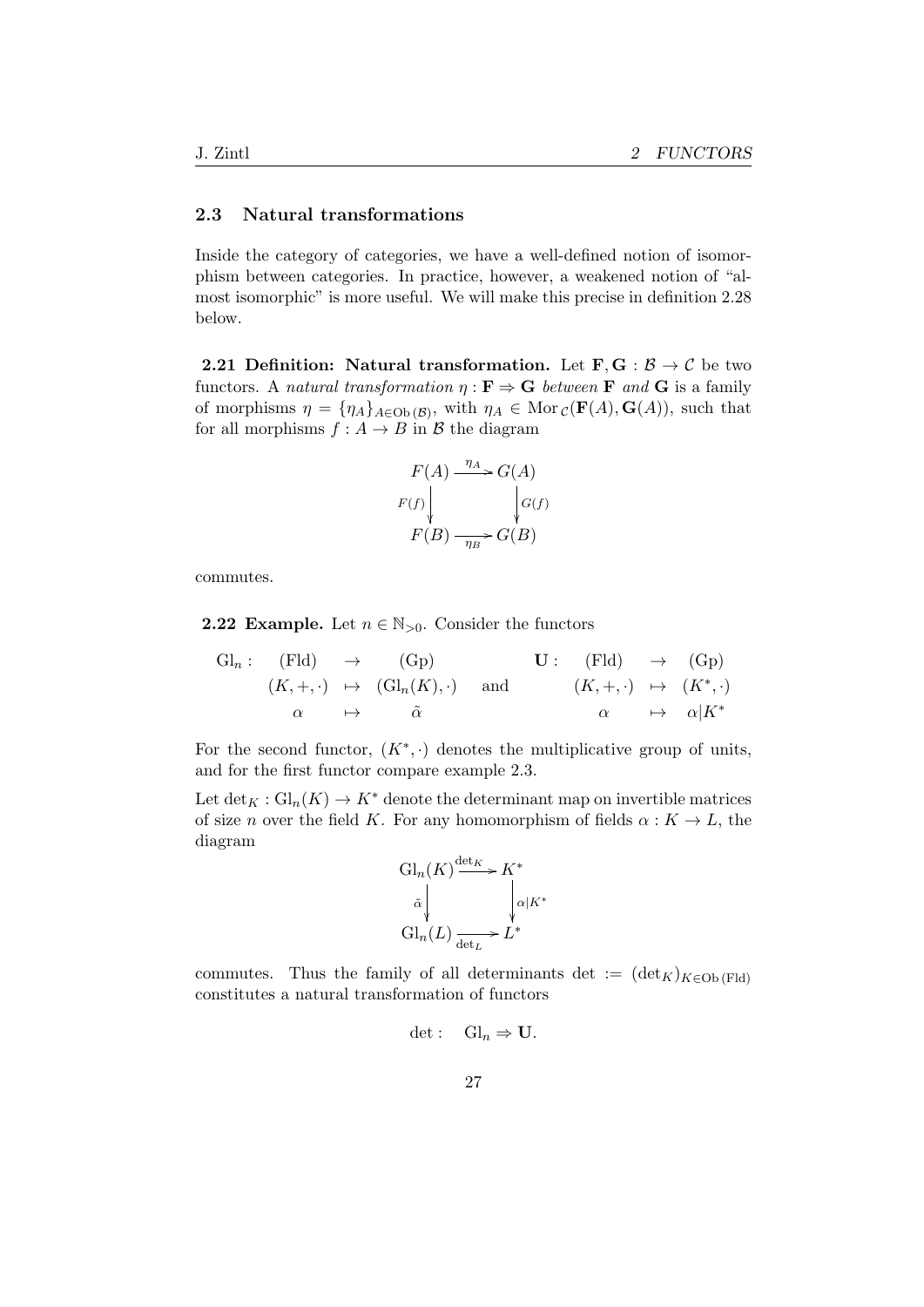## 2.3 Natural transformations

Inside the category of categories, we have a well-defined notion of isomorphism between categories. In practice, however, a weakened notion of "almost isomorphic" is more useful. We will make this precise in definition 2.28 below.

**2.21 Definition: Natural transformation.** Let $\mathbf{F}, \mathbf{G} : \mathcal{B} \to \mathcal{C}$ be two functors. A *natural transformation* $\eta : \mathbf{F} \Rightarrow \mathbf{G}$ *between* $\mathbf{F}$ *and* $\mathbf{G}$ is a family of morphisms $\eta = \{\eta_A\}_{A \in \mathrm{Ob}\,(\mathcal{B})}$, with $\eta_A \in \mathrm{Mor}_{\mathcal{C}}(\mathbf{F}(A), \mathbf{G}(A))$, such that for all morphisms $f : A \to B$ in $\mathcal{B}$ the diagram

$$\begin{array}{ccc} F(A) & \xrightarrow{\eta_A} & G(A) \\ {\scriptstyle F(f)}\downarrow & & \downarrow{\scriptstyle G(f)} \\ F(B) & \xrightarrow[\eta_B]{} & G(B) \end{array}$$

commutes.

**2.22 Example.** Let $n \in \mathbb{N}_{>0}$. Consider the functors

$$\begin{array}{rccc} \mathrm{Gl}_n : & (\mathrm{Fld}) & \to & (\mathrm{Gp}) \\ & (K, +, \cdot) & \mapsto & (\mathrm{Gl}_n(K), \cdot) \\ & \alpha & \mapsto & \tilde{\alpha} \end{array} \quad \text{and} \quad \begin{array}{rccc} \mathbf{U} : & (\mathrm{Fld}) & \to & (\mathrm{Gp}) \\ & (K, +, \cdot) & \mapsto & (K^*, \cdot) \\ & \alpha & \mapsto & \alpha|K^* \end{array}$$

For the second functor, $(K^*, \cdot)$ denotes the multiplicative group of units, and for the first functor compare example 2.3.

Let $\det_K : \mathrm{Gl}_n(K) \to K^*$ denote the determinant map on invertible matrices of size $n$ over the field $K$. For any homomorphism of fields $\alpha : K \to L$, the diagram

$$\begin{array}{ccc} \mathrm{Gl}_n(K) & \xrightarrow{\det_K} & K^* \\ {\scriptstyle \tilde{\alpha}}\downarrow & & \downarrow{\scriptstyle \alpha|K^*} \\ \mathrm{Gl}_n(L) & \xrightarrow[\det_L]{} & L^* \end{array}$$

commutes. Thus the family of all determinants $\det := (\det_K)_{K \in \mathrm{Ob}\,(\mathrm{Fld})}$ constitutes a natural transformation of functors

$$\det : \quad \mathrm{Gl}_n \Rightarrow \mathbf{U}.$$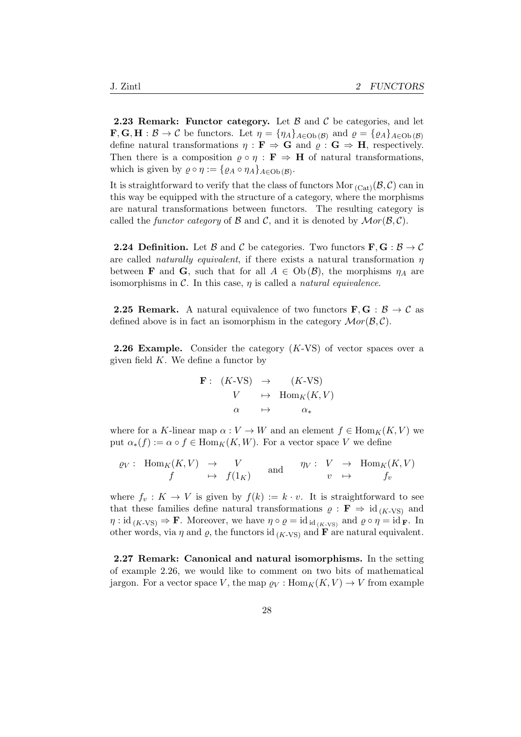**2.23 Remark: Functor category.** Let $\mathcal{B}$ and $\mathcal{C}$ be categories, and let $\mathbf{F}, \mathbf{G}, \mathbf{H} : \mathcal{B} \to \mathcal{C}$ be functors. Let $\eta = \{\eta_A\}_{A \in \mathrm{Ob}\,(\mathcal{B})}$ and $\varrho = \{\varrho_A\}_{A \in \mathrm{Ob}\,(\mathcal{B})}$ define natural transformations $\eta : \mathbf{F} \Rightarrow \mathbf{G}$ and $\varrho : \mathbf{G} \Rightarrow \mathbf{H}$, respectively. Then there is a composition $\varrho \circ \eta : \mathbf{F} \Rightarrow \mathbf{H}$ of natural transformations, which is given by $\varrho \circ \eta := \{\varrho_A \circ \eta_A\}_{A \in \mathrm{Ob}\,(\mathcal{B})}$.

It is straightforward to verify that the class of functors $\mathrm{Mor}_{\,(\mathrm{Cat})}(\mathcal{B}, \mathcal{C})$ can in this way be equipped with the structure of a category, where the morphisms are natural transformations between functors. The resulting category is called the *functor category* of $\mathcal{B}$ and $\mathcal{C}$, and it is denoted by $\mathcal{M}or(\mathcal{B}, \mathcal{C})$.

**2.24 Definition.** Let $\mathcal{B}$ and $\mathcal{C}$ be categories. Two functors $\mathbf{F}, \mathbf{G} : \mathcal{B} \to \mathcal{C}$ are called *naturally equivalent*, if there exists a natural transformation $\eta$ between $\mathbf{F}$ and $\mathbf{G}$, such that for all $A \in \mathrm{Ob}\,(\mathcal{B})$, the morphisms $\eta_A$ are isomorphisms in $\mathcal{C}$. In this case, $\eta$ is called a *natural equivalence*.

**2.25 Remark.** A natural equivalence of two functors $\mathbf{F}, \mathbf{G} : \mathcal{B} \to \mathcal{C}$ as defined above is in fact an isomorphism in the category $\mathcal{M}or(\mathcal{B}, \mathcal{C})$.

**2.26 Example.** Consider the category ($K$-VS) of vector spaces over a given field $K$. We define a functor by

$$\begin{array}{rccc} \mathbf{F}: & (K\text{-VS}) & \to & (K\text{-VS}) \\ & V & \mapsto & \mathrm{Hom}_K(K, V) \\ & \alpha & \mapsto & \alpha_* \end{array}$$

where for a $K$-linear map $\alpha : V \to W$ and an element $f \in \mathrm{Hom}_K(K, V)$ we put $\alpha_*(f) := \alpha \circ f \in \mathrm{Hom}_K(K, W)$. For a vector space $V$ we define

$$\begin{array}{rccc} \varrho_V: & \mathrm{Hom}_K(K, V) & \to & V \\ & f & \mapsto & f(1_K) \end{array} \quad \text{and} \quad \begin{array}{rccc} \eta_V: & V & \to & \mathrm{Hom}_K(K, V) \\ & v & \mapsto & f_v \end{array}$$

where $f_v : K \to V$ is given by $f(k) := k \cdot v$. It is straightforward to see that these families define natural transformations $\varrho : \mathbf{F} \Rightarrow \mathrm{id}_{\,(K\text{-VS})}$ and $\eta : \mathrm{id}_{\,(K\text{-VS})} \Rightarrow \mathbf{F}$. Moreover, we have $\eta \circ \varrho = \mathrm{id}_{\,\mathrm{id}_{\,(K\text{-VS})}}$ and $\varrho \circ \eta = \mathrm{id}_{\,\mathbf{F}}$. In other words, via $\eta$ and $\varrho$, the functors $\mathrm{id}_{\,(K\text{-VS})}$ and $\mathbf{F}$ are natural equivalent.

**2.27 Remark: Canonical and natural isomorphisms.** In the setting of example 2.26, we would like to comment on two bits of mathematical jargon. For a vector space $V$, the map $\varrho_V : \mathrm{Hom}_K(K, V) \to V$ from example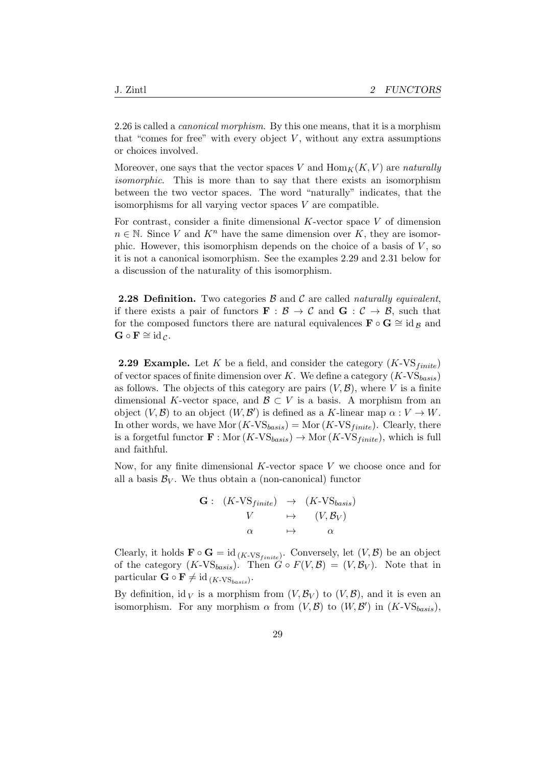2.26 is called a *canonical morphism*. By this one means, that it is a morphism that "comes for free" with every object $V$, without any extra assumptions or choices involved.

Moreover, one says that the vector spaces $V$ and $\mathrm{Hom}_K(K, V)$ are *naturally isomorphic*. This is more than to say that there exists an isomorphism between the two vector spaces. The word "naturally" indicates, that the isomorphisms for all varying vector spaces $V$ are compatible.

For contrast, consider a finite dimensional $K$-vector space $V$ of dimension $n \in \mathbb{N}$. Since $V$ and $K^n$ have the same dimension over $K$, they are isomorphic. However, this isomorphism depends on the choice of a basis of $V$, so it is not a canonical isomorphism. See the examples 2.29 and 2.31 below for a discussion of the naturality of this isomorphism.

**2.28 Definition.** Two categories $\mathcal{B}$ and $\mathcal{C}$ are called *naturally equivalent*, if there exists a pair of functors $\mathbf{F} : \mathcal{B} \to \mathcal{C}$ and $\mathbf{G} : \mathcal{C} \to \mathcal{B}$, such that for the composed functors there are natural equivalences $\mathbf{F} \circ \mathbf{G} \cong \mathrm{id}_{\mathcal{B}}$ and $\mathbf{G} \circ \mathbf{F} \cong \mathrm{id}_{\mathcal{C}}$.

**2.29 Example.** Let $K$ be a field, and consider the category $(K\text{-VS}_{finite})$ of vector spaces of finite dimension over $K$. We define a category $(K\text{-VS}_{basis})$ as follows. The objects of this category are pairs $(V, \mathcal{B})$, where $V$ is a finite dimensional $K$-vector space, and $\mathcal{B} \subset V$ is a basis. A morphism from an object $(V, \mathcal{B})$ to an object $(W, \mathcal{B}')$ is defined as a $K$-linear map $\alpha : V \to W$. In other words, we have $\mathrm{Mor}\,(K\text{-VS}_{basis}) = \mathrm{Mor}\,(K\text{-VS}_{finite})$. Clearly, there is a forgetful functor $\mathbf{F} : \mathrm{Mor}\,(K\text{-VS}_{basis}) \to \mathrm{Mor}\,(K\text{-VS}_{finite})$, which is full and faithful.

Now, for any finite dimensional $K$-vector space $V$ we choose once and for all a basis $\mathcal{B}_V$. We thus obtain a (non-canonical) functor

$$
\begin{array}{rccc}
\mathbf{G}: & (K\text{-VS}_{finite}) & \to & (K\text{-VS}_{basis}) \\
 & V & \mapsto & (V, \mathcal{B}_V) \\
 & \alpha & \mapsto & \alpha
\end{array}
$$

Clearly, it holds $\mathbf{F} \circ \mathbf{G} = \mathrm{id}_{(K\text{-VS}_{finite})}$. Conversely, let $(V, \mathcal{B})$ be an object of the category $(K\text{-VS}_{basis})$. Then $G \circ F(V, \mathcal{B}) = (V, \mathcal{B}_V)$. Note that in particular $\mathbf{G} \circ \mathbf{F} \neq \mathrm{id}_{(K\text{-VS}_{basis})}$.

By definition, $\mathrm{id}_V$ is a morphism from $(V, \mathcal{B}_V)$ to $(V, \mathcal{B})$, and it is even an isomorphism. For any morphism $\alpha$ from $(V, \mathcal{B})$ to $(W, \mathcal{B}')$ in $(K\text{-VS}_{basis})$,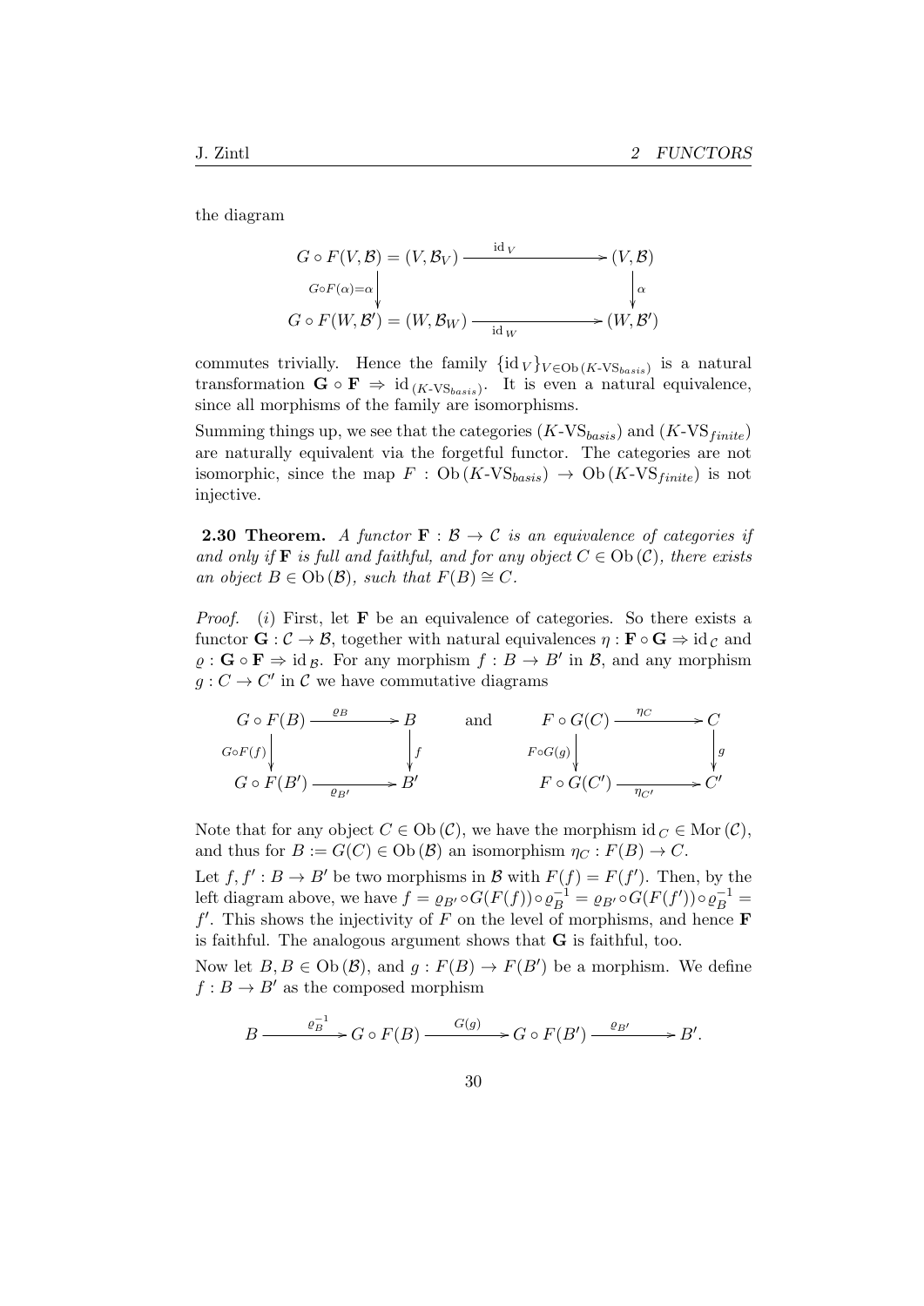the diagram

$$
\begin{array}{ccc}
G \circ F(V, \mathcal{B}) = (V, \mathcal{B}_V) & \xrightarrow{\quad \mathrm{id}_V \quad} & (V, \mathcal{B}) \\
{\scriptstyle G \circ F(\alpha) = \alpha} \big\downarrow & & \big\downarrow {\scriptstyle \alpha} \\
G \circ F(W, \mathcal{B}') = (W, \mathcal{B}_W) & \xrightarrow[\quad \mathrm{id}_W \quad]{} & (W, \mathcal{B}')
\end{array}
$$

commutes trivially. Hence the family $\{\mathrm{id}_V\}_{V \in \mathrm{Ob}\,(K\text{-VS}_{basis})}$ is a natural transformation $\mathbf{G} \circ \mathbf{F} \Rightarrow \mathrm{id}_{(K\text{-VS}_{basis})}$. It is even a natural equivalence, since all morphisms of the family are isomorphisms.

Summing things up, we see that the categories $(K\text{-VS}_{basis})$ and $(K\text{-VS}_{finite})$ are naturally equivalent via the forgetful functor. The categories are not isomorphic, since the map $F : \mathrm{Ob}\,(K\text{-VS}_{basis}) \to \mathrm{Ob}\,(K\text{-VS}_{finite})$ is not injective.

**2.30 Theorem.** *A functor $\mathbf{F} : \mathcal{B} \to \mathcal{C}$ is an equivalence of categories if and only if $\mathbf{F}$ is full and faithful, and for any object $C \in \mathrm{Ob}\,(\mathcal{C})$, there exists an object $B \in \mathrm{Ob}\,(\mathcal{B})$, such that $F(B) \cong C$.*

*Proof.* $(i)$ First, let $\mathbf{F}$ be an equivalence of categories. So there exists a functor $\mathbf{G} : \mathcal{C} \to \mathcal{B}$, together with natural equivalences $\eta : \mathbf{F} \circ \mathbf{G} \Rightarrow \mathrm{id}_{\mathcal{C}}$ and $\varrho : \mathbf{G} \circ \mathbf{F} \Rightarrow \mathrm{id}_{\mathcal{B}}$. For any morphism $f : B \to B'$ in $\mathcal{B}$, and any morphism $g : C \to C'$ in $\mathcal{C}$ we have commutative diagrams

$$
\begin{array}{ccc}
G \circ F(B) & \xrightarrow{\quad \varrho_B \quad} & B \\
{\scriptstyle G \circ F(f)} \big\downarrow & & \big\downarrow {\scriptstyle f} \\
G \circ F(B') & \xrightarrow[\quad \varrho_{B'} \quad]{} & B'
\end{array}
\qquad \text{and} \qquad
\begin{array}{ccc}
F \circ G(C) & \xrightarrow{\quad \eta_C \quad} & C \\
{\scriptstyle F \circ G(g)} \big\downarrow & & \big\downarrow {\scriptstyle g} \\
F \circ G(C') & \xrightarrow[\quad \eta_{C'} \quad]{} & C'
\end{array}
$$

Note that for any object $C \in \mathrm{Ob}\,(\mathcal{C})$, we have the morphism $\mathrm{id}_C \in \mathrm{Mor}\,(\mathcal{C})$, and thus for $B := G(C) \in \mathrm{Ob}\,(\mathcal{B})$ an isomorphism $\eta_C : F(B) \to C$.

Let $f, f' : B \to B'$ be two morphisms in $\mathcal{B}$ with $F(f) = F(f')$. Then, by the left diagram above, we have $f = \varrho_{B'} \circ G(F(f)) \circ \varrho_B^{-1} = \varrho_{B'} \circ G(F(f')) \circ \varrho_B^{-1} = f'$. This shows the injectivity of $F$ on the level of morphisms, and hence $\mathbf{F}$ is faithful. The analogous argument shows that $\mathbf{G}$ is faithful, too.

Now let $B, B \in \mathrm{Ob}\,(\mathcal{B})$, and $g : F(B) \to F(B')$ be a morphism. We define $f : B \to B'$ as the composed morphism

$$
B \xrightarrow{\quad \varrho_B^{-1} \quad} G \circ F(B) \xrightarrow{\quad G(g) \quad} G \circ F(B') \xrightarrow{\quad \varrho_{B'} \quad} B'.
$$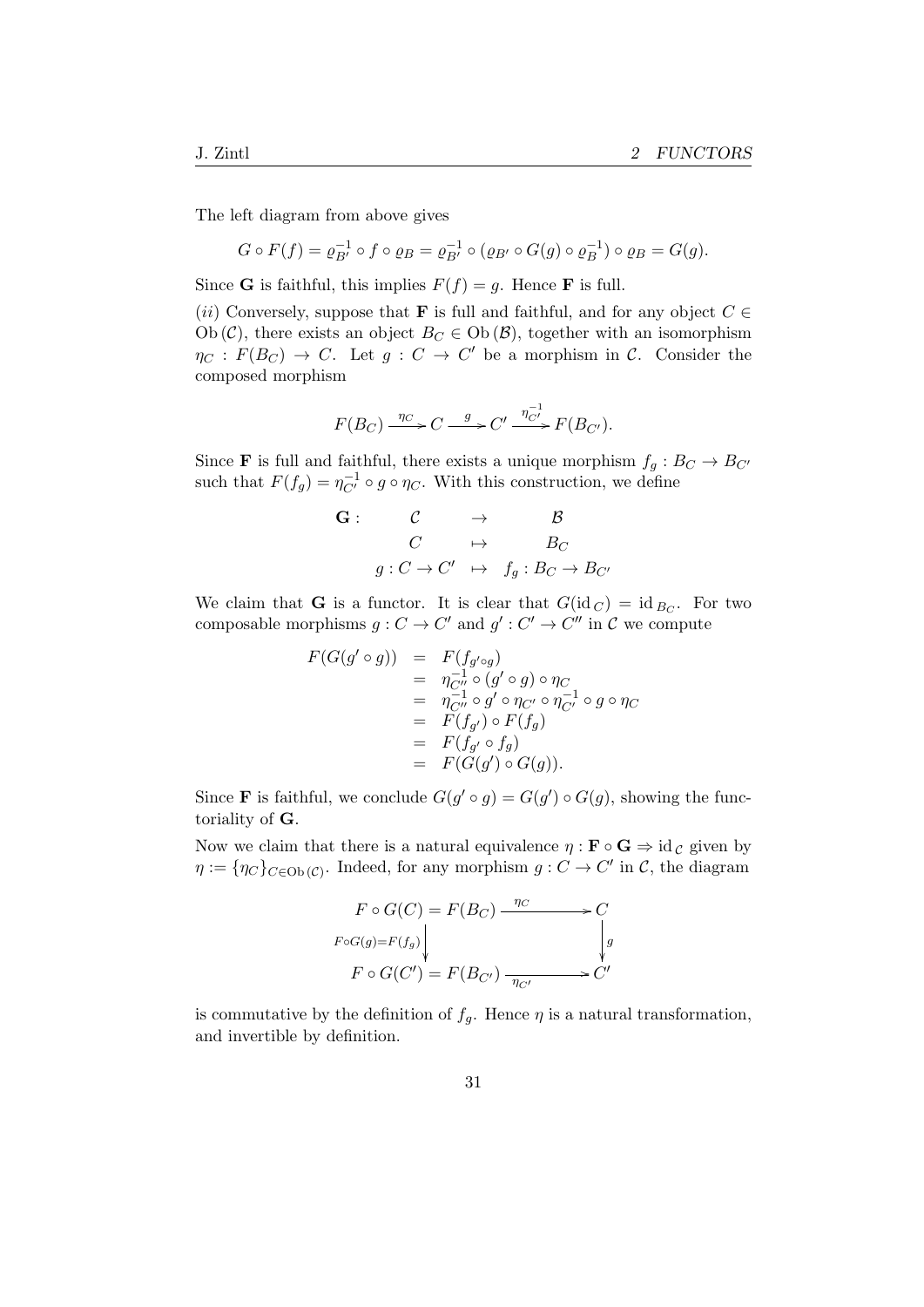The left diagram from above gives

$$G \circ F(f) = \varrho_{B'}^{-1} \circ f \circ \varrho_B = \varrho_{B'}^{-1} \circ (\varrho_{B'} \circ G(g) \circ \varrho_B^{-1}) \circ \varrho_B = G(g).$$

Since $\mathbf{G}$ is faithful, this implies $F(f) = g$. Hence $\mathbf{F}$ is full.

$(ii)$ Conversely, suppose that $\mathbf{F}$ is full and faithful, and for any object $C \in \mathrm{Ob}\,(\mathcal{C})$, there exists an object $B_C \in \mathrm{Ob}\,(\mathcal{B})$, together with an isomorphism $\eta_C : F(B_C) \to C$. Let $g : C \to C'$ be a morphism in $\mathcal{C}$. Consider the composed morphism

$$F(B_C) \xrightarrow{\eta_C} C \xrightarrow{g} C' \xrightarrow{\eta_{C'}^{-1}} F(B_{C'}).$$

Since $\mathbf{F}$ is full and faithful, there exists a unique morphism $f_g : B_C \to B_{C'}$ such that $F(f_g) = \eta_{C'}^{-1} \circ g \circ \eta_C$. With this construction, we define

$$\begin{array}{rccc} \mathbf{G}: & \mathcal{C} & \to & \mathcal{B} \\ & C & \mapsto & B_C \\ & g : C \to C' & \mapsto & f_g : B_C \to B_{C'} \end{array}$$

We claim that $\mathbf{G}$ is a functor. It is clear that $G(\mathrm{id}_C) = \mathrm{id}_{B_C}$. For two composable morphisms $g : C \to C'$ and $g' : C' \to C''$ in $\mathcal{C}$ we compute

$$\begin{array}{rcl} F(G(g' \circ g)) & = & F(f_{g' \circ g}) \\ & = & \eta_{C''}^{-1} \circ (g' \circ g) \circ \eta_C \\ & = & \eta_{C''}^{-1} \circ g' \circ \eta_{C'} \circ \eta_{C'}^{-1} \circ g \circ \eta_C \\ & = & F(f_{g'}) \circ F(f_g) \\ & = & F(f_{g'} \circ f_g) \\ & = & F(G(g') \circ G(g)). \end{array}$$

Since $\mathbf{F}$ is faithful, we conclude $G(g' \circ g) = G(g') \circ G(g)$, showing the functoriality of $\mathbf{G}$.

Now we claim that there is a natural equivalence $\eta : \mathbf{F} \circ \mathbf{G} \Rightarrow \mathrm{id}_{\mathcal{C}}$ given by $\eta := \{\eta_C\}_{C \in \mathrm{Ob}\,(\mathcal{C})}$. Indeed, for any morphism $g : C \to C'$ in $\mathcal{C}$, the diagram

$$\begin{array}{ccc} F \circ G(C) = F(B_C) & \xrightarrow{\eta_C} & C \\ {\scriptstyle F \circ G(g) = F(f_g)} \downarrow & & \downarrow {\scriptstyle g} \\ F \circ G(C') = F(B_{C'}) & \xrightarrow[\eta_{C'}]{} & C' \end{array}$$

is commutative by the definition of $f_g$. Hence $\eta$ is a natural transformation, and invertible by definition.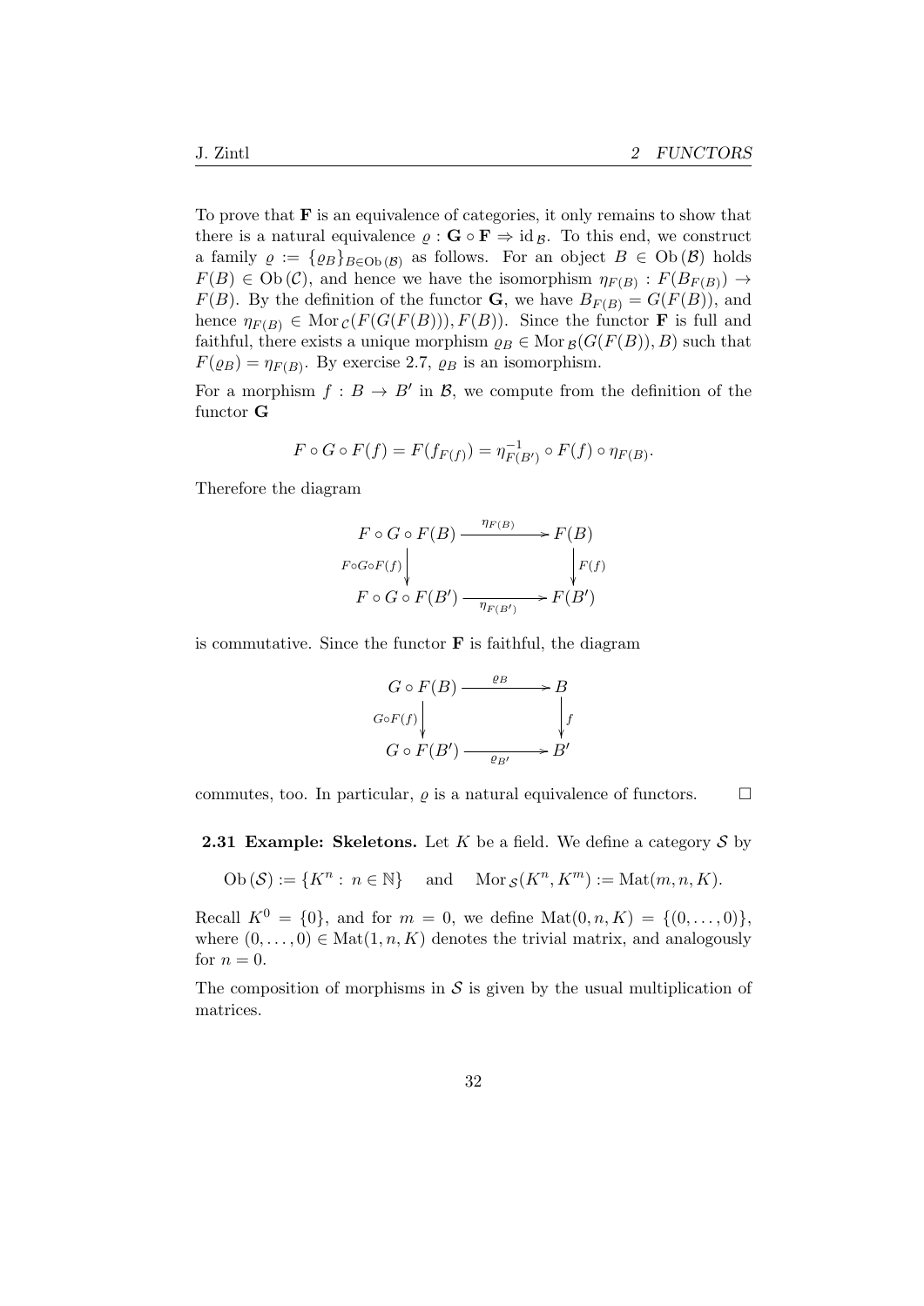To prove that $\mathbf{F}$ is an equivalence of categories, it only remains to show that there is a natural equivalence $\varrho : \mathbf{G} \circ \mathbf{F} \Rightarrow \mathrm{id}_{\mathcal{B}}$. To this end, we construct a family $\varrho := \{\varrho_B\}_{B \in \mathrm{Ob}(\mathcal{B})}$ as follows. For an object $B \in \mathrm{Ob}(\mathcal{B})$ holds $F(B) \in \mathrm{Ob}(\mathcal{C})$, and hence we have the isomorphism $\eta_{F(B)} : F(B_{F(B)}) \to F(B)$. By the definition of the functor $\mathbf{G}$, we have $B_{F(B)} = G(F(B))$, and hence $\eta_{F(B)} \in \mathrm{Mor}_{\mathcal{C}}(F(G(F(B))), F(B))$. Since the functor $\mathbf{F}$ is full and faithful, there exists a unique morphism $\varrho_B \in \mathrm{Mor}_{\mathcal{B}}(G(F(B)), B)$ such that $F(\varrho_B) = \eta_{F(B)}$. By exercise 2.7, $\varrho_B$ is an isomorphism.

For a morphism $f : B \to B'$ in $\mathcal{B}$, we compute from the definition of the functor $\mathbf{G}$

$$F \circ G \circ F(f) = F(f_{F(f)}) = \eta_{F(B')}^{-1} \circ F(f) \circ \eta_{F(B)}.$$

Therefore the diagram

$$\begin{array}{ccc}
F \circ G \circ F(B) & \xrightarrow{\eta_{F(B)}} & F(B) \\
\Big\downarrow{\scriptstyle F \circ G \circ F(f)} & & \Big\downarrow{\scriptstyle F(f)} \\
F \circ G \circ F(B') & \xrightarrow[\eta_{F(B')}]{} & F(B')
\end{array}$$

is commutative. Since the functor $\mathbf{F}$ is faithful, the diagram

$$\begin{array}{ccc}
G \circ F(B) & \xrightarrow{\varrho_B} & B \\
\Big\downarrow{\scriptstyle G \circ F(f)} & & \Big\downarrow{\scriptstyle f} \\
G \circ F(B') & \xrightarrow[\varrho_{B'}]{} & B'
\end{array}$$

commutes, too. In particular, $\varrho$ is a natural equivalence of functors. $\square$

**2.31 Example: Skeletons.** Let $K$ be a field. We define a category $\mathcal{S}$ by

$$\mathrm{Ob}(\mathcal{S}) := \{K^n : n \in \mathbb{N}\} \quad \text{and} \quad \mathrm{Mor}_{\mathcal{S}}(K^n, K^m) := \mathrm{Mat}(m, n, K).$$

Recall $K^0 = \{0\}$, and for $m = 0$, we define $\mathrm{Mat}(0, n, K) = \{(0, \ldots, 0)\}$, where $(0, \ldots, 0) \in \mathrm{Mat}(1, n, K)$ denotes the trivial matrix, and analogously for $n = 0$.

The composition of morphisms in $\mathcal{S}$ is given by the usual multiplication of matrices.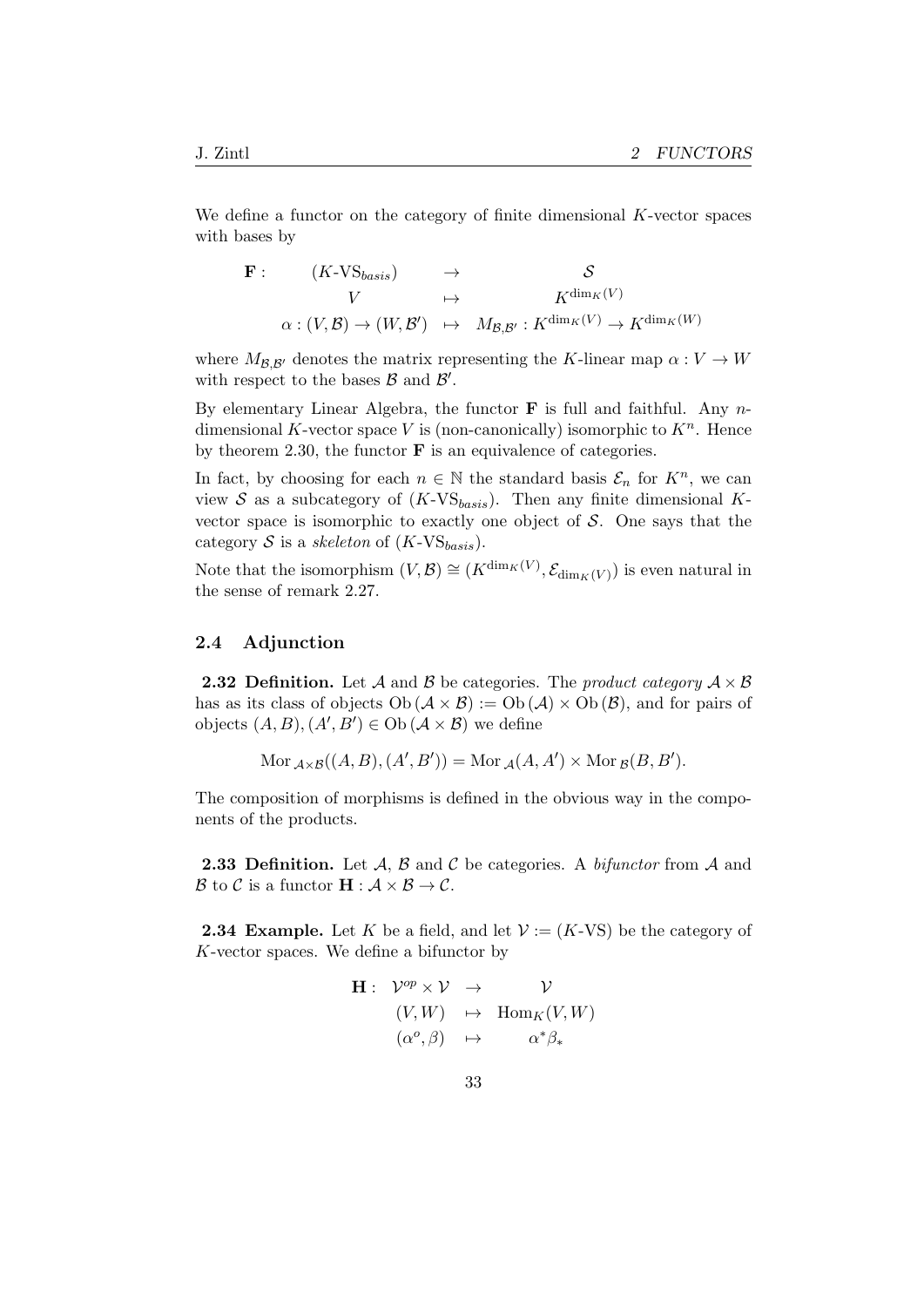We define a functor on the category of finite dimensional $K$-vector spaces with bases by

$$
\begin{array}{llll}
\mathbf{F}: & (K\text{-VS}_{basis}) & \rightarrow & \mathcal{S} \\
& V & \mapsto & K^{\dim_K(V)} \\
& \alpha : (V, \mathcal{B}) \rightarrow (W, \mathcal{B}') & \mapsto & M_{\mathcal{B},\mathcal{B}'} : K^{\dim_K(V)} \rightarrow K^{\dim_K(W)}
\end{array}
$$

where $M_{\mathcal{B},\mathcal{B}'}$ denotes the matrix representing the $K$-linear map $\alpha : V \rightarrow W$ with respect to the bases $\mathcal{B}$ and $\mathcal{B}'$.

By elementary Linear Algebra, the functor $\mathbf{F}$ is full and faithful. Any $n$-dimensional $K$-vector space $V$ is (non-canonically) isomorphic to $K^n$. Hence by theorem 2.30, the functor $\mathbf{F}$ is an equivalence of categories.

In fact, by choosing for each $n \in \mathbb{N}$ the standard basis $\mathcal{E}_n$ for $K^n$, we can view $\mathcal{S}$ as a subcategory of $(K\text{-VS}_{basis})$. Then any finite dimensional $K$-vector space is isomorphic to exactly one object of $\mathcal{S}$. One says that the category $\mathcal{S}$ is a *skeleton* of $(K\text{-VS}_{basis})$.

Note that the isomorphism $(V, \mathcal{B}) \cong (K^{\dim_K(V)}, \mathcal{E}_{\dim_K(V)})$ is even natural in the sense of remark 2.27.

## 2.4 Adjunction

**2.32 Definition.** Let $\mathcal{A}$ and $\mathcal{B}$ be categories. The *product category* $\mathcal{A} \times \mathcal{B}$ has as its class of objects $\mathrm{Ob}\,(\mathcal{A} \times \mathcal{B}) := \mathrm{Ob}\,(\mathcal{A}) \times \mathrm{Ob}\,(\mathcal{B})$, and for pairs of objects $(A, B), (A', B') \in \mathrm{Ob}\,(\mathcal{A} \times \mathcal{B})$ we define

$$
\mathrm{Mor}_{\,\mathcal{A} \times \mathcal{B}}((A, B), (A', B')) = \mathrm{Mor}_{\,\mathcal{A}}(A, A') \times \mathrm{Mor}_{\,\mathcal{B}}(B, B').
$$

The composition of morphisms is defined in the obvious way in the components of the products.

**2.33 Definition.** Let $\mathcal{A}$, $\mathcal{B}$ and $\mathcal{C}$ be categories. A *bifunctor* from $\mathcal{A}$ and $\mathcal{B}$ to $\mathcal{C}$ is a functor $\mathbf{H} : \mathcal{A} \times \mathcal{B} \rightarrow \mathcal{C}$.

**2.34 Example.** Let $K$ be a field, and let $\mathcal{V} := (K\text{-VS})$ be the category of $K$-vector spaces. We define a bifunctor by

$$
\begin{array}{llll}
\mathbf{H}: & \mathcal{V}^{op} \times \mathcal{V} & \rightarrow & \mathcal{V} \\
& (V, W) & \mapsto & \mathrm{Hom}_K(V, W) \\
& (\alpha^o, \beta) & \mapsto & \alpha^* \beta_*
\end{array}
$$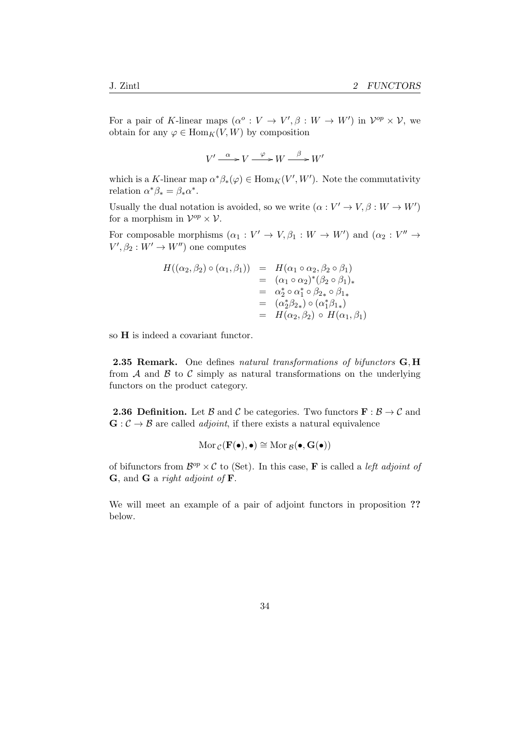For a pair of $K$-linear maps $(\alpha^o : V \to V', \beta : W \to W')$ in $\mathcal{V}^{op} \times \mathcal{V}$, we obtain for any $\varphi \in \mathrm{Hom}_K(V, W)$ by composition

$$V' \xrightarrow{\alpha} V \xrightarrow{\varphi} W \xrightarrow{\beta} W'$$

which is a $K$-linear map $\alpha^* \beta_*(\varphi) \in \mathrm{Hom}_K(V', W')$. Note the commutativity relation $\alpha^* \beta_* = \beta_* \alpha^*$.

Usually the dual notation is avoided, so we write $(\alpha : V' \to V, \beta : W \to W')$ for a morphism in $\mathcal{V}^{op} \times \mathcal{V}$.

For composable morphisms $(\alpha_1 : V' \to V, \beta_1 : W \to W')$ and $(\alpha_2 : V'' \to V', \beta_2 : W' \to W'')$ one computes

$$\begin{aligned}
H((\alpha_2, \beta_2) \circ (\alpha_1, \beta_1)) &= H(\alpha_1 \circ \alpha_2, \beta_2 \circ \beta_1) \\
&= (\alpha_1 \circ \alpha_2)^* (\beta_2 \circ \beta_1)_* \\
&= \alpha_2^* \circ \alpha_1^* \circ \beta_{2*} \circ \beta_{1*} \\
&= (\alpha_2^* \beta_{2*}) \circ (\alpha_1^* \beta_{1*}) \\
&= H(\alpha_2, \beta_2) \circ H(\alpha_1, \beta_1)
\end{aligned}$$

so $\mathbf{H}$ is indeed a covariant functor.

**2.35 Remark.** One defines *natural transformations of bifunctors* $\mathbf{G}, \mathbf{H}$ from $\mathcal{A}$ and $\mathcal{B}$ to $\mathcal{C}$ simply as natural transformations on the underlying functors on the product category.

**2.36 Definition.** Let $\mathcal{B}$ and $\mathcal{C}$ be categories. Two functors $\mathbf{F} : \mathcal{B} \to \mathcal{C}$ and $\mathbf{G} : \mathcal{C} \to \mathcal{B}$ are called *adjoint*, if there exists a natural equivalence

$$\mathrm{Mor}_{\mathcal{C}}(\mathbf{F}(\bullet), \bullet) \cong \mathrm{Mor}_{\mathcal{B}}(\bullet, \mathbf{G}(\bullet))$$

of bifunctors from $\mathcal{B}^{op} \times \mathcal{C}$ to (Set). In this case, $\mathbf{F}$ is called a *left adjoint of* $\mathbf{G}$, and $\mathbf{G}$ a *right adjoint of* $\mathbf{F}$.

We will meet an example of a pair of adjoint functors in proposition **??** below.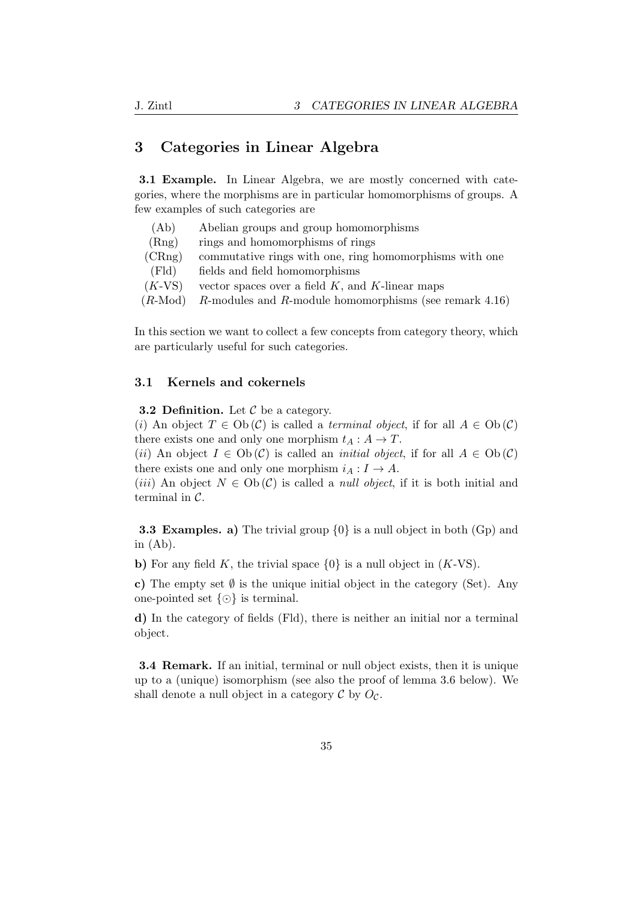# 3 Categories in Linear Algebra

**3.1 Example.** In Linear Algebra, we are mostly concerned with categories, where the morphisms are in particular homomorphisms of groups. A few examples of such categories are

| | |
|---|---|
| (Ab) | Abelian groups and group homomorphisms |
| (Rng) | rings and homomorphisms of rings |
| (CRng) | commutative rings with one, ring homomorphisms with one |
| (Fld) | fields and field homomorphisms |
| ($K$-VS) | vector spaces over a field $K$, and $K$-linear maps |
| ($R$-Mod) | $R$-modules and $R$-module homomorphisms (see remark 4.16) |

In this section we want to collect a few concepts from category theory, which are particularly useful for such categories.

## 3.1 Kernels and cokernels

**3.2 Definition.** Let $\mathcal{C}$ be a category.
($i$) An object $T \in \mathrm{Ob}(\mathcal{C})$ is called a *terminal object*, if for all $A \in \mathrm{Ob}(\mathcal{C})$ there exists one and only one morphism $t_A : A \to T$.
($ii$) An object $I \in \mathrm{Ob}(\mathcal{C})$ is called an *initial object*, if for all $A \in \mathrm{Ob}(\mathcal{C})$ there exists one and only one morphism $i_A : I \to A$.
($iii$) An object $N \in \mathrm{Ob}(\mathcal{C})$ is called a *null object*, if it is both initial and terminal in $\mathcal{C}$.

**3.3 Examples. a)** The trivial group $\{0\}$ is a null object in both (Gp) and in (Ab).

**b)** For any field $K$, the trivial space $\{0\}$ is a null object in ($K$-VS).

**c)** The empty set $\emptyset$ is the unique initial object in the category (Set). Any one-pointed set $\{\odot\}$ is terminal.

**d)** In the category of fields (Fld), there is neither an initial nor a terminal object.

**3.4 Remark.** If an initial, terminal or null object exists, then it is unique up to a (unique) isomorphism (see also the proof of lemma 3.6 below). We shall denote a null object in a category $\mathcal{C}$ by $O_{\mathcal{C}}$.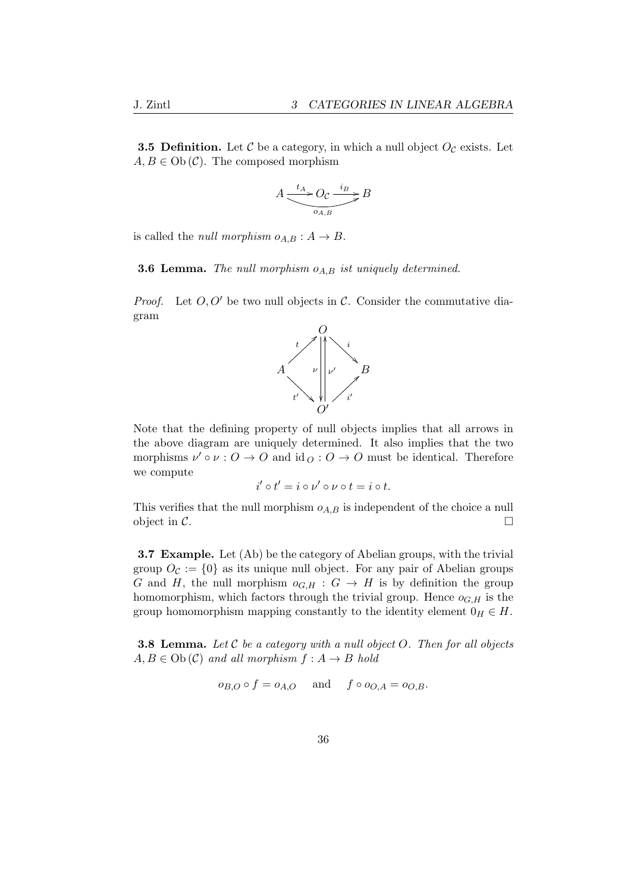**3.5 Definition.** Let $\mathcal{C}$ be a category, in which a null object $O_{\mathcal{C}}$ exists. Let $A, B \in \mathrm{Ob}(\mathcal{C})$. The composed morphism

$$A \xrightarrow{t_A} O_{\mathcal{C}} \xrightarrow{i_B} B, \qquad o_{A,B} = i_B \circ t_A$$

is called the *null morphism* $o_{A,B} : A \to B$.

**3.6 Lemma.** *The null morphism $o_{A,B}$ ist uniquely determined.*

*Proof.* Let $O, O'$ be two null objects in $\mathcal{C}$. Consider the commutative diagram

$$\begin{array}{ccccc} & & O & & \\ & \overset{t}{\nearrow} & \nu \downarrow \uparrow \nu' & \overset{i}{\searrow} & \\ A & & & & B \\ & \underset{t'}{\searrow} & & \underset{i'}{\nearrow} & \\ & & O' & & \end{array}$$

Note that the defining property of null objects implies that all arrows in the above diagram are uniquely determined. It also implies that the two morphisms $\nu' \circ \nu : O \to O$ and $\mathrm{id}_O : O \to O$ must be identical. Therefore we compute

$$i' \circ t' = i \circ \nu' \circ \nu \circ t = i \circ t.$$

This verifies that the null morphism $o_{A,B}$ is independent of the choice a null object in $\mathcal{C}$. □

**3.7 Example.** Let (Ab) be the category of Abelian groups, with the trivial group $O_{\mathcal{C}} := \{0\}$ as its unique null object. For any pair of Abelian groups $G$ and $H$, the null morphism $o_{G,H} : G \to H$ is by definition the group homomorphism, which factors through the trivial group. Hence $o_{G,H}$ is the group homomorphism mapping constantly to the identity element $0_H \in H$.

**3.8 Lemma.** *Let $\mathcal{C}$ be a category with a null object $O$. Then for all objects $A, B \in \mathrm{Ob}(\mathcal{C})$ and all morphism $f : A \to B$ hold*

$$o_{B,O} \circ f = o_{A,O} \quad \text{and} \quad f \circ o_{O,A} = o_{O,B}.$$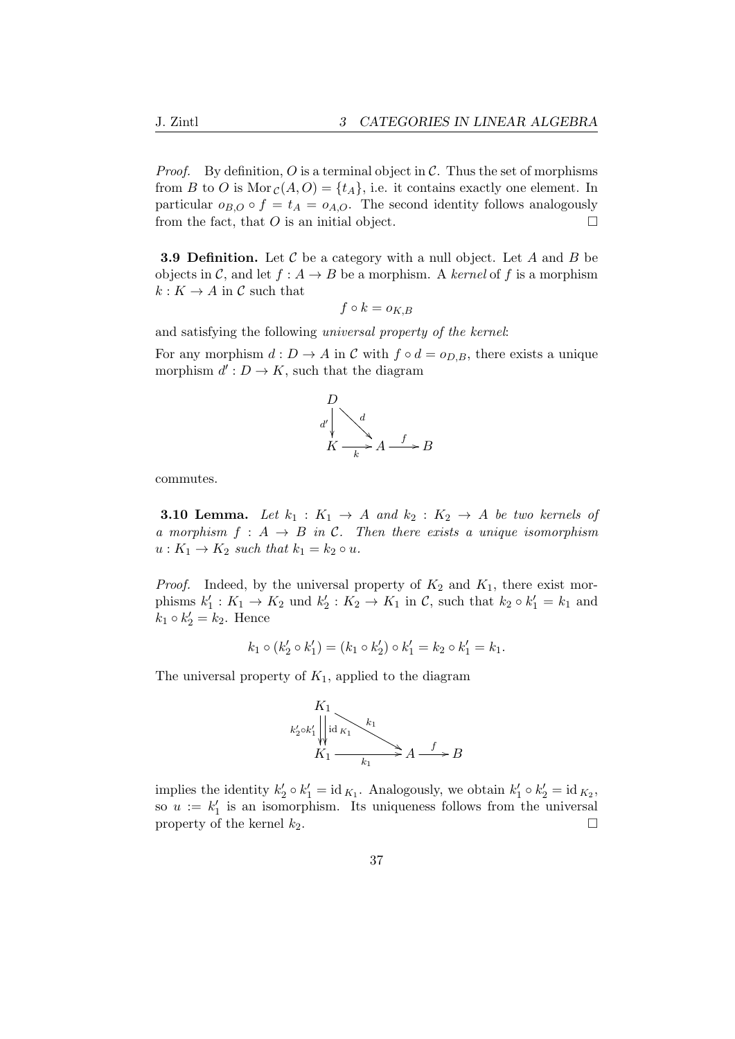*Proof.* By definition, $O$ is a terminal object in $\mathcal{C}$. Thus the set of morphisms from $B$ to $O$ is $\mathrm{Mor}_{\mathcal{C}}(A, O) = \{t_A\}$, i.e. it contains exactly one element. In particular $o_{B,O} \circ f = t_A = o_{A,O}$. The second identity follows analogously from the fact, that $O$ is an initial object. □

**3.9 Definition.** Let $\mathcal{C}$ be a category with a null object. Let $A$ and $B$ be objects in $\mathcal{C}$, and let $f : A \to B$ be a morphism. A *kernel* of $f$ is a morphism $k : K \to A$ in $\mathcal{C}$ such that

$$f \circ k = o_{K,B}$$

and satisfying the following *universal property of the kernel*:

For any morphism $d : D \to A$ in $\mathcal{C}$ with $f \circ d = o_{D,B}$, there exists a unique morphism $d' : D \to K$, such that the diagram

$$\begin{array}{ccccc} D & & & & \\ {\scriptstyle d'}\downarrow & \searrow^{d} & & & \\ K & \xrightarrow[k]{} & A & \xrightarrow{f} & B \end{array}$$

commutes.

**3.10 Lemma.** *Let $k_1 : K_1 \to A$ and $k_2 : K_2 \to A$ be two kernels of a morphism $f : A \to B$ in $\mathcal{C}$. Then there exists a unique isomorphism $u : K_1 \to K_2$ such that $k_1 = k_2 \circ u$.*

*Proof.* Indeed, by the universal property of $K_2$ and $K_1$, there exist morphisms $k_1' : K_1 \to K_2$ und $k_2' : K_2 \to K_1$ in $\mathcal{C}$, such that $k_2 \circ k_1' = k_1$ and $k_1 \circ k_2' = k_2$. Hence

$$k_1 \circ (k_2' \circ k_1') = (k_1 \circ k_2') \circ k_1' = k_2 \circ k_1' = k_1.$$

The universal property of $K_1$, applied to the diagram

$$\begin{array}{ccccc} K_1 & & & & \\ {\scriptstyle k_2' \circ k_1'}\downarrow\downarrow{\scriptstyle \mathrm{id}_{K_1}} & \searrow^{k_1} & & & \\ K_1 & \xrightarrow[k_1]{} & A & \xrightarrow{f} & B \end{array}$$

implies the identity $k_2' \circ k_1' = \mathrm{id}_{K_1}$. Analogously, we obtain $k_1' \circ k_2' = \mathrm{id}_{K_2}$, so $u := k_1'$ is an isomorphism. Its uniqueness follows from the universal property of the kernel $k_2$. □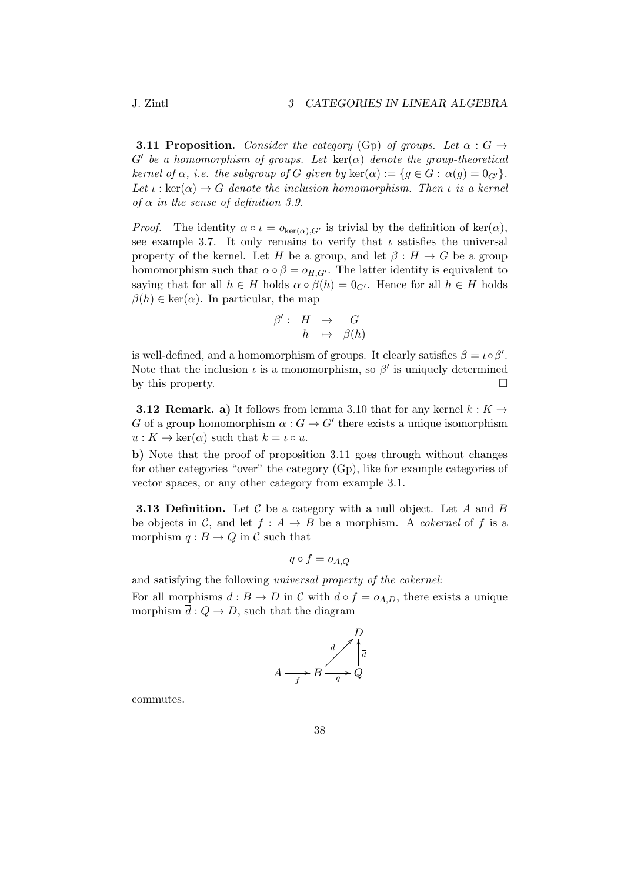**3.11 Proposition.** *Consider the category* (Gp) *of groups. Let $\alpha : G \to G'$ be a homomorphism of groups. Let $\ker(\alpha)$ denote the group-theoretical kernel of $\alpha$, i.e. the subgroup of $G$ given by $\ker(\alpha) := \{g \in G : \alpha(g) = 0_{G'}\}$. Let $\iota : \ker(\alpha) \to G$ denote the inclusion homomorphism. Then $\iota$ is a kernel of $\alpha$ in the sense of definition 3.9.*

*Proof.* The identity $\alpha \circ \iota = o_{\ker(\alpha),G'}$ is trivial by the definition of $\ker(\alpha)$, see example 3.7. It only remains to verify that $\iota$ satisfies the universal property of the kernel. Let $H$ be a group, and let $\beta : H \to G$ be a group homomorphism such that $\alpha \circ \beta = o_{H,G'}$. The latter identity is equivalent to saying that for all $h \in H$ holds $\alpha \circ \beta(h) = 0_{G'}$. Hence for all $h \in H$ holds $\beta(h) \in \ker(\alpha)$. In particular, the map

$$\begin{array}{rccc} \beta' : & H & \to & G \\ & h & \mapsto & \beta(h) \end{array}$$

is well-defined, and a homomorphism of groups. It clearly satisfies $\beta = \iota \circ \beta'$. Note that the inclusion $\iota$ is a monomorphism, so $\beta'$ is uniquely determined by this property. $\square$

**3.12 Remark. a)** It follows from lemma 3.10 that for any kernel $k : K \to G$ of a group homomorphism $\alpha : G \to G'$ there exists a unique isomorphism $u : K \to \ker(\alpha)$ such that $k = \iota \circ u$.

**b)** Note that the proof of proposition 3.11 goes through without changes for other categories "over" the category (Gp), like for example categories of vector spaces, or any other category from example 3.1.

**3.13 Definition.** Let $\mathcal{C}$ be a category with a null object. Let $A$ and $B$ be objects in $\mathcal{C}$, and let $f : A \to B$ be a morphism. A *cokernel* of $f$ is a morphism $q : B \to Q$ in $\mathcal{C}$ such that

$$q \circ f = o_{A,Q}$$

and satisfying the following *universal property of the cokernel*:

For all morphisms $d : B \to D$ in $\mathcal{C}$ with $d \circ f = o_{A,D}$, there exists a unique morphism $\overline{d} : Q \to D$, such that the diagram

$$\begin{array}{ccccc} & & & & D \\ & & & \overset{d}{\nearrow} & \uparrow \overline{d} \\ A & \xrightarrow{f} & B & \xrightarrow{q} & Q \end{array}$$

commutes.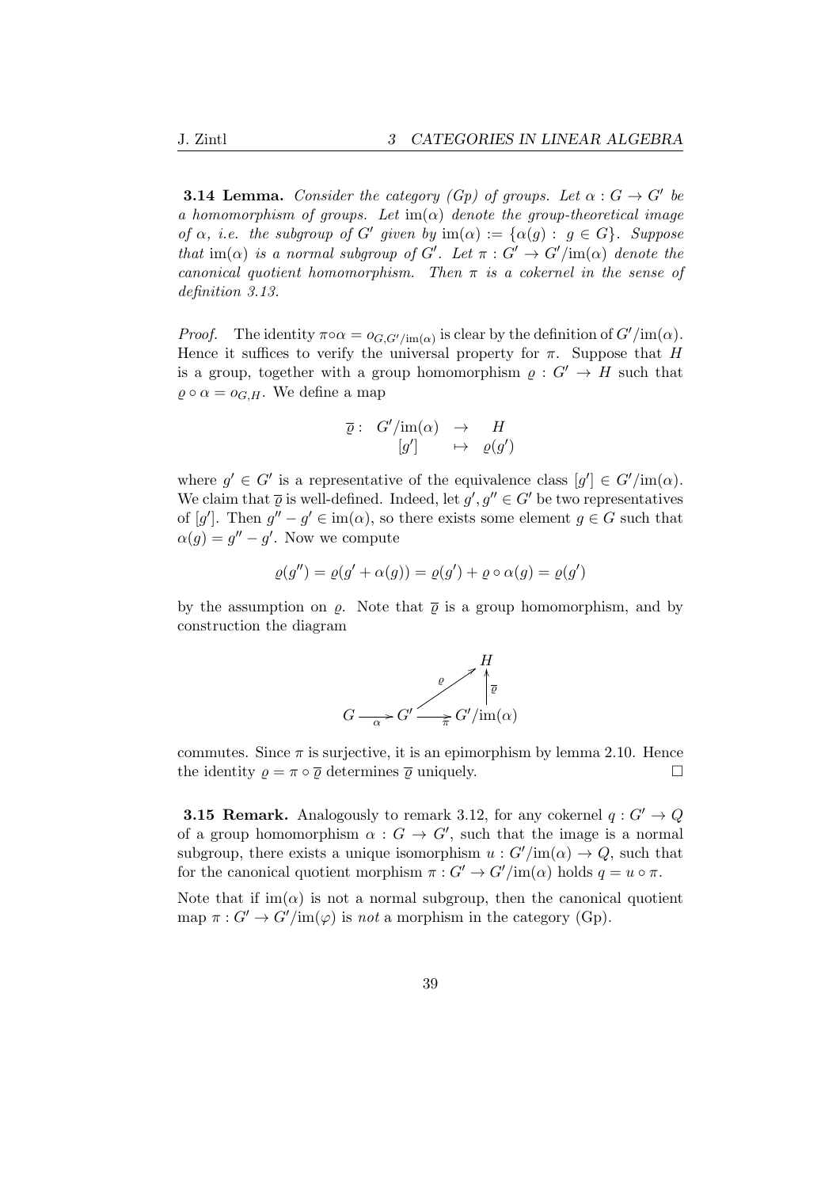**3.14 Lemma.** *Consider the category (Gp) of groups. Let $\alpha : G \to G'$ be a homomorphism of groups. Let $\operatorname{im}(\alpha)$ denote the group-theoretical image of $\alpha$, i.e. the subgroup of $G'$ given by $\operatorname{im}(\alpha) := \{\alpha(g) : g \in G\}$. Suppose that $\operatorname{im}(\alpha)$ is a normal subgroup of $G'$. Let $\pi : G' \to G'/\operatorname{im}(\alpha)$ denote the canonical quotient homomorphism. Then $\pi$ is a cokernel in the sense of definition 3.13.*

*Proof.* The identity $\pi \circ \alpha = o_{G,G'/\operatorname{im}(\alpha)}$ is clear by the definition of $G'/\operatorname{im}(\alpha)$. Hence it suffices to verify the universal property for $\pi$. Suppose that $H$ is a group, together with a group homomorphism $\varrho : G' \to H$ such that $\varrho \circ \alpha = o_{G,H}$. We define a map

$$\overline{\varrho} : \begin{array}{ccc} G'/\operatorname{im}(\alpha) & \to & H \\ [g'] & \mapsto & \varrho(g') \end{array}$$

where $g' \in G'$ is a representative of the equivalence class $[g'] \in G'/\operatorname{im}(\alpha)$. We claim that $\overline{\varrho}$ is well-defined. Indeed, let $g', g'' \in G'$ be two representatives of $[g']$. Then $g'' - g' \in \operatorname{im}(\alpha)$, so there exists some element $g \in G$ such that $\alpha(g) = g'' - g'$. Now we compute

$$\varrho(g'') = \varrho(g' + \alpha(g)) = \varrho(g') + \varrho \circ \alpha(g) = \varrho(g')$$

by the assumption on $\varrho$. Note that $\overline{\varrho}$ is a group homomorphism, and by construction the diagram

$$\begin{array}{ccccc} & & & & H \\ & & & \overset{\varrho}{\nearrow} & \uparrow \overline{\varrho} \\ G & \xrightarrow{\alpha} & G' & \xrightarrow{\pi} & G'/\operatorname{im}(\alpha) \end{array}$$

commutes. Since $\pi$ is surjective, it is an epimorphism by lemma 2.10. Hence the identity $\varrho = \pi \circ \overline{\varrho}$ determines $\overline{\varrho}$ uniquely. □

**3.15 Remark.** Analogously to remark 3.12, for any cokernel $q : G' \to Q$ of a group homomorphism $\alpha : G \to G'$, such that the image is a normal subgroup, there exists a unique isomorphism $u : G'/\operatorname{im}(\alpha) \to Q$, such that for the canonical quotient morphism $\pi : G' \to G'/\operatorname{im}(\alpha)$ holds $q = u \circ \pi$.

Note that if $\operatorname{im}(\alpha)$ is not a normal subgroup, then the canonical quotient map $\pi : G' \to G'/\operatorname{im}(\varphi)$ is *not* a morphism in the category (Gp).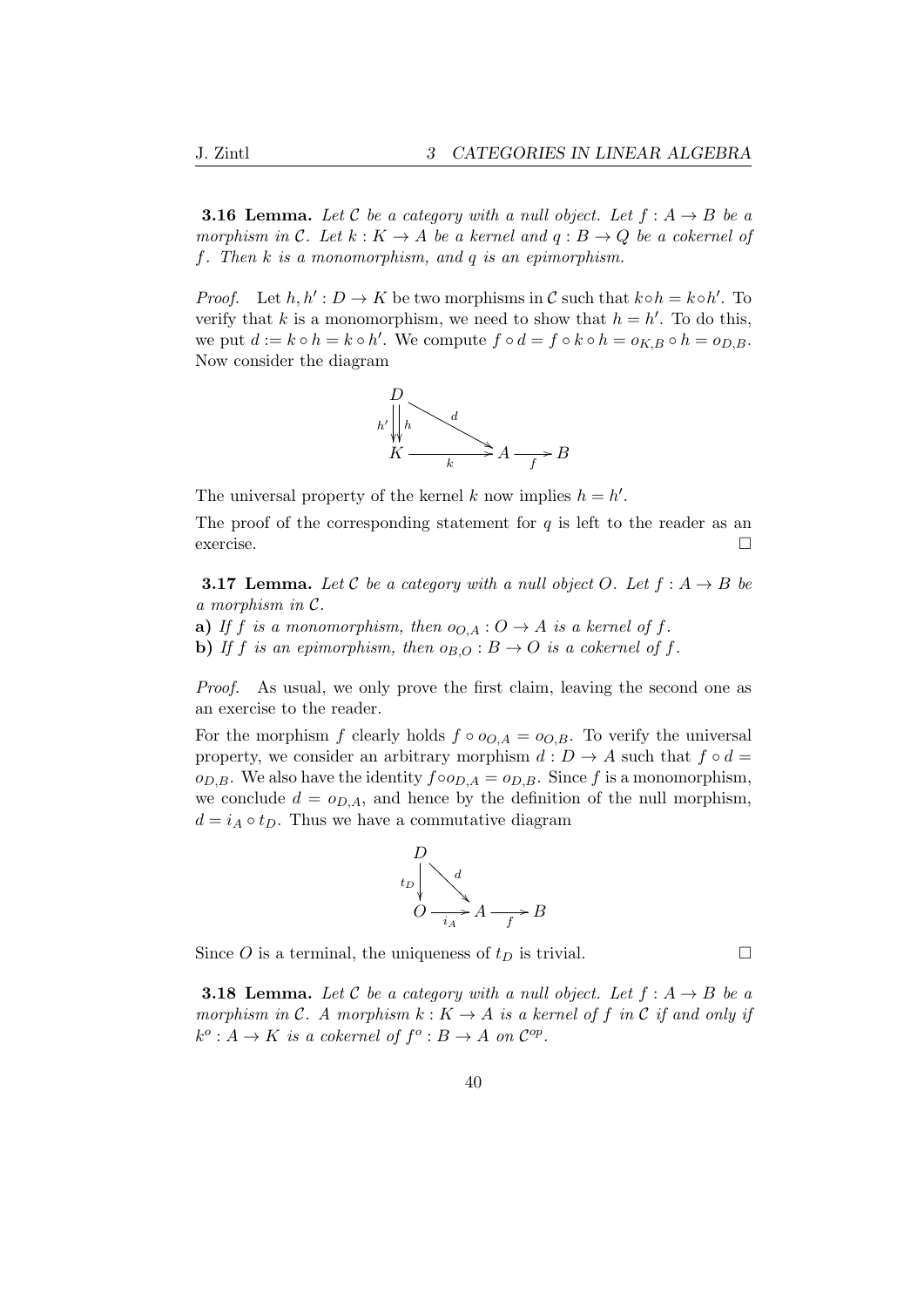**3.16 Lemma.** *Let $\mathcal{C}$ be a category with a null object. Let $f : A \to B$ be a morphism in $\mathcal{C}$. Let $k : K \to A$ be a kernel and $q : B \to Q$ be a cokernel of $f$. Then $k$ is a monomorphism, and $q$ is an epimorphism.*

*Proof.* Let $h, h' : D \to K$ be two morphisms in $\mathcal{C}$ such that $k \circ h = k \circ h'$. To verify that $k$ is a monomorphism, we need to show that $h = h'$. To do this, we put $d := k \circ h = k \circ h'$. We compute $f \circ d = f \circ k \circ h = o_{K,B} \circ h = o_{D,B}$. Now consider the diagram

$$\begin{array}{ccccc} D & & & & \\ h' \downarrow\downarrow h & \searrow^{d} & & & \\ K & \xrightarrow{k} & A & \xrightarrow{f} & B \end{array}$$

The universal property of the kernel $k$ now implies $h = h'$.

The proof of the corresponding statement for $q$ is left to the reader as an exercise. □

**3.17 Lemma.** *Let $\mathcal{C}$ be a category with a null object $O$. Let $f : A \to B$ be a morphism in $\mathcal{C}$.*

**a)** *If $f$ is a monomorphism, then $o_{O,A} : O \to A$ is a kernel of $f$.*

**b)** *If $f$ is an epimorphism, then $o_{B,O} : B \to O$ is a cokernel of $f$.*

*Proof.* As usual, we only prove the first claim, leaving the second one as an exercise to the reader.

For the morphism $f$ clearly holds $f \circ o_{O,A} = o_{O,B}$. To verify the universal property, we consider an arbitrary morphism $d : D \to A$ such that $f \circ d = o_{D,B}$. We also have the identity $f \circ o_{D,A} = o_{D,B}$. Since $f$ is a monomorphism, we conclude $d = o_{D,A}$, and hence by the definition of the null morphism, $d = i_A \circ t_D$. Thus we have a commutative diagram

$$\begin{array}{ccccc} D & & & & \\ t_D \downarrow & \searrow^{d} & & & \\ O & \xrightarrow{i_A} & A & \xrightarrow{f} & B \end{array}$$

Since $O$ is a terminal, the uniqueness of $t_D$ is trivial. □

**3.18 Lemma.** *Let $\mathcal{C}$ be a category with a null object. Let $f : A \to B$ be a morphism in $\mathcal{C}$. A morphism $k : K \to A$ is a kernel of $f$ in $\mathcal{C}$ if and only if $k^o : A \to K$ is a cokernel of $f^o : B \to A$ on $\mathcal{C}^{op}$.*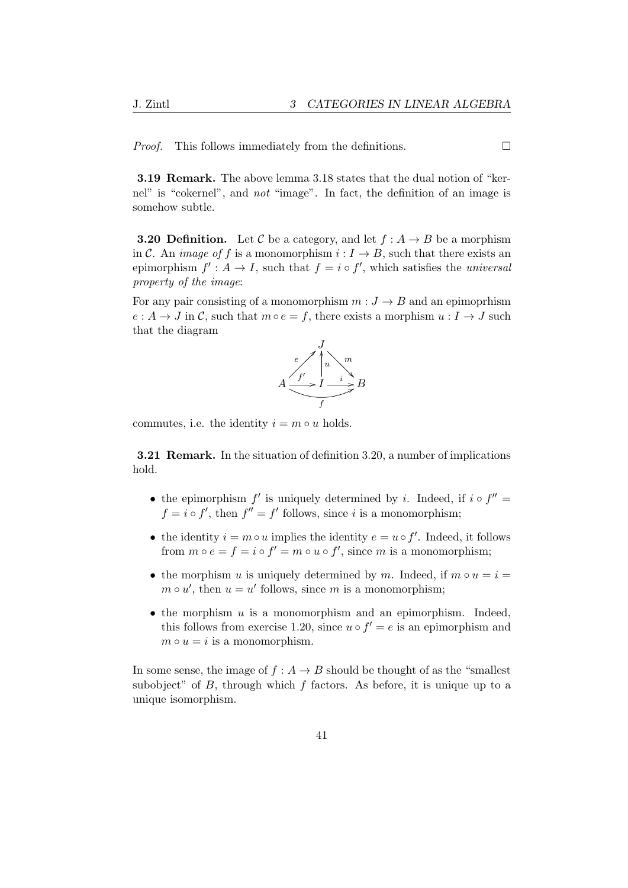*Proof.* This follows immediately from the definitions. □

**3.19 Remark.** The above lemma 3.18 states that the dual notion of "kernel" is "cokernel", and *not* "image". In fact, the definition of an image is somehow subtle.

**3.20 Definition.** Let $\mathcal{C}$ be a category, and let $f : A \to B$ be a morphism in $\mathcal{C}$. An *image of* $f$ is a monomorphism $i : I \to B$, such that there exists an epimorphism $f' : A \to I$, such that $f = i \circ f'$, which satisfies the *universal property of the image*:

For any pair consisting of a monomorphism $m : J \to B$ and an epimoprhism $e : A \to J$ in $\mathcal{C}$, such that $m \circ e = f$, there exists a morphism $u : I \to J$ such that the diagram

$$
\begin{array}{ccccc}
 & & J & & \\
 & {\scriptstyle e}\nearrow & \uparrow{\scriptstyle u} & \searrow{\scriptstyle m} & \\
A & \xrightarrow{\;f'\;} & I & \xrightarrow{\;i\;} & B
\end{array}
\qquad A \xrightarrow{\;f\;} B
$$

commutes, i.e. the identity $i = m \circ u$ holds.

**3.21 Remark.** In the situation of definition 3.20, a number of implications hold.

- the epimorphism $f'$ is uniquely determined by $i$. Indeed, if $i \circ f'' = f = i \circ f'$, then $f'' = f'$ follows, since $i$ is a monomorphism;
- the identity $i = m \circ u$ implies the identity $e = u \circ f'$. Indeed, it follows from $m \circ e = f = i \circ f' = m \circ u \circ f'$, since $m$ is a monomorphism;
- the morphism $u$ is uniquely determined by $m$. Indeed, if $m \circ u = i = m \circ u'$, then $u = u'$ follows, since $m$ is a monomorphism;
- the morphism $u$ is a monomorphism and an epimorphism. Indeed, this follows from exercise 1.20, since $u \circ f' = e$ is an epimorphism and $m \circ u = i$ is a monomorphism.

In some sense, the image of $f : A \to B$ should be thought of as the "smallest subobject" of $B$, through which $f$ factors. As before, it is unique up to a unique isomorphism.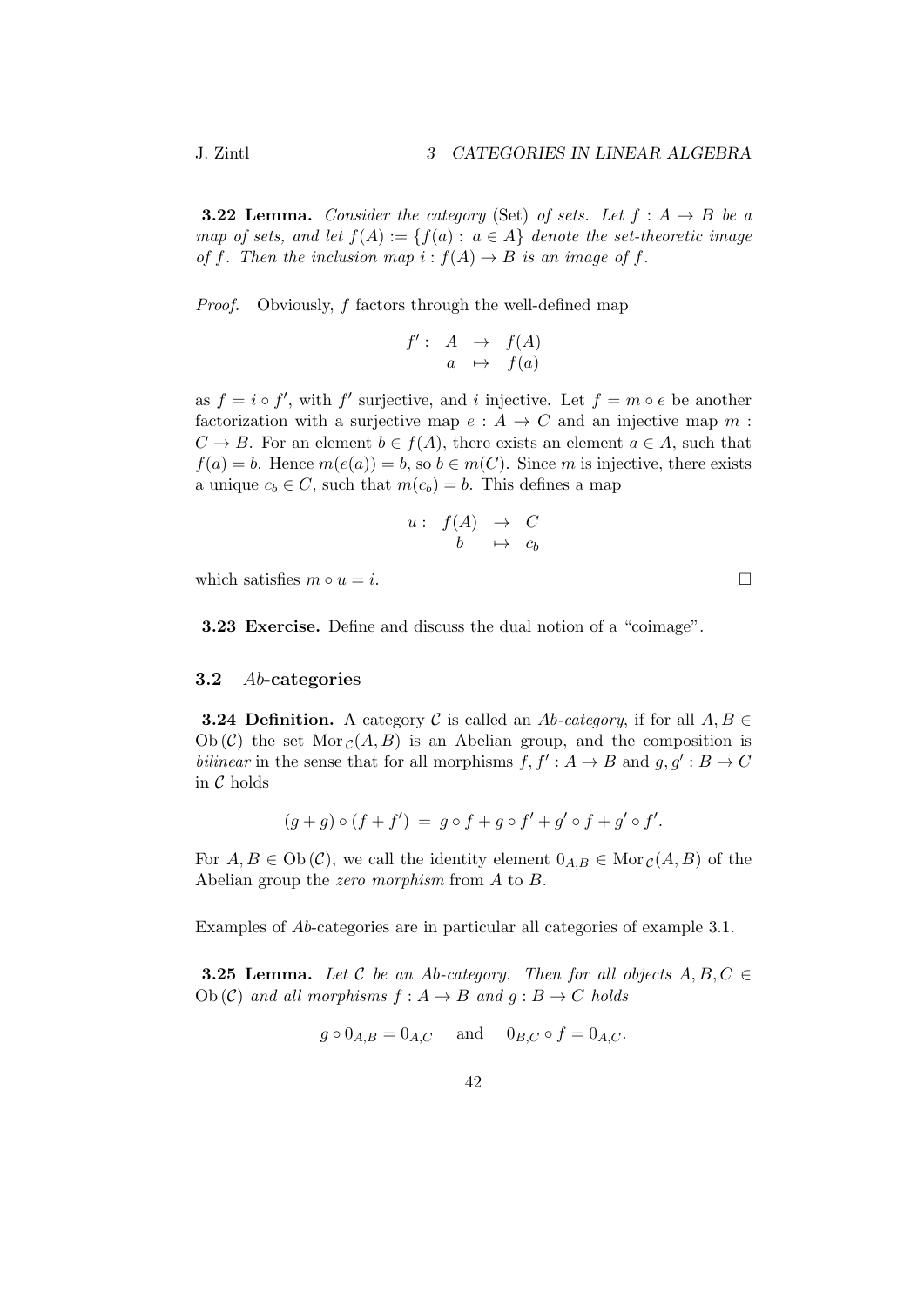**3.22 Lemma.** *Consider the category* (Set) *of sets. Let $f : A \to B$ be a map of sets, and let $f(A) := \{f(a) : a \in A\}$ denote the set-theoretic image of $f$. Then the inclusion map $i : f(A) \to B$ is an image of $f$.*

*Proof.* Obviously, $f$ factors through the well-defined map

$$f' : \begin{array}{ccc} A & \to & f(A) \\ a & \mapsto & f(a) \end{array}$$

as $f = i \circ f'$, with $f'$ surjective, and $i$ injective. Let $f = m \circ e$ be another factorization with a surjective map $e : A \to C$ and an injective map $m : C \to B$. For an element $b \in f(A)$, there exists an element $a \in A$, such that $f(a) = b$. Hence $m(e(a)) = b$, so $b \in m(C)$. Since $m$ is injective, there exists a unique $c_b \in C$, such that $m(c_b) = b$. This defines a map

$$u : \begin{array}{ccc} f(A) & \to & C \\ b & \mapsto & c_b \end{array}$$

which satisfies $m \circ u = i$. □

**3.23 Exercise.** Define and discuss the dual notion of a "coimage".

### 3.2 *Ab*-categories

**3.24 Definition.** A category $\mathcal{C}$ is called an *Ab-category*, if for all $A, B \in \mathrm{Ob}\,(\mathcal{C})$ the set $\mathrm{Mor}_{\mathcal{C}}(A, B)$ is an Abelian group, and the composition is *bilinear* in the sense that for all morphisms $f, f' : A \to B$ and $g, g' : B \to C$ in $\mathcal{C}$ holds

$$(g + g) \circ (f + f') \;=\; g \circ f + g \circ f' + g' \circ f + g' \circ f'.$$

For $A, B \in \mathrm{Ob}\,(\mathcal{C})$, we call the identity element $0_{A,B} \in \mathrm{Mor}_{\mathcal{C}}(A, B)$ of the Abelian group the *zero morphism* from $A$ to $B$.

Examples of *Ab*-categories are in particular all categories of example 3.1.

**3.25 Lemma.** *Let $\mathcal{C}$ be an Ab-category. Then for all objects $A, B, C \in \mathrm{Ob}\,(\mathcal{C})$ and all morphisms $f : A \to B$ and $g : B \to C$ holds*

$$g \circ 0_{A,B} = 0_{A,C} \quad \text{and} \quad 0_{B,C} \circ f = 0_{A,C}.$$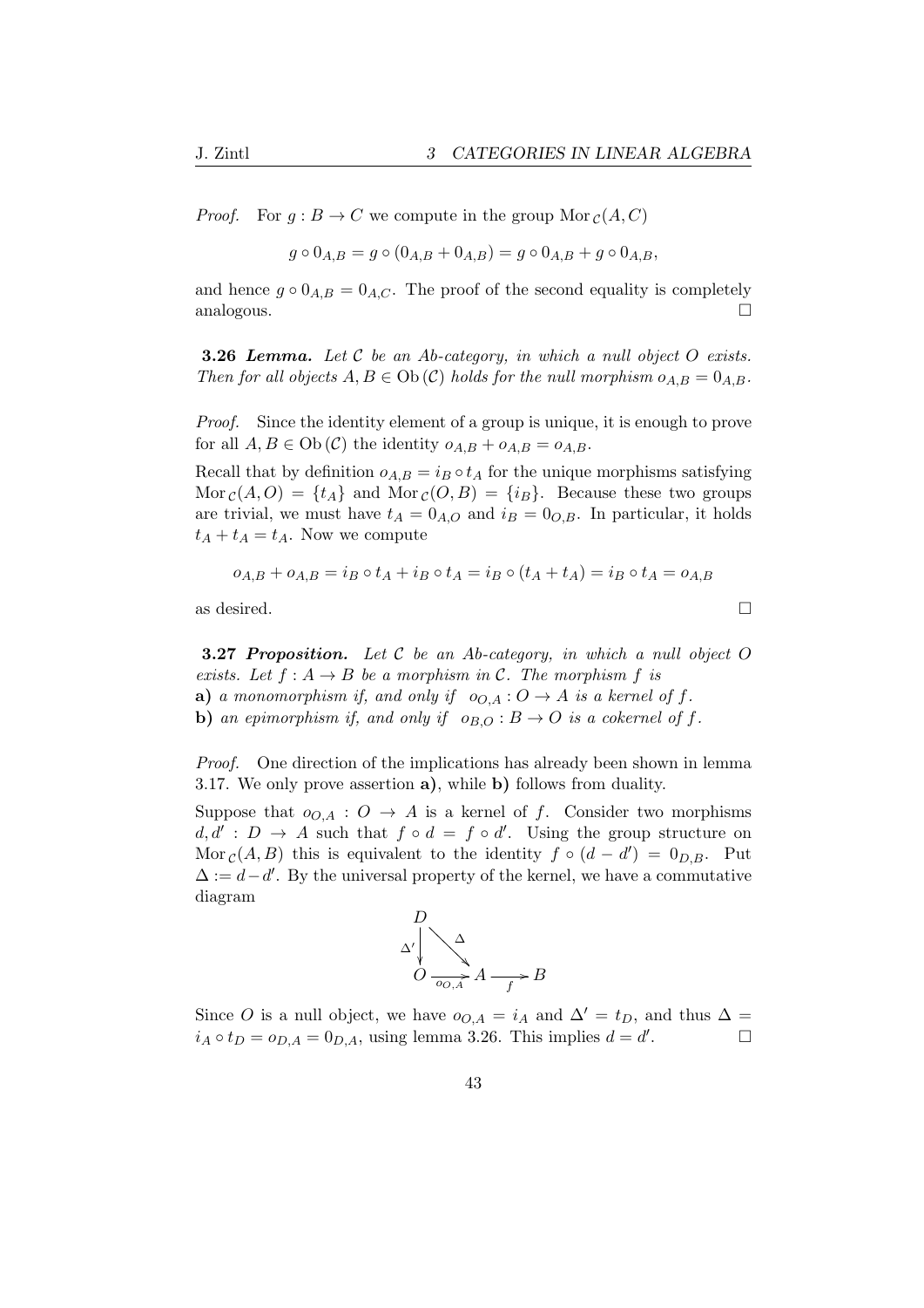*Proof.* For $g : B \to C$ we compute in the group $\mathrm{Mor}_{\mathcal{C}}(A, C)$

$$g \circ 0_{A,B} = g \circ (0_{A,B} + 0_{A,B}) = g \circ 0_{A,B} + g \circ 0_{A,B},$$

and hence $g \circ 0_{A,B} = 0_{A,C}$. The proof of the second equality is completely analogous. □

**3.26** ***Lemma.*** *Let $\mathcal{C}$ be an Ab-category, in which a null object $O$ exists. Then for all objects $A, B \in \mathrm{Ob}(\mathcal{C})$ holds for the null morphism $o_{A,B} = 0_{A,B}$.*

*Proof.* Since the identity element of a group is unique, it is enough to prove for all $A, B \in \mathrm{Ob}(\mathcal{C})$ the identity $o_{A,B} + o_{A,B} = o_{A,B}$.

Recall that by definition $o_{A,B} = i_B \circ t_A$ for the unique morphisms satisfying $\mathrm{Mor}_{\mathcal{C}}(A, O) = \{t_A\}$ and $\mathrm{Mor}_{\mathcal{C}}(O, B) = \{i_B\}$. Because these two groups are trivial, we must have $t_A = 0_{A,O}$ and $i_B = 0_{O,B}$. In particular, it holds $t_A + t_A = t_A$. Now we compute

$$o_{A,B} + o_{A,B} = i_B \circ t_A + i_B \circ t_A = i_B \circ (t_A + t_A) = i_B \circ t_A = o_{A,B}$$

as desired. □

**3.27** ***Proposition.*** *Let $\mathcal{C}$ be an Ab-category, in which a null object $O$ exists. Let $f : A \to B$ be a morphism in $\mathcal{C}$. The morphism $f$ is*
**a)** *a monomorphism if, and only if $o_{O,A} : O \to A$ is a kernel of $f$.*
**b)** *an epimorphism if, and only if $o_{B,O} : B \to O$ is a cokernel of $f$.*

*Proof.* One direction of the implications has already been shown in lemma 3.17. We only prove assertion **a)**, while **b)** follows from duality.

Suppose that $o_{O,A} : O \to A$ is a kernel of $f$. Consider two morphisms $d, d' : D \to A$ such that $f \circ d = f \circ d'$. Using the group structure on $\mathrm{Mor}_{\mathcal{C}}(A, B)$ this is equivalent to the identity $f \circ (d - d') = 0_{D,B}$. Put $\Delta := d - d'$. By the universal property of the kernel, we have a commutative diagram

$$\begin{array}{ccccc} D & & & & \\ {\scriptstyle \Delta'}\downarrow & \searrow^{\Delta} & & & \\ O & \xrightarrow[o_{O,A}]{} & A & \xrightarrow[f]{} & B \end{array}$$

Since $O$ is a null object, we have $o_{O,A} = i_A$ and $\Delta' = t_D$, and thus $\Delta = i_A \circ t_D = o_{D,A} = 0_{D,A}$, using lemma 3.26. This implies $d = d'$. □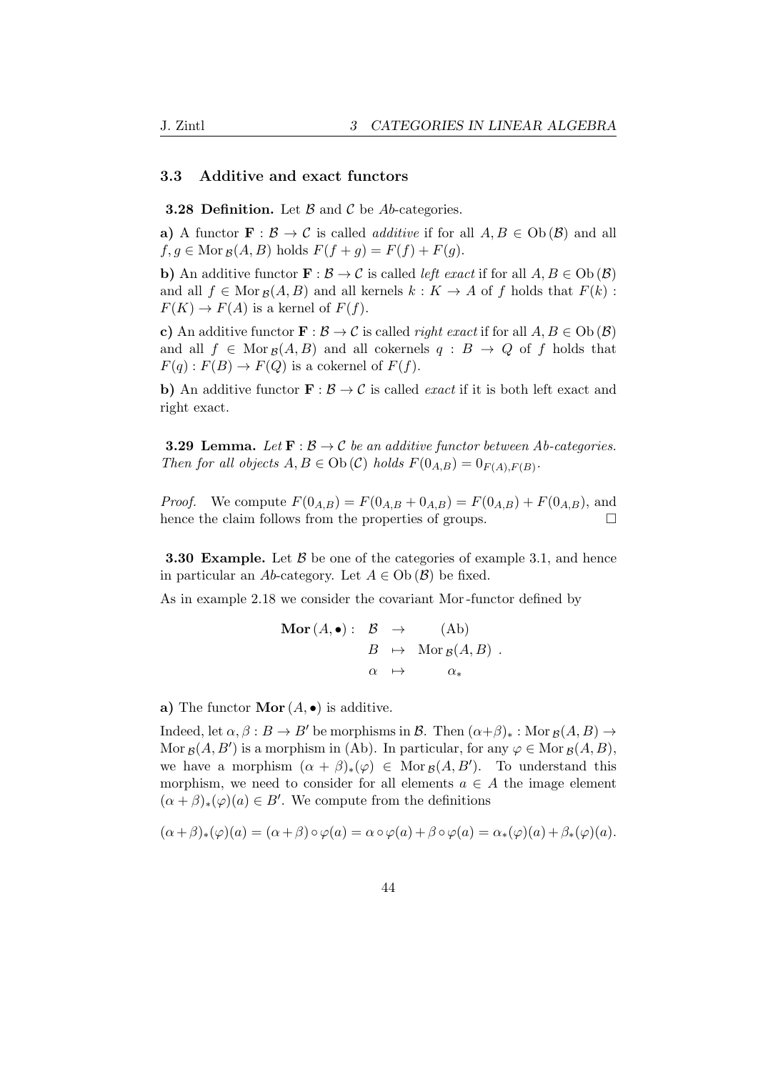### 3.3 Additive and exact functors

**3.28 Definition.** Let $\mathcal{B}$ and $\mathcal{C}$ be *Ab*-categories.

**a)** A functor $\mathbf{F} : \mathcal{B} \to \mathcal{C}$ is called *additive* if for all $A, B \in \mathrm{Ob}\,(\mathcal{B})$ and all $f, g \in \mathrm{Mor}_{\mathcal{B}}(A, B)$ holds $F(f + g) = F(f) + F(g)$.

**b)** An additive functor $\mathbf{F} : \mathcal{B} \to \mathcal{C}$ is called *left exact* if for all $A, B \in \mathrm{Ob}\,(\mathcal{B})$ and all $f \in \mathrm{Mor}_{\mathcal{B}}(A, B)$ and all kernels $k : K \to A$ of $f$ holds that $F(k) : F(K) \to F(A)$ is a kernel of $F(f)$.

**c)** An additive functor $\mathbf{F} : \mathcal{B} \to \mathcal{C}$ is called *right exact* if for all $A, B \in \mathrm{Ob}\,(\mathcal{B})$ and all $f \in \mathrm{Mor}_{\mathcal{B}}(A, B)$ and all cokernels $q : B \to Q$ of $f$ holds that $F(q) : F(B) \to F(Q)$ is a cokernel of $F(f)$.

**b)** An additive functor $\mathbf{F} : \mathcal{B} \to \mathcal{C}$ is called *exact* if it is both left exact and right exact.

**3.29 Lemma.** *Let $\mathbf{F} : \mathcal{B} \to \mathcal{C}$ be an additive functor between Ab-categories. Then for all objects $A, B \in \mathrm{Ob}\,(\mathcal{C})$ holds $F(0_{A,B}) = 0_{F(A),F(B)}$.*

*Proof.* We compute $F(0_{A,B}) = F(0_{A,B} + 0_{A,B}) = F(0_{A,B}) + F(0_{A,B})$, and hence the claim follows from the properties of groups. □

**3.30 Example.** Let $\mathcal{B}$ be one of the categories of example 3.1, and hence in particular an *Ab*-category. Let $A \in \mathrm{Ob}\,(\mathcal{B})$ be fixed.

As in example 2.18 we consider the covariant Mor-functor defined by

$$\begin{array}{rccc} \mathbf{Mor}\,(A, \bullet) : & \mathcal{B} & \to & (\mathrm{Ab}) \\ & B & \mapsto & \mathrm{Mor}_{\mathcal{B}}(A, B) \\ & \alpha & \mapsto & \alpha_* \end{array} .$$

**a)** The functor $\mathbf{Mor}\,(A, \bullet)$ is additive.

Indeed, let $\alpha, \beta : B \to B'$ be morphisms in $\mathcal{B}$. Then $(\alpha+\beta)_* : \mathrm{Mor}_{\mathcal{B}}(A, B) \to \mathrm{Mor}_{\mathcal{B}}(A, B')$ is a morphism in (Ab). In particular, for any $\varphi \in \mathrm{Mor}_{\mathcal{B}}(A, B)$, we have a morphism $(\alpha + \beta)_*(\varphi) \in \mathrm{Mor}_{\mathcal{B}}(A, B')$. To understand this morphism, we need to consider for all elements $a \in A$ the image element $(\alpha + \beta)_*(\varphi)(a) \in B'$. We compute from the definitions

$$(\alpha+\beta)_*(\varphi)(a) = (\alpha+\beta) \circ \varphi(a) = \alpha \circ \varphi(a) + \beta \circ \varphi(a) = \alpha_*(\varphi)(a) + \beta_*(\varphi)(a).$$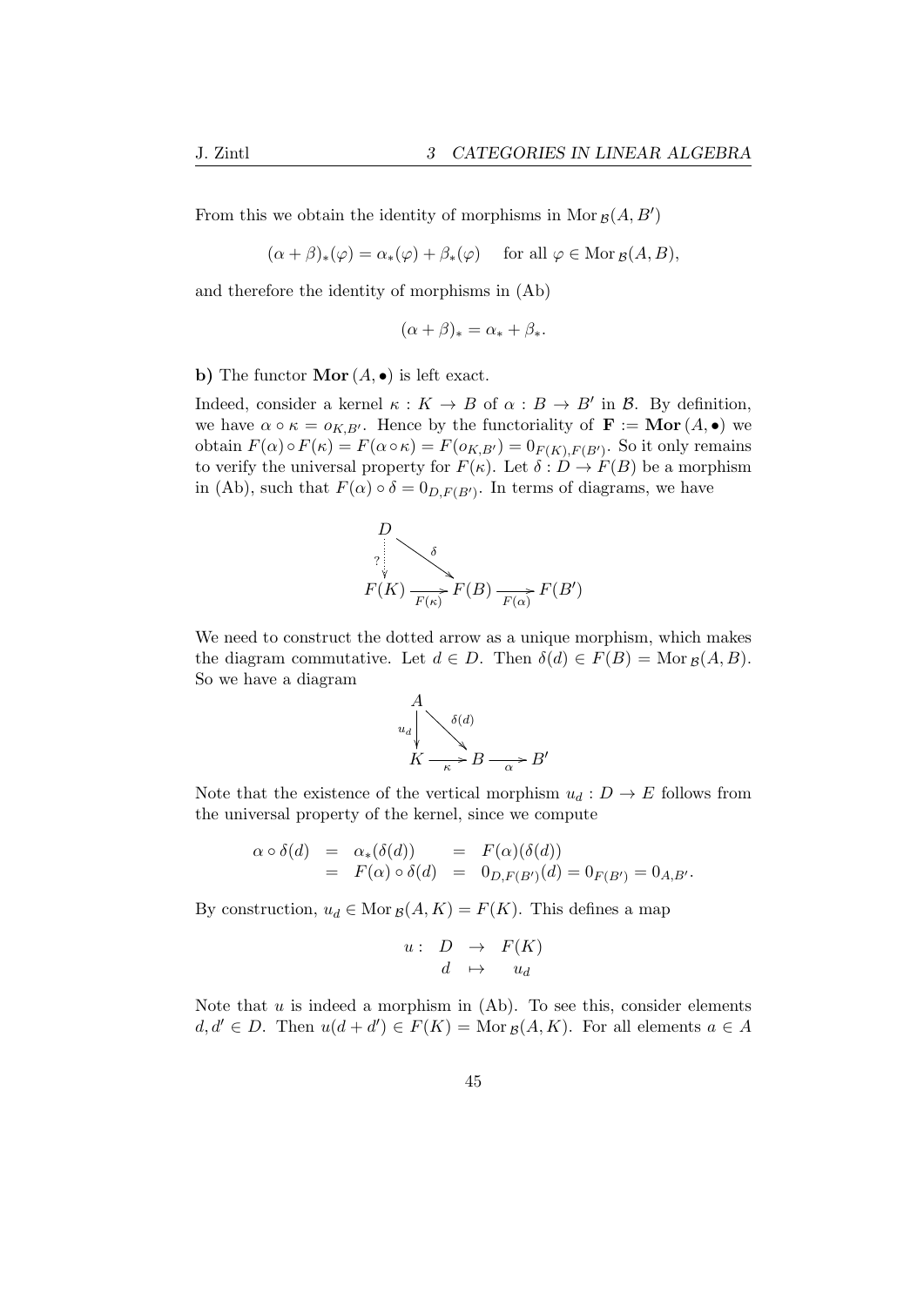From this we obtain the identity of morphisms in $\operatorname{Mor}_{\mathcal{B}}(A, B')$

$$(\alpha+\beta)_*(\varphi) = \alpha_*(\varphi) + \beta_*(\varphi) \quad \text{for all } \varphi \in \operatorname{Mor}_{\mathcal{B}}(A, B),$$

and therefore the identity of morphisms in (Ab)

$$(\alpha+\beta)_* = \alpha_* + \beta_*.$$

**b)** The functor $\mathbf{Mor}\,(A, \bullet)$ is left exact.

Indeed, consider a kernel $\kappa : K \to B$ of $\alpha : B \to B'$ in $\mathcal{B}$. By definition, we have $\alpha \circ \kappa = o_{K,B'}$. Hence by the functoriality of $\mathbf{F} := \mathbf{Mor}\,(A, \bullet)$ we obtain $F(\alpha) \circ F(\kappa) = F(\alpha \circ \kappa) = F(o_{K,B'}) = 0_{F(K),F(B')}$. So it only remains to verify the universal property for $F(\kappa)$. Let $\delta : D \to F(B)$ be a morphism in (Ab), such that $F(\alpha) \circ \delta = 0_{D,F(B')}$. In terms of diagrams, we have

$$\begin{array}{ccccc} D & & & & \\ \vdots ? & \searrow^{\delta} & & & \\ F(K) & \xrightarrow[F(\kappa)]{} & F(B) & \xrightarrow[F(\alpha)]{} & F(B') \end{array}$$

We need to construct the dotted arrow as a unique morphism, which makes the diagram commutative. Let $d \in D$. Then $\delta(d) \in F(B) = \operatorname{Mor}_{\mathcal{B}}(A, B)$. So we have a diagram

$$\begin{array}{ccccc} A & & & & \\ {\scriptstyle u_d}\downarrow & \searrow^{\delta(d)} & & & \\ K & \xrightarrow[\kappa]{} & B & \xrightarrow[\alpha]{} & B' \end{array}$$

Note that the existence of the vertical morphism $u_d : D \to E$ follows from the universal property of the kernel, since we compute

$$\begin{array}{rclcl} \alpha \circ \delta(d) & = & \alpha_*(\delta(d)) & = & F(\alpha)(\delta(d)) \\ & = & F(\alpha) \circ \delta(d) & = & 0_{D,F(B')}(d) = 0_{F(B')} = 0_{A,B'}. \end{array}$$

By construction, $u_d \in \operatorname{Mor}_{\mathcal{B}}(A, K) = F(K)$. This defines a map

$$\begin{array}{rccc} u : & D & \to & F(K) \\ & d & \mapsto & u_d \end{array}$$

Note that $u$ is indeed a morphism in (Ab). To see this, consider elements $d, d' \in D$. Then $u(d + d') \in F(K) = \operatorname{Mor}_{\mathcal{B}}(A, K)$. For all elements $a \in A$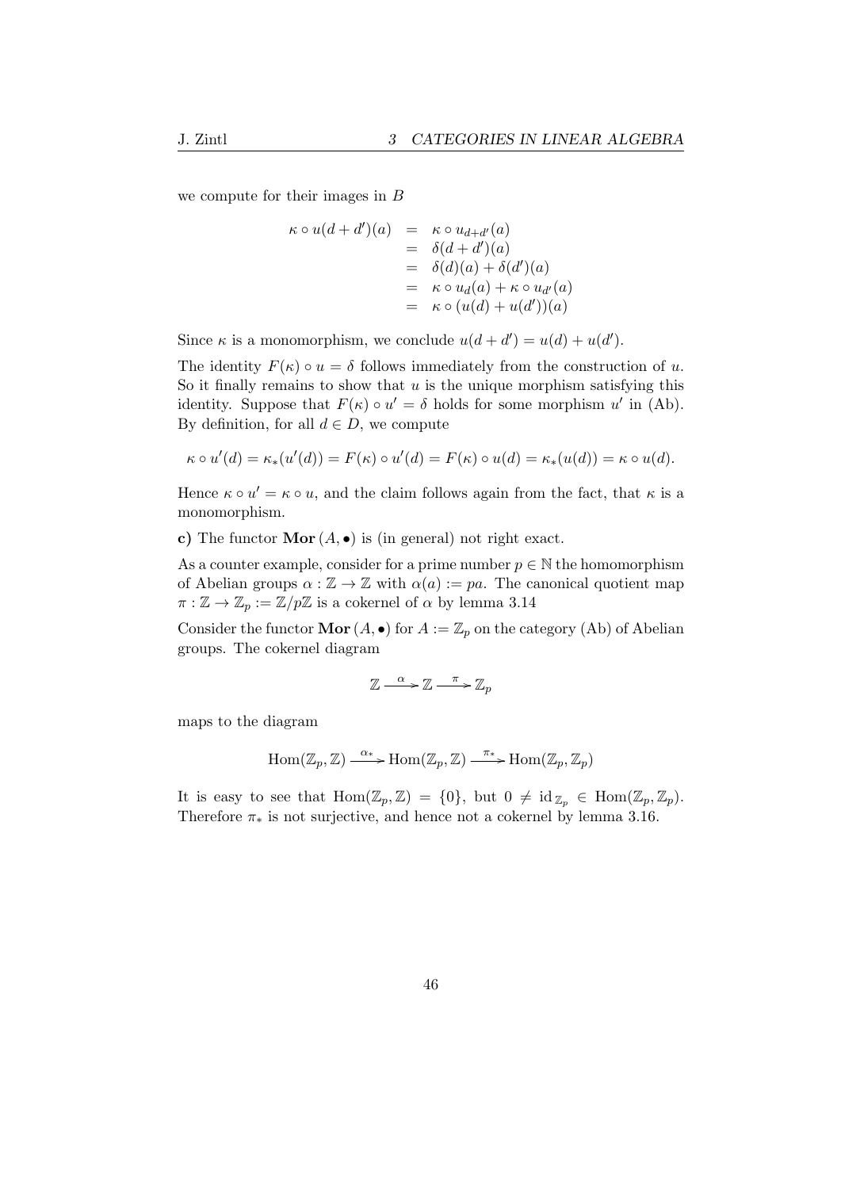we compute for their images in $B$

$$\begin{aligned}
\kappa \circ u(d+d')(a) &= \kappa \circ u_{d+d'}(a) \\
&= \delta(d+d')(a) \\
&= \delta(d)(a) + \delta(d')(a) \\
&= \kappa \circ u_d(a) + \kappa \circ u_{d'}(a) \\
&= \kappa \circ (u(d) + u(d'))(a)
\end{aligned}$$

Since $\kappa$ is a monomorphism, we conclude $u(d+d') = u(d) + u(d')$.

The identity $F(\kappa) \circ u = \delta$ follows immediately from the construction of $u$. So it finally remains to show that $u$ is the unique morphism satisfying this identity. Suppose that $F(\kappa) \circ u' = \delta$ holds for some morphism $u'$ in (Ab). By definition, for all $d \in D$, we compute

$$\kappa \circ u'(d) = \kappa_*(u'(d)) = F(\kappa) \circ u'(d) = F(\kappa) \circ u(d) = \kappa_*(u(d)) = \kappa \circ u(d).$$

Hence $\kappa \circ u' = \kappa \circ u$, and the claim follows again from the fact, that $\kappa$ is a monomorphism.

**c)** The functor $\mathbf{Mor}\,(A, \bullet)$ is (in general) not right exact.

As a counter example, consider for a prime number $p \in \mathbb{N}$ the homomorphism of Abelian groups $\alpha : \mathbb{Z} \to \mathbb{Z}$ with $\alpha(a) := pa$. The canonical quotient map $\pi : \mathbb{Z} \to \mathbb{Z}_p := \mathbb{Z}/p\mathbb{Z}$ is a cokernel of $\alpha$ by lemma 3.14

Consider the functor $\mathbf{Mor}\,(A, \bullet)$ for $A := \mathbb{Z}_p$ on the category (Ab) of Abelian groups. The cokernel diagram

$$\mathbb{Z} \xrightarrow{\alpha} \mathbb{Z} \xrightarrow{\pi} \mathbb{Z}_p$$

maps to the diagram

$$\mathrm{Hom}(\mathbb{Z}_p, \mathbb{Z}) \xrightarrow{\alpha_*} \mathrm{Hom}(\mathbb{Z}_p, \mathbb{Z}) \xrightarrow{\pi_*} \mathrm{Hom}(\mathbb{Z}_p, \mathbb{Z}_p)$$

It is easy to see that $\mathrm{Hom}(\mathbb{Z}_p, \mathbb{Z}) = \{0\}$, but $0 \neq \mathrm{id}_{\mathbb{Z}_p} \in \mathrm{Hom}(\mathbb{Z}_p, \mathbb{Z}_p)$. Therefore $\pi_*$ is not surjective, and hence not a cokernel by lemma 3.16.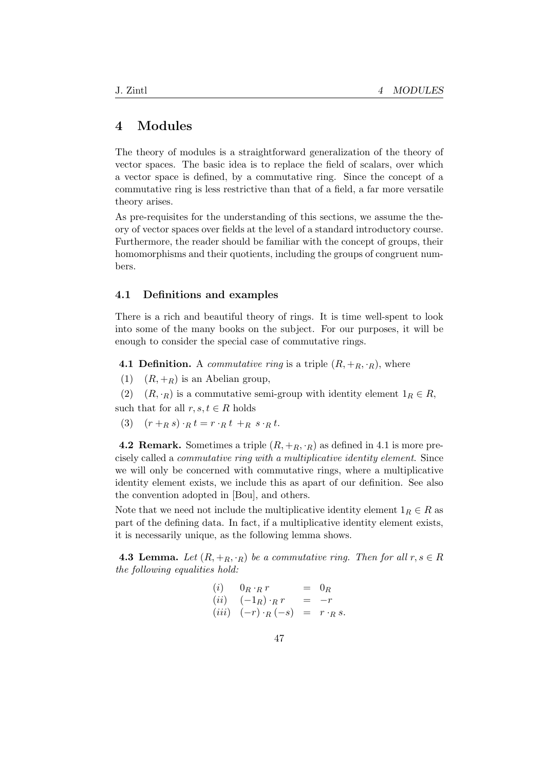# 4 Modules

The theory of modules is a straightforward generalization of the theory of vector spaces. The basic idea is to replace the field of scalars, over which a vector space is defined, by a commutative ring. Since the concept of a commutative ring is less restrictive than that of a field, a far more versatile theory arises.

As pre-requisites for the understanding of this sections, we assume the theory of vector spaces over fields at the level of a standard introductory course. Furthermore, the reader should be familiar with the concept of groups, their homomorphisms and their quotients, including the groups of congruent numbers.

## 4.1 Definitions and examples

There is a rich and beautiful theory of rings. It is time well-spent to look into some of the many books on the subject. For our purposes, it will be enough to consider the special case of commutative rings.

**4.1 Definition.** A *commutative ring* is a triple $(R, +_R, \cdot_R)$, where

(1) $(R, +_R)$ is an Abelian group,

(2) $(R, \cdot_R)$ is a commutative semi-group with identity element $1_R \in R$,

such that for all $r, s, t \in R$ holds

(3) $(r +_R s) \cdot_R t = r \cdot_R t \; +_R \; s \cdot_R t$.

**4.2 Remark.** Sometimes a triple $(R, +_R, \cdot_R)$ as defined in 4.1 is more precisely called a *commutative ring with a multiplicative identity element*. Since we will only be concerned with commutative rings, where a multiplicative identity element exists, we include this as apart of our definition. See also the convention adopted in [Bou], and others.

Note that we need not include the multiplicative identity element $1_R \in R$ as part of the defining data. In fact, if a multiplicative identity element exists, it is necessarily unique, as the following lemma shows.

**4.3 Lemma.** *Let $(R, +_R, \cdot_R)$ be a commutative ring. Then for all $r, s \in R$ the following equalities hold:*

$$
\begin{array}{llll}
(i) & 0_R \cdot_R r & = & 0_R \\
(ii) & (-1_R) \cdot_R r & = & -r \\
(iii) & (-r) \cdot_R (-s) & = & r \cdot_R s.
\end{array}
$$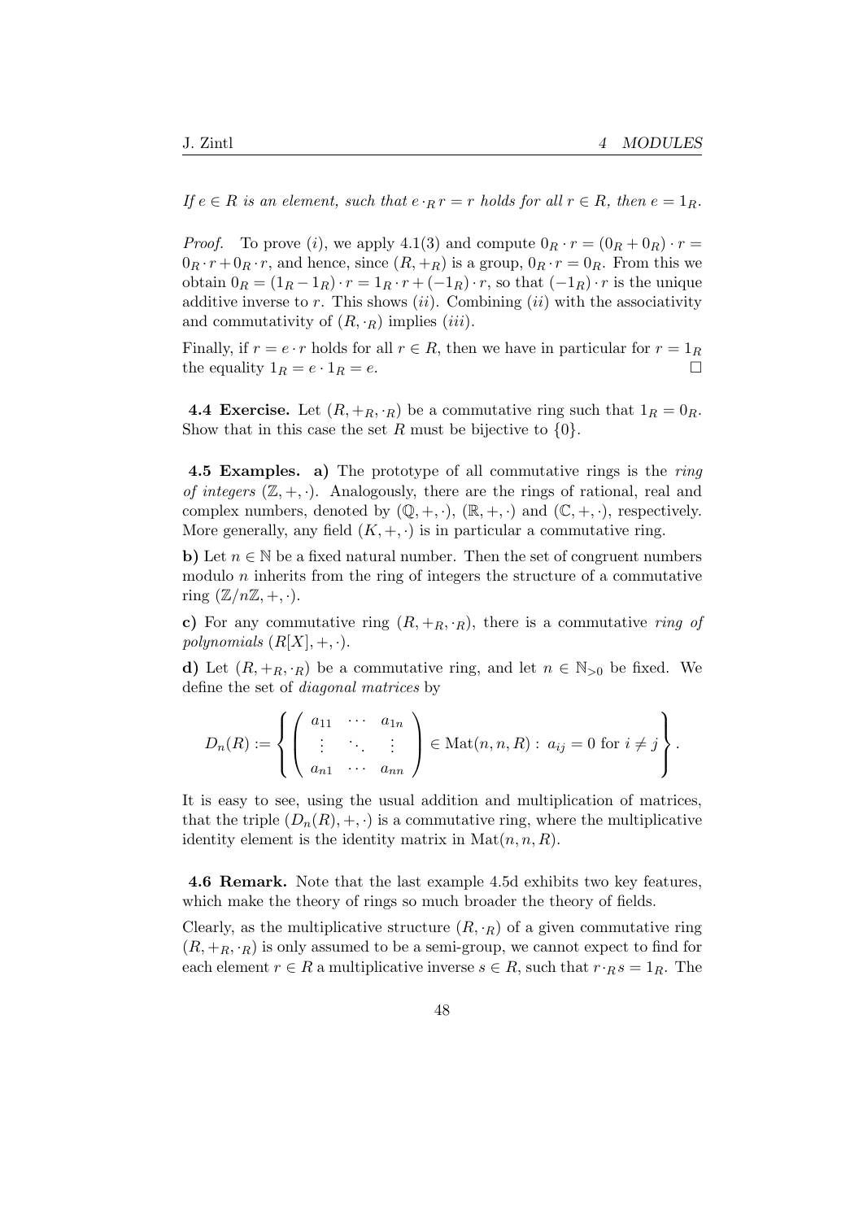*If $e \in R$ is an element, such that $e \cdot_R r = r$ holds for all $r \in R$, then $e = 1_R$.*

*Proof.* To prove $(i)$, we apply 4.1(3) and compute $0_R \cdot r = (0_R + 0_R) \cdot r = 0_R \cdot r + 0_R \cdot r$, and hence, since $(R, +_R)$ is a group, $0_R \cdot r = 0_R$. From this we obtain $0_R = (1_R - 1_R) \cdot r = 1_R \cdot r + (-1_R) \cdot r$, so that $(-1_R) \cdot r$ is the unique additive inverse to $r$. This shows $(ii)$. Combining $(ii)$ with the associativity and commutativity of $(R, \cdot_R)$ implies $(iii)$.

Finally, if $r = e \cdot r$ holds for all $r \in R$, then we have in particular for $r = 1_R$ the equality $1_R = e \cdot 1_R = e$. □

**4.4 Exercise.** Let $(R, +_R, \cdot_R)$ be a commutative ring such that $1_R = 0_R$. Show that in this case the set $R$ must be bijective to $\{0\}$.

**4.5 Examples.** **a)** The prototype of all commutative rings is the *ring of integers* $(\mathbb{Z}, +, \cdot)$. Analogously, there are the rings of rational, real and complex numbers, denoted by $(\mathbb{Q}, +, \cdot)$, $(\mathbb{R}, +, \cdot)$ and $(\mathbb{C}, +, \cdot)$, respectively. More generally, any field $(K, +, \cdot)$ is in particular a commutative ring.

**b)** Let $n \in \mathbb{N}$ be a fixed natural number. Then the set of congruent numbers modulo $n$ inherits from the ring of integers the structure of a commutative ring $(\mathbb{Z}/n\mathbb{Z}, +, \cdot)$.

**c)** For any commutative ring $(R, +_R, \cdot_R)$, there is a commutative *ring of polynomials* $(R[X], +, \cdot)$.

**d)** Let $(R, +_R, \cdot_R)$ be a commutative ring, and let $n \in \mathbb{N}_{>0}$ be fixed. We define the set of *diagonal matrices* by

$$D_n(R) := \left\{ \begin{pmatrix} a_{11} & \cdots & a_{1n} \\ \vdots & \ddots & \vdots \\ a_{n1} & \cdots & a_{nn} \end{pmatrix} \in \mathrm{Mat}(n, n, R) : \; a_{ij} = 0 \text{ for } i \neq j \right\}.$$

It is easy to see, using the usual addition and multiplication of matrices, that the triple $(D_n(R), +, \cdot)$ is a commutative ring, where the multiplicative identity element is the identity matrix in $\mathrm{Mat}(n, n, R)$.

**4.6 Remark.** Note that the last example 4.5d exhibits two key features, which make the theory of rings so much broader the theory of fields.

Clearly, as the multiplicative structure $(R, \cdot_R)$ of a given commutative ring $(R, +_R, \cdot_R)$ is only assumed to be a semi-group, we cannot expect to find for each element $r \in R$ a multiplicative inverse $s \in R$, such that $r \cdot_R s = 1_R$. The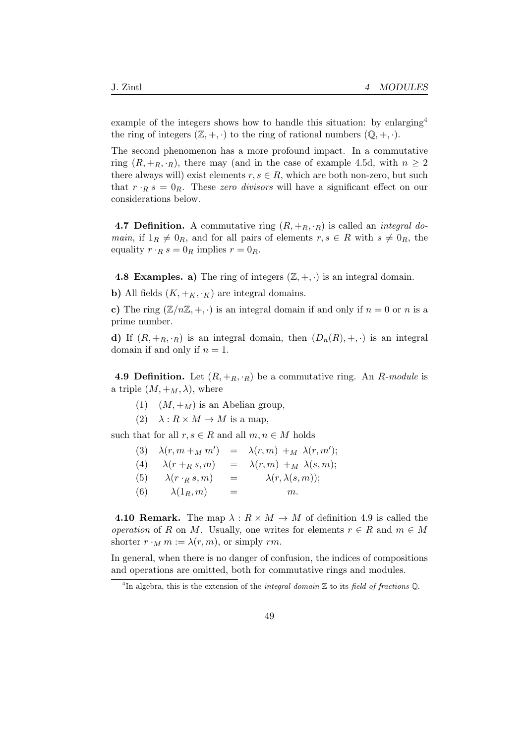example of the integers shows how to handle this situation: by enlarging[4] the ring of integers $(\mathbb{Z}, +, \cdot)$ to the ring of rational numbers $(\mathbb{Q}, +, \cdot)$.

The second phenomenon has a more profound impact. In a commutative ring $(R, +_R, \cdot_R)$, there may (and in the case of example 4.5d, with $n \geq 2$ there always will) exist elements $r, s \in R$, which are both non-zero, but such that $r \cdot_R s = 0_R$. These *zero divisors* will have a significant effect on our considerations below.

**4.7 Definition.** A commutative ring $(R, +_R, \cdot_R)$ is called an *integral domain*, if $1_R \neq 0_R$, and for all pairs of elements $r, s \in R$ with $s \neq 0_R$, the equality $r \cdot_R s = 0_R$ implies $r = 0_R$.

**4.8 Examples. a)** The ring of integers $(\mathbb{Z}, +, \cdot)$ is an integral domain.

**b)** All fields $(K, +_K, \cdot_K)$ are integral domains.

**c)** The ring $(\mathbb{Z}/n\mathbb{Z}, +, \cdot)$ is an integral domain if and only if $n = 0$ or $n$ is a prime number.

**d)** If $(R, +_R, \cdot_R)$ is an integral domain, then $(D_n(R), +, \cdot)$ is an integral domain if and only if $n = 1$.

**4.9 Definition.** Let $(R, +_R, \cdot_R)$ be a commutative ring. An *R-module* is a triple $(M, +_M, \lambda)$, where

(1) $(M, +_M)$ is an Abelian group,

(2) $\lambda : R \times M \to M$ is a map,

such that for all $r, s \in R$ and all $m, n \in M$ holds

$$
\begin{array}{llcl}
(3) & \lambda(r, m +_M m') & = & \lambda(r, m) +_M \lambda(r, m'); \\
(4) & \lambda(r +_R s, m) & = & \lambda(r, m) +_M \lambda(s, m); \\
(5) & \lambda(r \cdot_R s, m) & = & \lambda(r, \lambda(s, m)); \\
(6) & \lambda(1_R, m) & = & m.
\end{array}
$$

**4.10 Remark.** The map $\lambda : R \times M \to M$ of definition 4.9 is called the *operation* of $R$ on $M$. Usually, one writes for elements $r \in R$ and $m \in M$ shorter $r \cdot_M m := \lambda(r, m)$, or simply $rm$.

In general, when there is no danger of confusion, the indices of compositions and operations are omitted, both for commutative rings and modules.

[4] In algebra, this is the extension of the *integral domain* $\mathbb{Z}$ to its *field of fractions* $\mathbb{Q}$.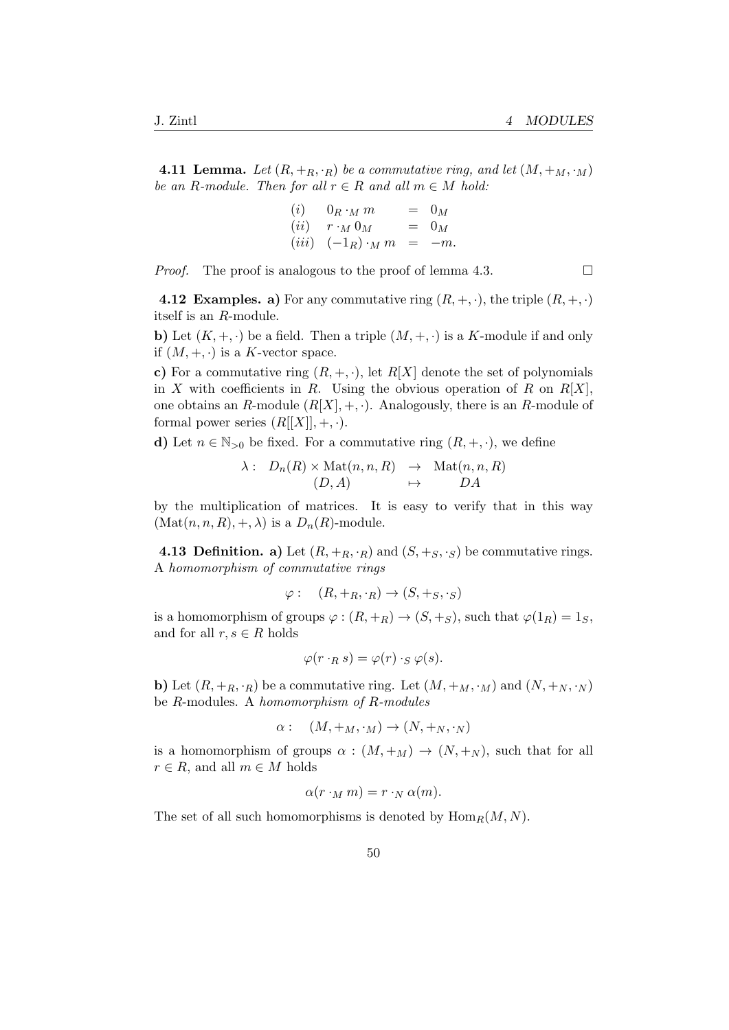**4.11 Lemma.** *Let $(R, +_R, \cdot_R)$ be a commutative ring, and let $(M, +_M, \cdot_M)$ be an $R$-module. Then for all $r \in R$ and all $m \in M$ hold:*

$$\begin{array}{lrcl} (i) & 0_R \cdot_M m & = & 0_M \\ (ii) & r \cdot_M 0_M & = & 0_M \\ (iii) & (-1_R) \cdot_M m & = & -m. \end{array}$$

*Proof.* The proof is analogous to the proof of lemma 4.3. $\square$

**4.12 Examples. a)** For any commutative ring $(R, +, \cdot)$, the triple $(R, +, \cdot)$ itself is an $R$-module.

**b)** Let $(K, +, \cdot)$ be a field. Then a triple $(M, +, \cdot)$ is a $K$-module if and only if $(M, +, \cdot)$ is a $K$-vector space.

**c)** For a commutative ring $(R, +, \cdot)$, let $R[X]$ denote the set of polynomials in $X$ with coefficients in $R$. Using the obvious operation of $R$ on $R[X]$, one obtains an $R$-module $(R[X], +, \cdot)$. Analogously, there is an $R$-module of formal power series $(R[[X]], +, \cdot)$.

**d)** Let $n \in \mathbb{N}_{>0}$ be fixed. For a commutative ring $(R, +, \cdot)$, we define

$$\begin{array}{rccc} \lambda: & D_n(R) \times \mathrm{Mat}(n, n, R) & \to & \mathrm{Mat}(n, n, R) \\ & (D, A) & \mapsto & DA \end{array}$$

by the multiplication of matrices. It is easy to verify that in this way $(\mathrm{Mat}(n, n, R), +, \lambda)$ is a $D_n(R)$-module.

**4.13 Definition. a)** Let $(R, +_R, \cdot_R)$ and $(S, +_S, \cdot_S)$ be commutative rings. A *homomorphism of commutative rings*

$$\varphi : \quad (R, +_R, \cdot_R) \to (S, +_S, \cdot_S)$$

is a homomorphism of groups $\varphi : (R, +_R) \to (S, +_S)$, such that $\varphi(1_R) = 1_S$, and for all $r, s \in R$ holds

$$\varphi(r \cdot_R s) = \varphi(r) \cdot_S \varphi(s).$$

**b)** Let $(R, +_R, \cdot_R)$ be a commutative ring. Let $(M, +_M, \cdot_M)$ and $(N, +_N, \cdot_N)$ be $R$-modules. A *homomorphism of $R$-modules*

$$\alpha : \quad (M, +_M, \cdot_M) \to (N, +_N, \cdot_N)$$

is a homomorphism of groups $\alpha : (M, +_M) \to (N, +_N)$, such that for all $r \in R$, and all $m \in M$ holds

$$\alpha(r \cdot_M m) = r \cdot_N \alpha(m).$$

The set of all such homomorphisms is denoted by $\mathrm{Hom}_R(M, N)$.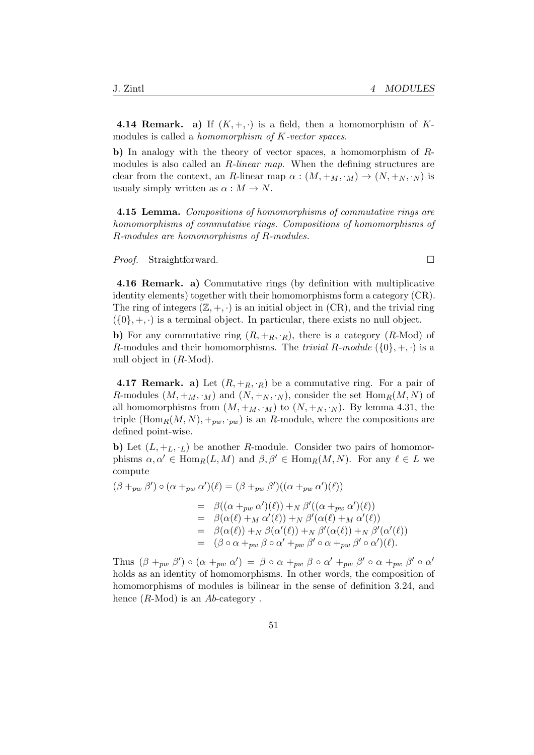**4.14 Remark.** **a)** If $(K, +, \cdot)$ is a field, then a homomorphism of $K$-modules is called a *homomorphism of $K$-vector spaces*.

**b)** In analogy with the theory of vector spaces, a homomorphism of $R$-modules is also called an *$R$-linear map*. When the defining structures are clear from the context, an $R$-linear map $\alpha : (M, +_M, \cdot_M) \to (N, +_N, \cdot_N)$ is usualy simply written as $\alpha : M \to N$.

**4.15 Lemma.** *Compositions of homomorphisms of commutative rings are homomorphisms of commutative rings. Compositions of homomorphisms of $R$-modules are homomorphisms of $R$-modules.*

*Proof.* Straightforward. □

**4.16 Remark.** **a)** Commutative rings (by definition with multiplicative identity elements) together with their homomorphisms form a category (CR). The ring of integers $(\mathbb{Z}, +, \cdot)$ is an initial object in (CR), and the trivial ring $(\{0\}, +, \cdot)$ is a terminal object. In particular, there exists no null object.

**b)** For any commutative ring $(R, +_R, \cdot_R)$, there is a category ($R$-Mod) of $R$-modules and their homomorphisms. The *trivial $R$-module* $(\{0\}, +, \cdot)$ is a null object in ($R$-Mod).

**4.17 Remark.** **a)** Let $(R, +_R, \cdot_R)$ be a commutative ring. For a pair of $R$-modules $(M, +_M, \cdot_M)$ and $(N, +_N, \cdot_N)$, consider the set $\mathrm{Hom}_R(M, N)$ of all homomorphisms from $(M, +_M, \cdot_M)$ to $(N, +_N, \cdot_N)$. By lemma 4.31, the triple $(\mathrm{Hom}_R(M, N), +_{pw}, \cdot_{pw})$ is an $R$-module, where the compositions are defined point-wise.

**b)** Let $(L, +_L, \cdot_L)$ be another $R$-module. Consider two pairs of homomorphisms $\alpha, \alpha' \in \mathrm{Hom}_R(L, M)$ and $\beta, \beta' \in \mathrm{Hom}_R(M, N)$. For any $\ell \in L$ we compute

$$
\begin{aligned}
(\beta +_{pw} \beta') \circ (\alpha +_{pw} \alpha')(\ell) &= (\beta +_{pw} \beta')((\alpha +_{pw} \alpha')(\ell)) \\
&= \beta((\alpha +_{pw} \alpha')(\ell)) +_N \beta'((\alpha +_{pw} \alpha')(\ell)) \\
&= \beta(\alpha(\ell) +_M \alpha'(\ell)) +_N \beta'(\alpha(\ell) +_M \alpha'(\ell)) \\
&= \beta(\alpha(\ell)) +_N \beta(\alpha'(\ell)) +_N \beta'(\alpha(\ell)) +_N \beta'(\alpha'(\ell)) \\
&= (\beta \circ \alpha +_{pw} \beta \circ \alpha' +_{pw} \beta' \circ \alpha +_{pw} \beta' \circ \alpha')(\ell).
\end{aligned}
$$

Thus $(\beta +_{pw} \beta') \circ (\alpha +_{pw} \alpha') = \beta \circ \alpha +_{pw} \beta \circ \alpha' +_{pw} \beta' \circ \alpha +_{pw} \beta' \circ \alpha'$ holds as an identity of homomorphisms. In other words, the composition of homomorphisms of modules is bilinear in the sense of definition 3.24, and hence ($R$-Mod) is an *Ab*-category .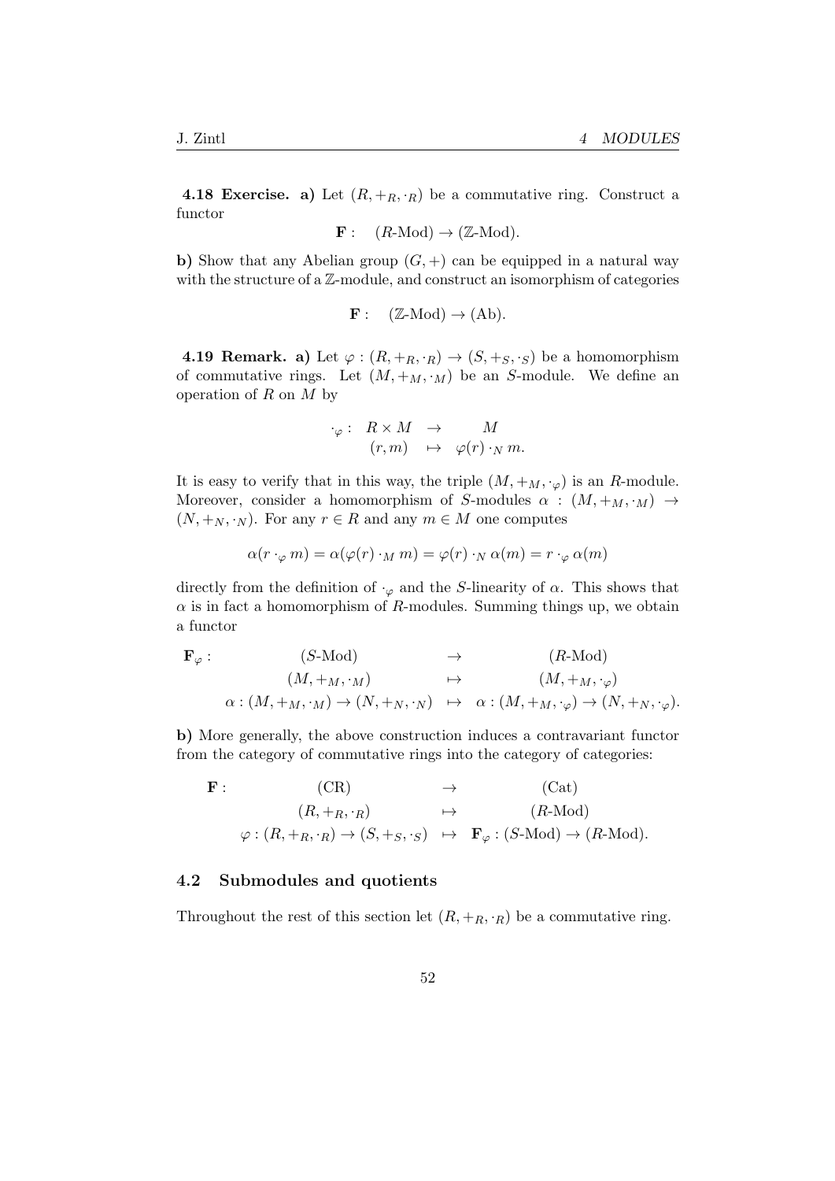**4.18 Exercise. a)** Let $(R, +_R, \cdot_R)$ be a commutative ring. Construct a functor

$$\mathbf{F}: \quad (R\text{-Mod}) \to (\mathbb{Z}\text{-Mod}).$$

**b)** Show that any Abelian group $(G, +)$ can be equipped in a natural way with the structure of a $\mathbb{Z}$-module, and construct an isomorphism of categories

$$\mathbf{F}: \quad (\mathbb{Z}\text{-Mod}) \to (\text{Ab}).$$

**4.19 Remark. a)** Let $\varphi : (R, +_R, \cdot_R) \to (S, +_S, \cdot_S)$ be a homomorphism of commutative rings. Let $(M, +_M, \cdot_M)$ be an $S$-module. We define an operation of $R$ on $M$ by

$$\begin{array}{rccc} \cdot_\varphi : & R \times M & \to & M \\ & (r, m) & \mapsto & \varphi(r) \cdot_N m. \end{array}$$

It is easy to verify that in this way, the triple $(M, +_M, \cdot_\varphi)$ is an $R$-module. Moreover, consider a homomorphism of $S$-modules $\alpha : (M, +_M, \cdot_M) \to (N, +_N, \cdot_N)$. For any $r \in R$ and any $m \in M$ one computes

$$\alpha(r \cdot_\varphi m) = \alpha(\varphi(r) \cdot_M m) = \varphi(r) \cdot_N \alpha(m) = r \cdot_\varphi \alpha(m)$$

directly from the definition of $\cdot_\varphi$ and the $S$-linearity of $\alpha$. This shows that $\alpha$ is in fact a homomorphism of $R$-modules. Summing things up, we obtain a functor

$$\begin{array}{rccc} \mathbf{F}_\varphi : & (S\text{-Mod}) & \to & (R\text{-Mod}) \\ & (M, +_M, \cdot_M) & \mapsto & (M, +_M, \cdot_\varphi) \\ & \alpha : (M, +_M, \cdot_M) \to (N, +_N, \cdot_N) & \mapsto & \alpha : (M, +_M, \cdot_\varphi) \to (N, +_N, \cdot_\varphi). \end{array}$$

**b)** More generally, the above construction induces a contravariant functor from the category of commutative rings into the category of categories:

$$\begin{array}{rccc} \mathbf{F} : & (\text{CR}) & \to & (\text{Cat}) \\ & (R, +_R, \cdot_R) & \mapsto & (R\text{-Mod}) \\ & \varphi : (R, +_R, \cdot_R) \to (S, +_S, \cdot_S) & \mapsto & \mathbf{F}_\varphi : (S\text{-Mod}) \to (R\text{-Mod}). \end{array}$$

### 4.2 Submodules and quotients

Throughout the rest of this section let $(R, +_R, \cdot_R)$ be a commutative ring.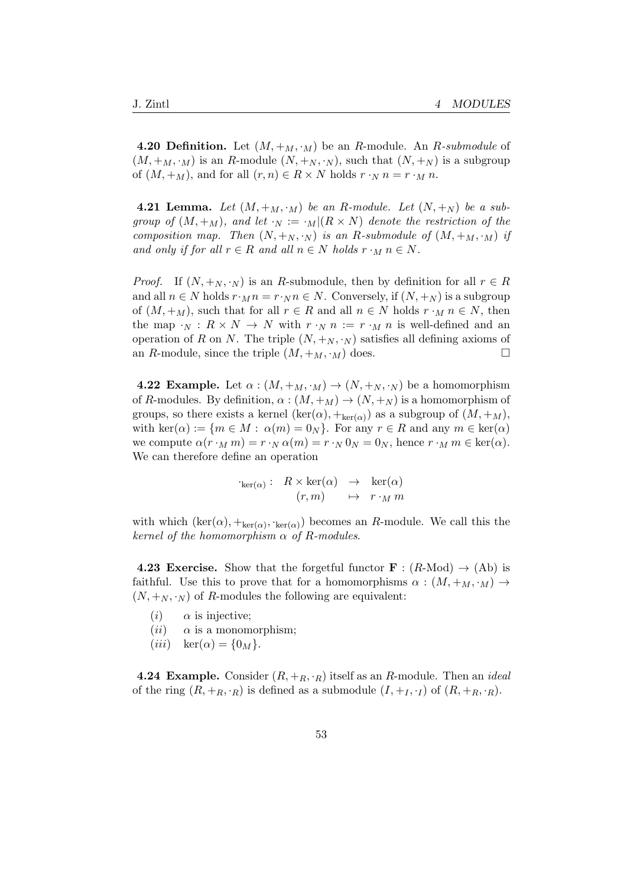**4.20 Definition.** Let $(M, +_M, \cdot_M)$ be an $R$-module. An *$R$-submodule* of $(M, +_M, \cdot_M)$ is an $R$-module $(N, +_N, \cdot_N)$, such that $(N, +_N)$ is a subgroup of $(M, +_M)$, and for all $(r, n) \in R \times N$ holds $r \cdot_N n = r \cdot_M n$.

**4.21 Lemma.** *Let $(M, +_M, \cdot_M)$ be an $R$-module. Let $(N, +_N)$ be a subgroup of $(M, +_M)$, and let $\cdot_N := \cdot_M|(R \times N)$ denote the restriction of the composition map. Then $(N, +_N, \cdot_N)$ is an $R$-submodule of $(M, +_M, \cdot_M)$ if and only if for all $r \in R$ and all $n \in N$ holds $r \cdot_M n \in N$.*

*Proof.* If $(N, +_N, \cdot_N)$ is an $R$-submodule, then by definition for all $r \in R$ and all $n \in N$ holds $r \cdot_M n = r \cdot_N n \in N$. Conversely, if $(N, +_N)$ is a subgroup of $(M, +_M)$, such that for all $r \in R$ and all $n \in N$ holds $r \cdot_M n \in N$, then the map $\cdot_N : R \times N \to N$ with $r \cdot_N n := r \cdot_M n$ is well-defined and an operation of $R$ on $N$. The triple $(N, +_N, \cdot_N)$ satisfies all defining axioms of an $R$-module, since the triple $(M, +_M, \cdot_M)$ does. $\square$

**4.22 Example.** Let $\alpha : (M, +_M, \cdot_M) \to (N, +_N, \cdot_N)$ be a homomorphism of $R$-modules. By definition, $\alpha : (M, +_M) \to (N, +_N)$ is a homomorphism of groups, so there exists a kernel $(\ker(\alpha), +_{\ker(\alpha)})$ as a subgroup of $(M, +_M)$, with $\ker(\alpha) := \{m \in M : \alpha(m) = 0_N\}$. For any $r \in R$ and any $m \in \ker(\alpha)$ we compute $\alpha(r \cdot_M m) = r \cdot_N \alpha(m) = r \cdot_N 0_N = 0_N$, hence $r \cdot_M m \in \ker(\alpha)$. We can therefore define an operation

$$\cdot_{\ker(\alpha)} : \begin{array}{ccc} R \times \ker(\alpha) & \to & \ker(\alpha) \\ (r, m) & \mapsto & r \cdot_M m \end{array}$$

with which $(\ker(\alpha), +_{\ker(\alpha)}, \cdot_{\ker(\alpha)})$ becomes an $R$-module. We call this the *kernel of the homomorphism $\alpha$ of $R$-modules*.

**4.23 Exercise.** Show that the forgetful functor $\mathbf{F} : (R\text{-Mod}) \to (\text{Ab})$ is faithful. Use this to prove that for a homomorphisms $\alpha : (M, +_M, \cdot_M) \to (N, +_N, \cdot_N)$ of $R$-modules the following are equivalent:

- $(i)$ $\alpha$ is injective;
- $(ii)$ $\alpha$ is a monomorphism;
- $(iii)$ $\ker(\alpha) = \{0_M\}$.

**4.24 Example.** Consider $(R, +_R, \cdot_R)$ itself as an $R$-module. Then an *ideal* of the ring $(R, +_R, \cdot_R)$ is defined as a submodule $(I, +_I, \cdot_I)$ of $(R, +_R, \cdot_R)$.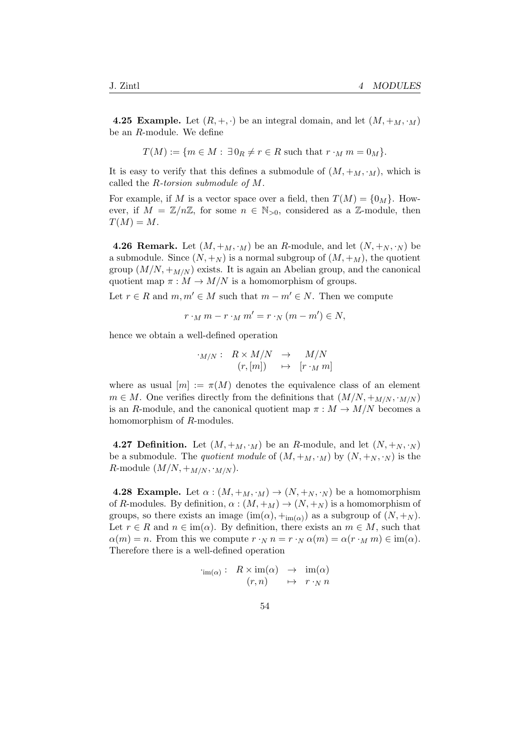**4.25 Example.** Let $(R, +, \cdot)$ be an integral domain, and let $(M, +_M, \cdot_M)$ be an $R$-module. We define

$$T(M) := \{m \in M : \exists\, 0_R \neq r \in R \text{ such that } r \cdot_M m = 0_M\}.$$

It is easy to verify that this defines a submodule of $(M, +_M, \cdot_M)$, which is called the *R-torsion submodule of M*.

For example, if $M$ is a vector space over a field, then $T(M) = \{0_M\}$. However, if $M = \mathbb{Z}/n\mathbb{Z}$, for some $n \in \mathbb{N}_{>0}$, considered as a $\mathbb{Z}$-module, then $T(M) = M$.

**4.26 Remark.** Let $(M, +_M, \cdot_M)$ be an $R$-module, and let $(N, +_N, \cdot_N)$ be a submodule. Since $(N, +_N)$ is a normal subgroup of $(M, +_M)$, the quotient group $(M/N, +_{M/N})$ exists. It is again an Abelian group, and the canonical quotient map $\pi : M \to M/N$ is a homomorphism of groups.

Let $r \in R$ and $m, m' \in M$ such that $m - m' \in N$. Then we compute

$$r \cdot_M m - r \cdot_M m' = r \cdot_N (m - m') \in N,$$

hence we obtain a well-defined operation

$$\begin{array}{rccc} \cdot_{M/N} : & R \times M/N & \to & M/N \\ & (r, [m]) & \mapsto & [r \cdot_M m] \end{array}$$

where as usual $[m] := \pi(M)$ denotes the equivalence class of an element $m \in M$. One verifies directly from the definitions that $(M/N, +_{M/N}, \cdot_{M/N})$ is an $R$-module, and the canonical quotient map $\pi : M \to M/N$ becomes a homomorphism of $R$-modules.

**4.27 Definition.** Let $(M, +_M, \cdot_M)$ be an $R$-module, and let $(N, +_N, \cdot_N)$ be a submodule. The *quotient module* of $(M, +_M, \cdot_M)$ by $(N, +_N, \cdot_N)$ is the $R$-module $(M/N, +_{M/N}, \cdot_{M/N})$.

**4.28 Example.** Let $\alpha : (M, +_M, \cdot_M) \to (N, +_N, \cdot_N)$ be a homomorphism of $R$-modules. By definition, $\alpha : (M, +_M) \to (N, +_N)$ is a homomorphism of groups, so there exists an image $(\mathrm{im}(\alpha), +_{\mathrm{im}(\alpha)})$ as a subgroup of $(N, +_N)$. Let $r \in R$ and $n \in \mathrm{im}(\alpha)$. By definition, there exists an $m \in M$, such that $\alpha(m) = n$. From this we compute $r \cdot_N n = r \cdot_N \alpha(m) = \alpha(r \cdot_M m) \in \mathrm{im}(\alpha)$. Therefore there is a well-defined operation

$$\begin{array}{rccc} \cdot_{\mathrm{im}(\alpha)} : & R \times \mathrm{im}(\alpha) & \to & \mathrm{im}(\alpha) \\ & (r, n) & \mapsto & r \cdot_N n \end{array}$$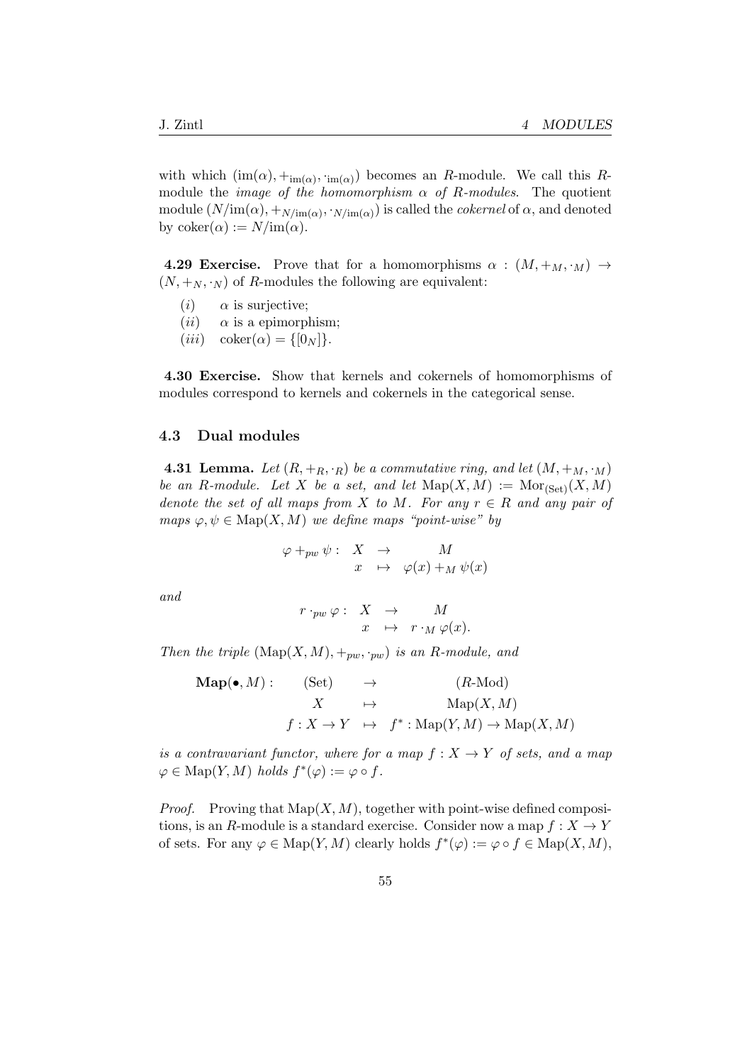with which $(\mathrm{im}(\alpha), +_{\mathrm{im}(\alpha)}, \cdot_{\mathrm{im}(\alpha)})$ becomes an $R$-module. We call this $R$-module the *image of the homomorphism $\alpha$ of $R$-modules*. The quotient module $(N/\mathrm{im}(\alpha), +_{N/\mathrm{im}(\alpha)}, \cdot_{N/\mathrm{im}(\alpha)})$ is called the *cokernel* of $\alpha$, and denoted by $\mathrm{coker}(\alpha) := N/\mathrm{im}(\alpha)$.

**4.29 Exercise.** Prove that for a homomorphisms $\alpha : (M, +_M, \cdot_M) \to (N, +_N, \cdot_N)$ of $R$-modules the following are equivalent:

- $(i)$ $\alpha$ is surjective;
- $(ii)$ $\alpha$ is a epimorphism;
- $(iii)$ $\mathrm{coker}(\alpha) = \{[0_N]\}$.

**4.30 Exercise.** Show that kernels and cokernels of homomorphisms of modules correspond to kernels and cokernels in the categorical sense.

### 4.3 Dual modules

**4.31 Lemma.** *Let $(R, +_R, \cdot_R)$ be a commutative ring, and let $(M, +_M, \cdot_M)$ be an $R$-module. Let $X$ be a set, and let $\mathrm{Map}(X, M) := \mathrm{Mor}_{(\mathrm{Set})}(X, M)$ denote the set of all maps from $X$ to $M$. For any $r \in R$ and any pair of maps $\varphi, \psi \in \mathrm{Map}(X, M)$ we define maps "point-wise" by*

$$\varphi +_{pw} \psi : \begin{array}{ccc} X & \to & M \\ x & \mapsto & \varphi(x) +_M \psi(x) \end{array}$$

*and*

$$r \cdot_{pw} \varphi : \begin{array}{ccc} X & \to & M \\ x & \mapsto & r \cdot_M \varphi(x). \end{array}$$

*Then the triple $(\mathrm{Map}(X, M), +_{pw}, \cdot_{pw})$ is an $R$-module, and*

$$\mathbf{Map}(\bullet, M) : \begin{array}{ccc} (\mathrm{Set}) & \to & (R\text{-Mod}) \\ X & \mapsto & \mathrm{Map}(X, M) \\ f : X \to Y & \mapsto & f^* : \mathrm{Map}(Y, M) \to \mathrm{Map}(X, M) \end{array}$$

*is a contravariant functor, where for a map $f : X \to Y$ of sets, and a map $\varphi \in \mathrm{Map}(Y, M)$ holds $f^*(\varphi) := \varphi \circ f$.*

*Proof.* Proving that $\mathrm{Map}(X, M)$, together with point-wise defined compositions, is an $R$-module is a standard exercise. Consider now a map $f : X \to Y$ of sets. For any $\varphi \in \mathrm{Map}(Y, M)$ clearly holds $f^*(\varphi) := \varphi \circ f \in \mathrm{Map}(X, M)$,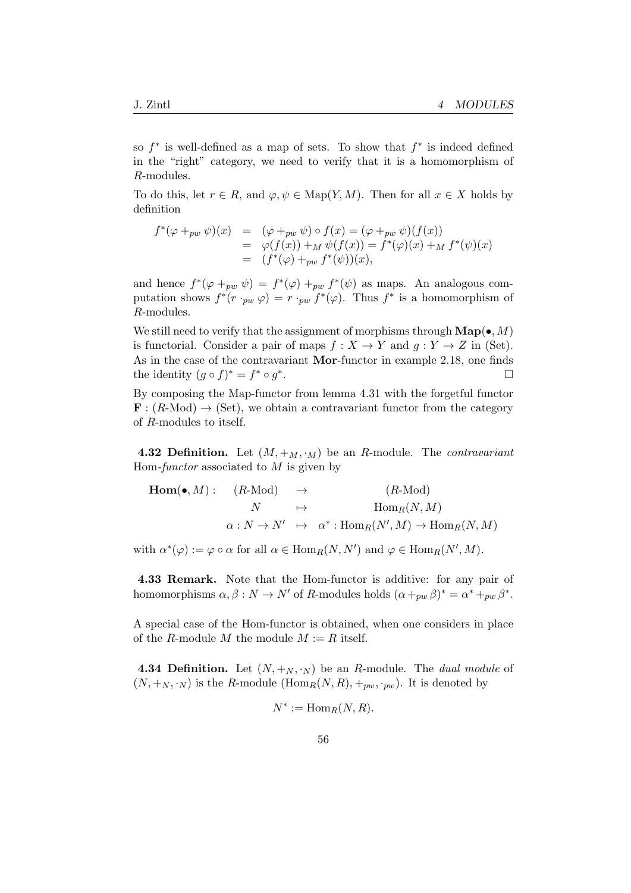so $f^*$ is well-defined as a map of sets. To show that $f^*$ is indeed defined in the "right" category, we need to verify that it is a homomorphism of $R$-modules.

To do this, let $r \in R$, and $\varphi, \psi \in \mathrm{Map}(Y, M)$. Then for all $x \in X$ holds by definition

$$
\begin{aligned}
f^*(\varphi +_{pw} \psi)(x) &= (\varphi +_{pw} \psi) \circ f(x) = (\varphi +_{pw} \psi)(f(x)) \\
&= \varphi(f(x)) +_M \psi(f(x)) = f^*(\varphi)(x) +_M f^*(\psi)(x) \\
&= (f^*(\varphi) +_{pw} f^*(\psi))(x),
\end{aligned}
$$

and hence $f^*(\varphi +_{pw} \psi) = f^*(\varphi) +_{pw} f^*(\psi)$ as maps. An analogous computation shows $f^*(r \cdot_{pw} \varphi) = r \cdot_{pw} f^*(\varphi)$. Thus $f^*$ is a homomorphism of $R$-modules.

We still need to verify that the assignment of morphisms through $\mathbf{Map}(\bullet, M)$ is functorial. Consider a pair of maps $f : X \to Y$ and $g : Y \to Z$ in (Set). As in the case of the contravariant **Mor**-functor in example 2.18, one finds the identity $(g \circ f)^* = f^* \circ g^*$. □

By composing the Map-functor from lemma 4.31 with the forgetful functor $\mathbf{F} : (R\text{-Mod}) \to (\text{Set})$, we obtain a contravariant functor from the category of $R$-modules to itself.

**4.32 Definition.** Let $(M, +_M, \cdot_M)$ be an $R$-module. The *contravariant* Hom-*functor* associated to $M$ is given by

$$
\begin{array}{llcl}
\mathbf{Hom}(\bullet, M) : & (R\text{-Mod}) & \to & (R\text{-Mod}) \\
& N & \mapsto & \mathrm{Hom}_R(N, M) \\
& \alpha : N \to N' & \mapsto & \alpha^* : \mathrm{Hom}_R(N', M) \to \mathrm{Hom}_R(N, M)
\end{array}
$$

with $\alpha^*(\varphi) := \varphi \circ \alpha$ for all $\alpha \in \mathrm{Hom}_R(N, N')$ and $\varphi \in \mathrm{Hom}_R(N', M)$.

**4.33 Remark.** Note that the Hom-functor is additive: for any pair of homomorphisms $\alpha, \beta : N \to N'$ of $R$-modules holds $(\alpha +_{pw} \beta)^* = \alpha^* +_{pw} \beta^*$.

A special case of the Hom-functor is obtained, when one considers in place of the $R$-module $M$ the module $M := R$ itself.

**4.34 Definition.** Let $(N, +_N, \cdot_N)$ be an $R$-module. The *dual module* of $(N, +_N, \cdot_N)$ is the $R$-module $(\mathrm{Hom}_R(N, R), +_{pw}, \cdot_{pw})$. It is denoted by

$$N^* := \mathrm{Hom}_R(N, R).$$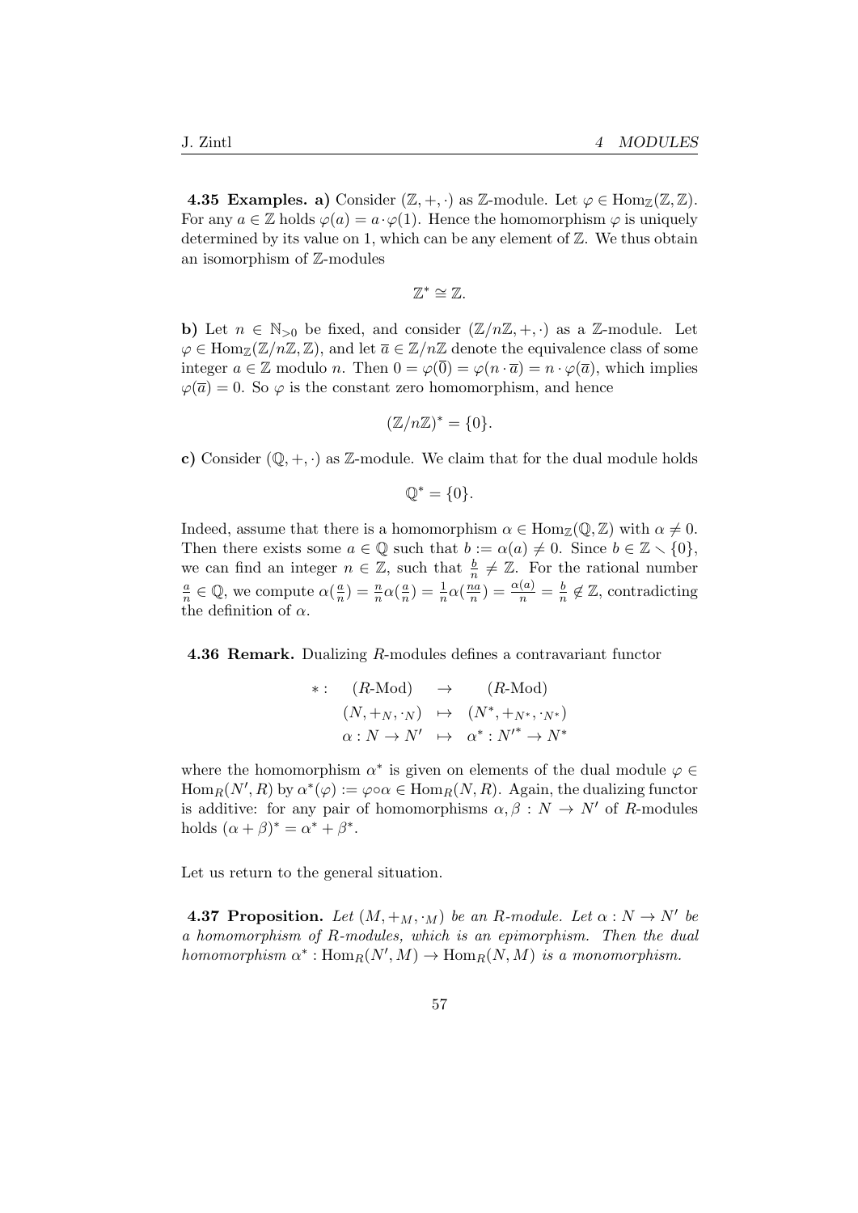**4.35 Examples. a)** Consider $(\mathbb{Z}, +, \cdot)$ as $\mathbb{Z}$-module. Let $\varphi \in \operatorname{Hom}_{\mathbb{Z}}(\mathbb{Z}, \mathbb{Z})$. For any $a \in \mathbb{Z}$ holds $\varphi(a) = a \cdot \varphi(1)$. Hence the homomorphism $\varphi$ is uniquely determined by its value on 1, which can be any element of $\mathbb{Z}$. We thus obtain an isomorphism of $\mathbb{Z}$-modules

$$\mathbb{Z}^* \cong \mathbb{Z}.$$

**b)** Let $n \in \mathbb{N}_{>0}$ be fixed, and consider $(\mathbb{Z}/n\mathbb{Z}, +, \cdot)$ as a $\mathbb{Z}$-module. Let $\varphi \in \operatorname{Hom}_{\mathbb{Z}}(\mathbb{Z}/n\mathbb{Z}, \mathbb{Z})$, and let $\overline{a} \in \mathbb{Z}/n\mathbb{Z}$ denote the equivalence class of some integer $a \in \mathbb{Z}$ modulo $n$. Then $0 = \varphi(\overline{0}) = \varphi(n \cdot \overline{a}) = n \cdot \varphi(\overline{a})$, which implies $\varphi(\overline{a}) = 0$. So $\varphi$ is the constant zero homomorphism, and hence

$$(\mathbb{Z}/n\mathbb{Z})^* = \{0\}.$$

**c)** Consider $(\mathbb{Q}, +, \cdot)$ as $\mathbb{Z}$-module. We claim that for the dual module holds

$$\mathbb{Q}^* = \{0\}.$$

Indeed, assume that there is a homomorphism $\alpha \in \operatorname{Hom}_{\mathbb{Z}}(\mathbb{Q}, \mathbb{Z})$ with $\alpha \neq 0$. Then there exists some $a \in \mathbb{Q}$ such that $b := \alpha(a) \neq 0$. Since $b \in \mathbb{Z} \setminus \{0\}$, we can find an integer $n \in \mathbb{Z}$, such that $\frac{b}{n} \neq \mathbb{Z}$. For the rational number $\frac{a}{n} \in \mathbb{Q}$, we compute $\alpha(\frac{a}{n}) = \frac{n}{n}\alpha(\frac{a}{n}) = \frac{1}{n}\alpha(\frac{na}{n}) = \frac{\alpha(a)}{n} = \frac{b}{n} \notin \mathbb{Z}$, contradicting the definition of $\alpha$.

**4.36 Remark.** Dualizing $R$-modules defines a contravariant functor

$$\begin{array}{rccc} * : & (R\text{-Mod}) & \to & (R\text{-Mod}) \\ & (N, +_N, \cdot_N) & \mapsto & (N^*, +_{N^*}, \cdot_{N^*}) \\ & \alpha : N \to N' & \mapsto & \alpha^* : {N'}^* \to N^* \end{array}$$

where the homomorphism $\alpha^*$ is given on elements of the dual module $\varphi \in \operatorname{Hom}_R(N', R)$ by $\alpha^*(\varphi) := \varphi \circ \alpha \in \operatorname{Hom}_R(N, R)$. Again, the dualizing functor is additive: for any pair of homomorphisms $\alpha, \beta : N \to N'$ of $R$-modules holds $(\alpha + \beta)^* = \alpha^* + \beta^*$.

Let us return to the general situation.

**4.37 Proposition.** *Let $(M, +_M, \cdot_M)$ be an $R$-module. Let $\alpha : N \to N'$ be a homomorphism of $R$-modules, which is an epimorphism. Then the dual homomorphism $\alpha^* : \operatorname{Hom}_R(N', M) \to \operatorname{Hom}_R(N, M)$ is a monomorphism.*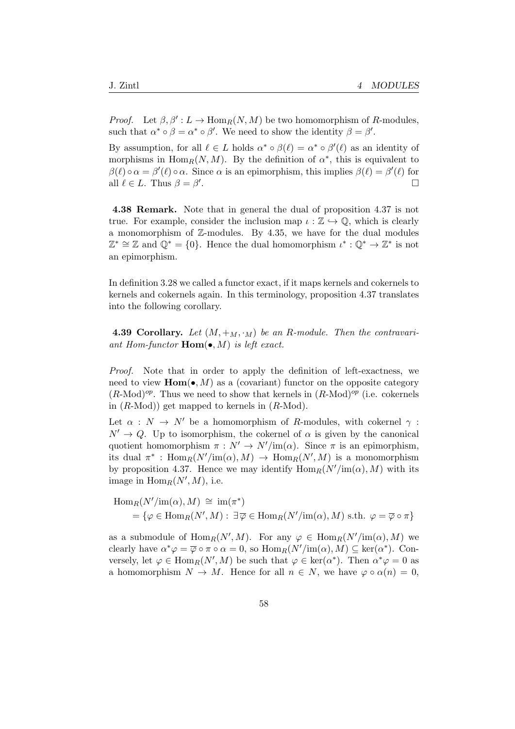*Proof.* Let $\beta, \beta' : L \to \mathrm{Hom}_R(N, M)$ be two homomorphism of $R$-modules, such that $\alpha^* \circ \beta = \alpha^* \circ \beta'$. We need to show the identity $\beta = \beta'$.

By assumption, for all $\ell \in L$ holds $\alpha^* \circ \beta(\ell) = \alpha^* \circ \beta'(\ell)$ as an identity of morphisms in $\mathrm{Hom}_R(N, M)$. By the definition of $\alpha^*$, this is equivalent to $\beta(\ell) \circ \alpha = \beta'(\ell) \circ \alpha$. Since $\alpha$ is an epimorphism, this implies $\beta(\ell) = \beta'(\ell)$ for all $\ell \in L$. Thus $\beta = \beta'$. □

**4.38 Remark.** Note that in general the dual of proposition 4.37 is not true. For example, consider the inclusion map $\iota : \mathbb{Z} \hookrightarrow \mathbb{Q}$, which is clearly a monomorphism of $\mathbb{Z}$-modules. By 4.35, we have for the dual modules $\mathbb{Z}^* \cong \mathbb{Z}$ and $\mathbb{Q}^* = \{0\}$. Hence the dual homomorphism $\iota^* : \mathbb{Q}^* \to \mathbb{Z}^*$ is not an epimorphism.

In definition 3.28 we called a functor exact, if it maps kernels and cokernels to kernels and cokernels again. In this terminology, proposition 4.37 translates into the following corollary.

**4.39 Corollary.** *Let $(M, +_M, \cdot_M)$ be an $R$-module. Then the contravariant Hom-functor $\mathbf{Hom}(\bullet, M)$ is left exact.*

*Proof.* Note that in order to apply the definition of left-exactness, we need to view $\mathbf{Hom}(\bullet, M)$ as a (covariant) functor on the opposite category $(R\text{-Mod})^{op}$. Thus we need to show that kernels in $(R\text{-Mod})^{op}$ (i.e. cokernels in $(R\text{-Mod})$) get mapped to kernels in $(R\text{-Mod})$.

Let $\alpha : N \to N'$ be a homomorphism of $R$-modules, with cokernel $\gamma : N' \to Q$. Up to isomorphism, the cokernel of $\alpha$ is given by the canonical quotient homomorphism $\pi : N' \to N'/\mathrm{im}(\alpha)$. Since $\pi$ is an epimorphism, its dual $\pi^* : \mathrm{Hom}_R(N'/\mathrm{im}(\alpha), M) \to \mathrm{Hom}_R(N', M)$ is a monomorphism by proposition 4.37. Hence we may identify $\mathrm{Hom}_R(N'/\mathrm{im}(\alpha), M)$ with its image in $\mathrm{Hom}_R(N', M)$, i.e.

$$
\begin{aligned}
\mathrm{Hom}_R(N'/\mathrm{im}(\alpha), M) &\cong \mathrm{im}(\pi^*) \\
&= \{\varphi \in \mathrm{Hom}_R(N', M) : \exists \overline{\varphi} \in \mathrm{Hom}_R(N'/\mathrm{im}(\alpha), M) \text{ s.th. } \varphi = \overline{\varphi} \circ \pi\}
\end{aligned}
$$

as a submodule of $\mathrm{Hom}_R(N', M)$. For any $\varphi \in \mathrm{Hom}_R(N'/\mathrm{im}(\alpha), M)$ we clearly have $\alpha^* \varphi = \overline{\varphi} \circ \pi \circ \alpha = 0$, so $\mathrm{Hom}_R(N'/\mathrm{im}(\alpha), M) \subseteq \ker(\alpha^*)$. Conversely, let $\varphi \in \mathrm{Hom}_R(N', M)$ be such that $\varphi \in \ker(\alpha^*)$. Then $\alpha^* \varphi = 0$ as a homomorphism $N \to M$. Hence for all $n \in N$, we have $\varphi \circ \alpha(n) = 0$,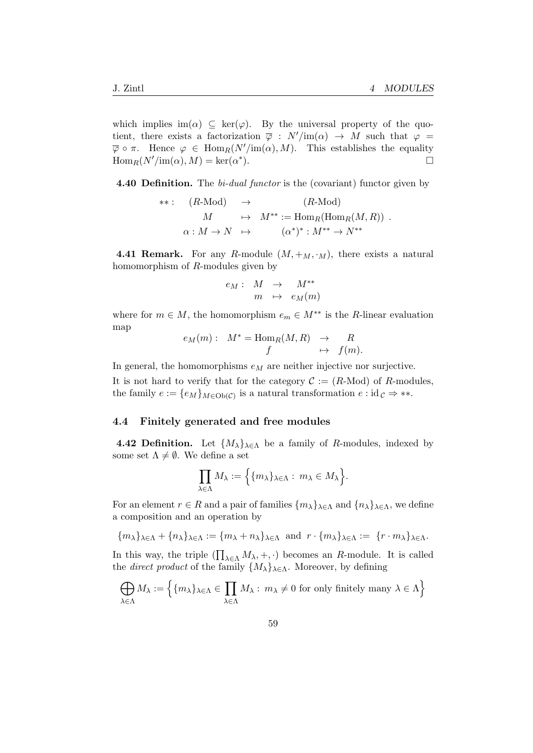which implies $\text{im}(\alpha) \subseteq \ker(\varphi)$. By the universal property of the quotient, there exists a factorization $\overline{\varphi} : N'/\text{im}(\alpha) \to M$ such that $\varphi = \overline{\varphi} \circ \pi$. Hence $\varphi \in \text{Hom}_R(N'/\text{im}(\alpha), M)$. This establishes the equality $\text{Hom}_R(N'/\text{im}(\alpha), M) = \ker(\alpha^*)$. □

**4.40 Definition.** The *bi-dual functor* is the (covariant) functor given by

$$
\begin{array}{rccc}
** : & (R\text{-Mod}) & \to & (R\text{-Mod}) \\
& M & \mapsto & M^{**} := \text{Hom}_R(\text{Hom}_R(M, R)) \\
& \alpha : M \to N & \mapsto & (\alpha^*)^* : M^{**} \to N^{**}
\end{array} .
$$

**4.41 Remark.** For any $R$-module $(M, +_M, \cdot_M)$, there exists a natural homomorphism of $R$-modules given by

$$
\begin{array}{rccc}
e_M : & M & \to & M^{**} \\
& m & \mapsto & e_M(m)
\end{array}
$$

where for $m \in M$, the homomorphism $e_m \in M^{**}$ is the $R$-linear evaluation map

$$
\begin{array}{rccc}
e_M(m) : & M^* = \text{Hom}_R(M, R) & \to & R \\
& f & \mapsto & f(m).
\end{array}
$$

In general, the homomorphisms $e_M$ are neither injective nor surjective.

It is not hard to verify that for the category $\mathcal{C} := (R\text{-Mod})$ of $R$-modules, the family $e := \{e_M\}_{M \in \text{Ob}(\mathcal{C})}$ is a natural transformation $e : \text{id}_{\mathcal{C}} \Rightarrow **$.

## 4.4 Finitely generated and free modules

**4.42 Definition.** Let $\{M_\lambda\}_{\lambda \in \Lambda}$ be a family of $R$-modules, indexed by some set $\Lambda \neq \emptyset$. We define a set

$$
\prod_{\lambda \in \Lambda} M_\lambda := \Big\{ \{m_\lambda\}_{\lambda \in \Lambda} : \ m_\lambda \in M_\lambda \Big\}.
$$

For an element $r \in R$ and a pair of families $\{m_\lambda\}_{\lambda \in \Lambda}$ and $\{n_\lambda\}_{\lambda \in \Lambda}$, we define a composition and an operation by

$$
\{m_\lambda\}_{\lambda \in \Lambda} + \{n_\lambda\}_{\lambda \in \Lambda} := \{m_\lambda + n_\lambda\}_{\lambda \in \Lambda} \ \text{ and } \ r \cdot \{m_\lambda\}_{\lambda \in \Lambda} := \{r \cdot m_\lambda\}_{\lambda \in \Lambda}.
$$

In this way, the triple $(\prod_{\lambda \in \Lambda} M_\lambda, +, \cdot)$ becomes an $R$-module. It is called the *direct product* of the family $\{M_\lambda\}_{\lambda \in \Lambda}$. Moreover, by defining

$$
\bigoplus_{\lambda \in \Lambda} M_\lambda := \Big\{ \{m_\lambda\}_{\lambda \in \Lambda} \in \prod_{\lambda \in \Lambda} M_\lambda : \ m_\lambda \neq 0 \text{ for only finitely many } \lambda \in \Lambda \Big\}
$$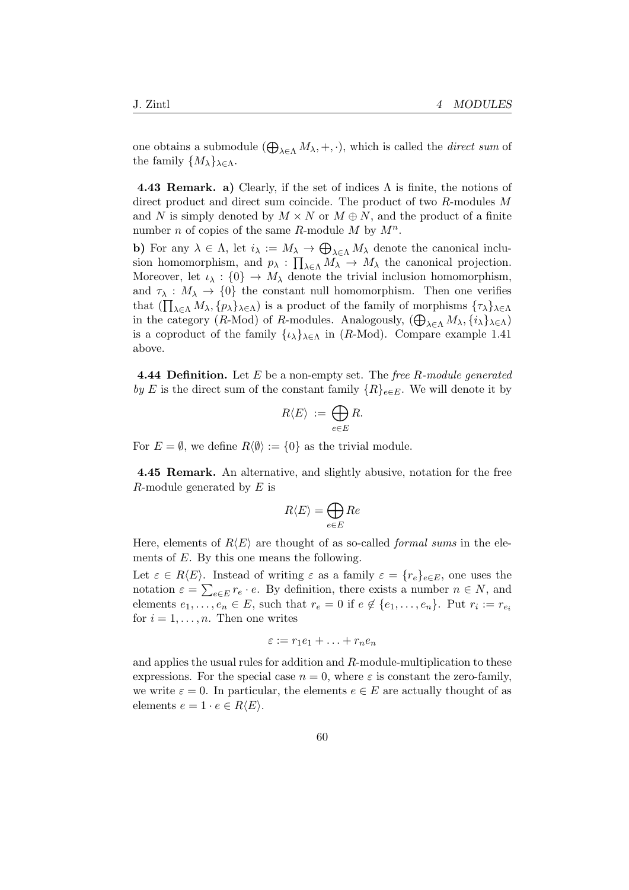one obtains a submodule $(\bigoplus_{\lambda\in\Lambda} M_\lambda, +, \cdot)$, which is called the *direct sum* of the family $\{M_\lambda\}_{\lambda\in\Lambda}$.

**4.43 Remark. a)** Clearly, if the set of indices $\Lambda$ is finite, the notions of direct product and direct sum coincide. The product of two $R$-modules $M$ and $N$ is simply denoted by $M \times N$ or $M \oplus N$, and the product of a finite number $n$ of copies of the same $R$-module $M$ by $M^n$.

**b)** For any $\lambda \in \Lambda$, let $i_\lambda := M_\lambda \to \bigoplus_{\lambda\in\Lambda} M_\lambda$ denote the canonical inclusion homomorphism, and $p_\lambda : \prod_{\lambda\in\Lambda} M_\lambda \to M_\lambda$ the canonical projection. Moreover, let $\iota_\lambda : \{0\} \to M_\lambda$ denote the trivial inclusion homomorphism, and $\tau_\lambda : M_\lambda \to \{0\}$ the constant null homomorphism. Then one verifies that $(\prod_{\lambda\in\Lambda} M_\lambda, \{p_\lambda\}_{\lambda\in\Lambda})$ is a product of the family of morphisms $\{\tau_\lambda\}_{\lambda\in\Lambda}$ in the category ($R$-Mod) of $R$-modules. Analogously, $(\bigoplus_{\lambda\in\Lambda} M_\lambda, \{i_\lambda\}_{\lambda\in\Lambda})$ is a coproduct of the family $\{\iota_\lambda\}_{\lambda\in\Lambda}$ in ($R$-Mod). Compare example 1.41 above.

**4.44 Definition.** Let $E$ be a non-empty set. The *free $R$-module generated by $E$* is the direct sum of the constant family $\{R\}_{e\in E}$. We will denote it by

$$R\langle E\rangle := \bigoplus_{e\in E} R.$$

For $E = \emptyset$, we define $R\langle\emptyset\rangle := \{0\}$ as the trivial module.

**4.45 Remark.** An alternative, and slightly abusive, notation for the free $R$-module generated by $E$ is

$$R\langle E\rangle = \bigoplus_{e\in E} Re$$

Here, elements of $R\langle E\rangle$ are thought of as so-called *formal sums* in the elements of $E$. By this one means the following.

Let $\varepsilon \in R\langle E\rangle$. Instead of writing $\varepsilon$ as a family $\varepsilon = \{r_e\}_{e\in E}$, one uses the notation $\varepsilon = \sum_{e\in E} r_e \cdot e$. By definition, there exists a number $n \in N$, and elements $e_1, \ldots, e_n \in E$, such that $r_e = 0$ if $e \notin \{e_1, \ldots, e_n\}$. Put $r_i := r_{e_i}$ for $i = 1, \ldots, n$. Then one writes

$$\varepsilon := r_1 e_1 + \ldots + r_n e_n$$

and applies the usual rules for addition and $R$-module-multiplication to these expressions. For the special case $n = 0$, where $\varepsilon$ is constant the zero-family, we write $\varepsilon = 0$. In particular, the elements $e \in E$ are actually thought of as elements $e = 1 \cdot e \in R\langle E\rangle$.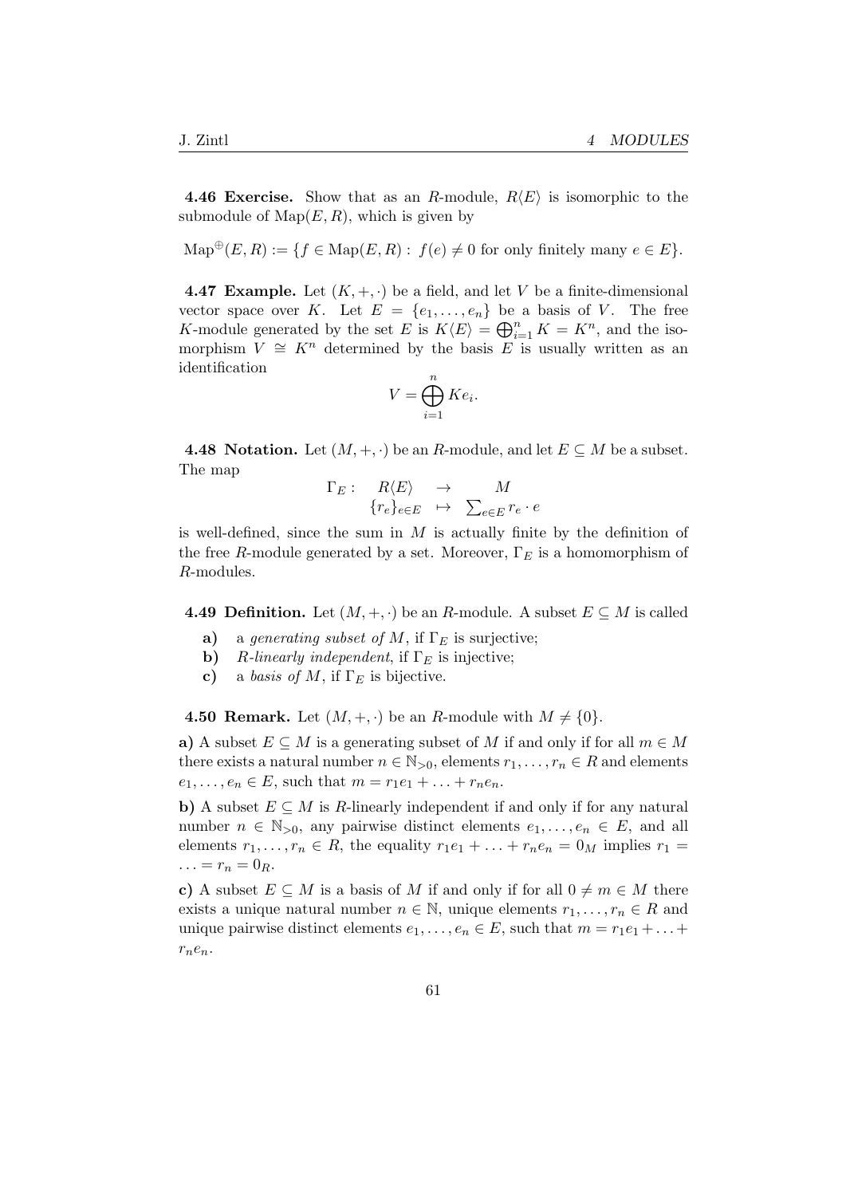**4.46 Exercise.** Show that as an $R$-module, $R\langle E\rangle$ is isomorphic to the submodule of $\mathrm{Map}(E, R)$, which is given by

$$\mathrm{Map}^{\oplus}(E, R) := \{f \in \mathrm{Map}(E, R) : \; f(e) \neq 0 \text{ for only finitely many } e \in E\}.$$

**4.47 Example.** Let $(K, +, \cdot)$ be a field, and let $V$ be a finite-dimensional vector space over $K$. Let $E = \{e_1, \ldots, e_n\}$ be a basis of $V$. The free $K$-module generated by the set $E$ is $K\langle E\rangle = \bigoplus_{i=1}^{n} K = K^n$, and the isomorphism $V \cong K^n$ determined by the basis $E$ is usually written as an identification

$$V = \bigoplus_{i=1}^{n} K e_i.$$

**4.48 Notation.** Let $(M, +, \cdot)$ be an $R$-module, and let $E \subseteq M$ be a subset. The map

$$\begin{array}{cccc} \Gamma_E : & R\langle E\rangle & \to & M \\ & \{r_e\}_{e\in E} & \mapsto & \sum_{e\in E} r_e \cdot e \end{array}$$

is well-defined, since the sum in $M$ is actually finite by the definition of the free $R$-module generated by a set. Moreover, $\Gamma_E$ is a homomorphism of $R$-modules.

**4.49 Definition.** Let $(M, +, \cdot)$ be an $R$-module. A subset $E \subseteq M$ is called

- **a)** a *generating subset of* $M$, if $\Gamma_E$ is surjective;
- **b)** $R$*-linearly independent*, if $\Gamma_E$ is injective;
- **c)** a *basis of* $M$, if $\Gamma_E$ is bijective.

**4.50 Remark.** Let $(M, +, \cdot)$ be an $R$-module with $M \neq \{0\}$.

**a)** A subset $E \subseteq M$ is a generating subset of $M$ if and only if for all $m \in M$ there exists a natural number $n \in \mathbb{N}_{>0}$, elements $r_1, \ldots, r_n \in R$ and elements $e_1, \ldots, e_n \in E$, such that $m = r_1 e_1 + \ldots + r_n e_n$.

**b)** A subset $E \subseteq M$ is $R$-linearly independent if and only if for any natural number $n \in \mathbb{N}_{>0}$, any pairwise distinct elements $e_1, \ldots, e_n \in E$, and all elements $r_1, \ldots, r_n \in R$, the equality $r_1 e_1 + \ldots + r_n e_n = 0_M$ implies $r_1 = \ldots = r_n = 0_R$.

**c)** A subset $E \subseteq M$ is a basis of $M$ if and only if for all $0 \neq m \in M$ there exists a unique natural number $n \in \mathbb{N}$, unique elements $r_1, \ldots, r_n \in R$ and unique pairwise distinct elements $e_1, \ldots, e_n \in E$, such that $m = r_1 e_1 + \ldots + r_n e_n$.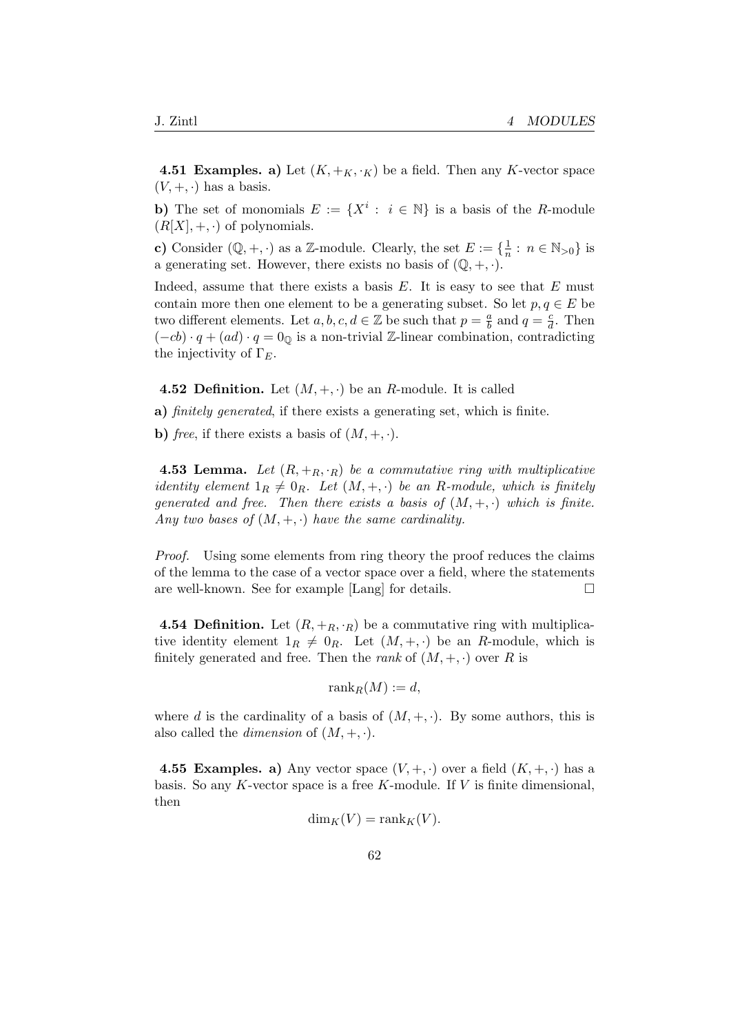**4.51 Examples. a)** Let $(K, +_K, \cdot_K)$ be a field. Then any $K$-vector space $(V, +, \cdot)$ has a basis.

**b)** The set of monomials $E := \{X^i : i \in \mathbb{N}\}$ is a basis of the $R$-module $(R[X], +, \cdot)$ of polynomials.

**c)** Consider $(\mathbb{Q}, +, \cdot)$ as a $\mathbb{Z}$-module. Clearly, the set $E := \{\frac{1}{n} : n \in \mathbb{N}_{>0}\}$ is a generating set. However, there exists no basis of $(\mathbb{Q}, +, \cdot)$.

Indeed, assume that there exists a basis $E$. It is easy to see that $E$ must contain more then one element to be a generating subset. So let $p, q \in E$ be two different elements. Let $a, b, c, d \in \mathbb{Z}$ be such that $p = \frac{a}{b}$ and $q = \frac{c}{d}$. Then $(-cb) \cdot q + (ad) \cdot q = 0_{\mathbb{Q}}$ is a non-trivial $\mathbb{Z}$-linear combination, contradicting the injectivity of $\Gamma_E$.

**4.52 Definition.** Let $(M, +, \cdot)$ be an $R$-module. It is called

**a)** *finitely generated*, if there exists a generating set, which is finite.

**b)** *free*, if there exists a basis of $(M, +, \cdot)$.

**4.53 Lemma.** *Let $(R, +_R, \cdot_R)$ be a commutative ring with multiplicative identity element $1_R \neq 0_R$. Let $(M, +, \cdot)$ be an $R$-module, which is finitely generated and free. Then there exists a basis of $(M, +, \cdot)$ which is finite. Any two bases of $(M, +, \cdot)$ have the same cardinality.*

*Proof.* Using some elements from ring theory the proof reduces the claims of the lemma to the case of a vector space over a field, where the statements are well-known. See for example [Lang] for details. □

**4.54 Definition.** Let $(R, +_R, \cdot_R)$ be a commutative ring with multiplicative identity element $1_R \neq 0_R$. Let $(M, +, \cdot)$ be an $R$-module, which is finitely generated and free. Then the *rank* of $(M, +, \cdot)$ over $R$ is

$$\text{rank}_R(M) := d,$$

where $d$ is the cardinality of a basis of $(M, +, \cdot)$. By some authors, this is also called the *dimension* of $(M, +, \cdot)$.

**4.55 Examples. a)** Any vector space $(V, +, \cdot)$ over a field $(K, +, \cdot)$ has a basis. So any $K$-vector space is a free $K$-module. If $V$ is finite dimensional, then

$$\dim_K(V) = \text{rank}_K(V).$$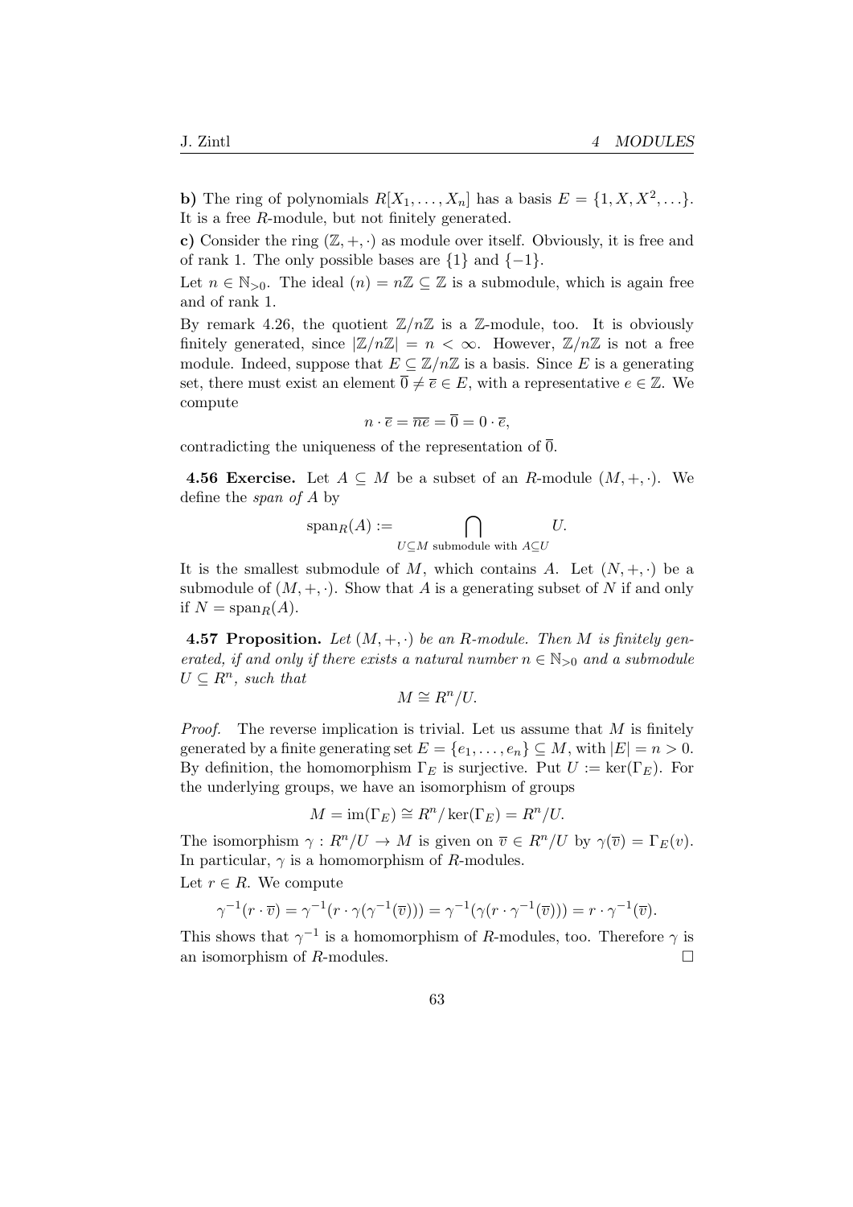**b)** The ring of polynomials $R[X_1, \ldots, X_n]$ has a basis $E = \{1, X, X^2, \ldots\}$. It is a free $R$-module, but not finitely generated.

**c)** Consider the ring $(\mathbb{Z}, +, \cdot)$ as module over itself. Obviously, it is free and of rank 1. The only possible bases are $\{1\}$ and $\{-1\}$.

Let $n \in \mathbb{N}_{>0}$. The ideal $(n) = n\mathbb{Z} \subseteq \mathbb{Z}$ is a submodule, which is again free and of rank 1.

By remark 4.26, the quotient $\mathbb{Z}/n\mathbb{Z}$ is a $\mathbb{Z}$-module, too. It is obviously finitely generated, since $|\mathbb{Z}/n\mathbb{Z}| = n < \infty$. However, $\mathbb{Z}/n\mathbb{Z}$ is not a free module. Indeed, suppose that $E \subseteq \mathbb{Z}/n\mathbb{Z}$ is a basis. Since $E$ is a generating set, there must exist an element $\overline{0} \neq \overline{e} \in E$, with a representative $e \in \mathbb{Z}$. We compute

$$n \cdot \overline{e} = \overline{ne} = \overline{0} = 0 \cdot \overline{e},$$

contradicting the uniqueness of the representation of $\overline{0}$.

**4.56 Exercise.** Let $A \subseteq M$ be a subset of an $R$-module $(M, +, \cdot)$. We define the *span of A* by

$$\operatorname{span}_R(A) := \bigcap_{U \subseteq M \text{ submodule with } A \subseteq U} U.$$

It is the smallest submodule of $M$, which contains $A$. Let $(N, +, \cdot)$ be a submodule of $(M, +, \cdot)$. Show that $A$ is a generating subset of $N$ if and only if $N = \operatorname{span}_R(A)$.

**4.57 Proposition.** *Let $(M, +, \cdot)$ be an $R$-module. Then $M$ is finitely generated, if and only if there exists a natural number $n \in \mathbb{N}_{>0}$ and a submodule $U \subseteq R^n$, such that*

$$M \cong R^n/U.$$

*Proof.* The reverse implication is trivial. Let us assume that $M$ is finitely generated by a finite generating set $E = \{e_1, \ldots, e_n\} \subseteq M$, with $|E| = n > 0$. By definition, the homomorphism $\Gamma_E$ is surjective. Put $U := \ker(\Gamma_E)$. For the underlying groups, we have an isomorphism of groups

$$M = \operatorname{im}(\Gamma_E) \cong R^n/\ker(\Gamma_E) = R^n/U.$$

The isomorphism $\gamma : R^n/U \to M$ is given on $\overline{v} \in R^n/U$ by $\gamma(\overline{v}) = \Gamma_E(v)$. In particular, $\gamma$ is a homomorphism of $R$-modules.

Let $r \in R$. We compute

$$\gamma^{-1}(r \cdot \overline{v}) = \gamma^{-1}(r \cdot \gamma(\gamma^{-1}(\overline{v}))) = \gamma^{-1}(\gamma(r \cdot \gamma^{-1}(\overline{v}))) = r \cdot \gamma^{-1}(\overline{v}).$$

This shows that $\gamma^{-1}$ is a homomorphism of $R$-modules, too. Therefore $\gamma$ is an isomorphism of $R$-modules. $\square$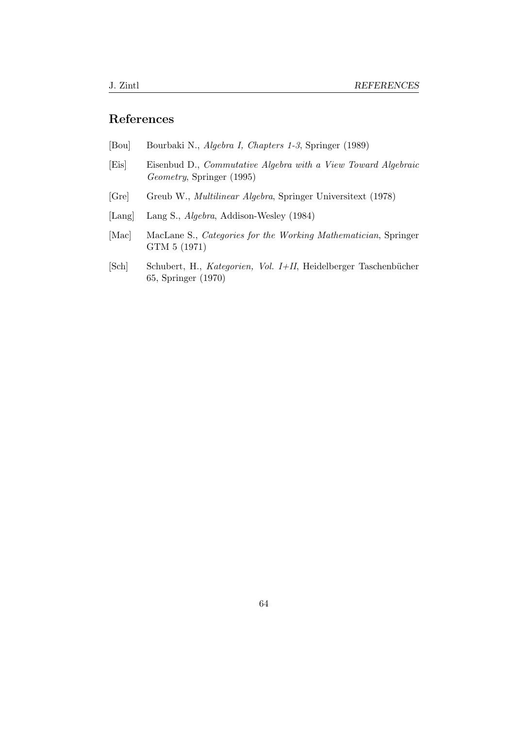# References

[Bou] Bourbaki N., *Algebra I, Chapters 1-3*, Springer (1989)

[Eis] Eisenbud D., *Commutative Algebra with a View Toward Algebraic Geometry*, Springer (1995)

[Gre] Greub W., *Multilinear Algebra*, Springer Universitext (1978)

[Lang] Lang S., *Algebra*, Addison-Wesley (1984)

[Mac] MacLane S., *Categories for the Working Mathematician*, Springer GTM 5 (1971)

[Sch] Schubert, H., *Kategorien, Vol. I+II*, Heidelberger Taschenbücher 65, Springer (1970)